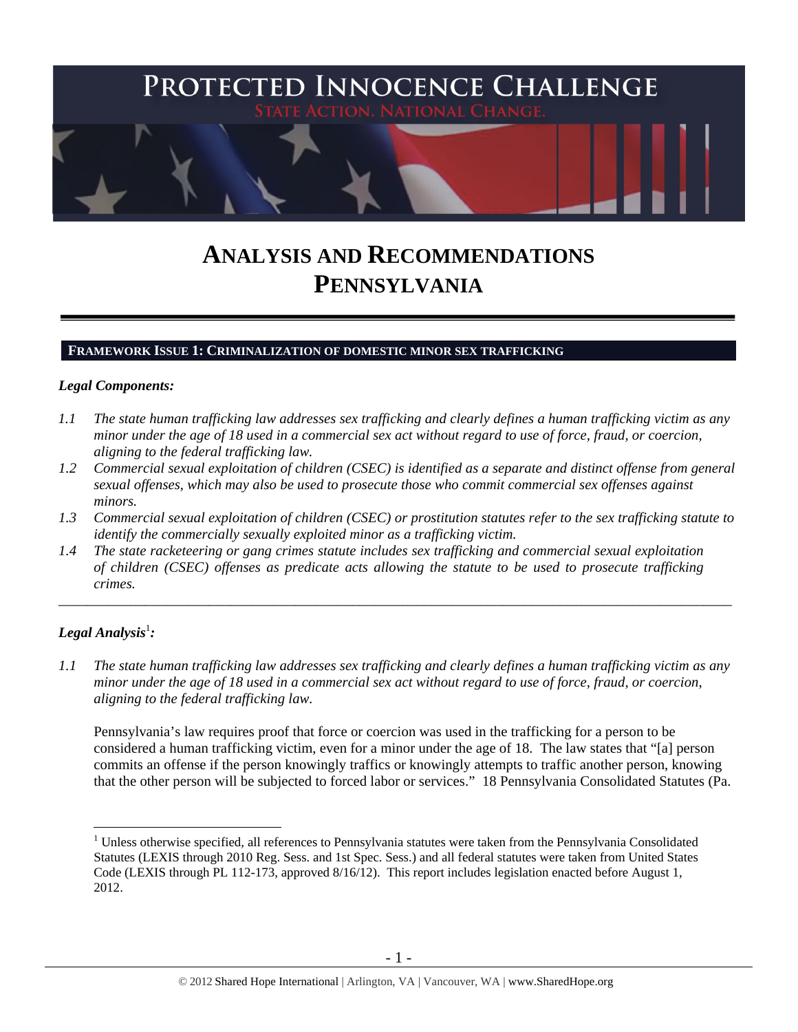# PROTECTED INNOCENCE CHALLENGE

STATE ACTION. NATIONAL CHANGE.

# ANALYSIS AND RECOMMENDATIONS PENNSYLVANIA

## FRAMEWORK ISSUE 1: CRIMINALIZATION OF DOMESTIC MINOR SEX TRAFFICKING

### *Legal Components:*

*1.1 The state human trafficking law addresses sex trafficking and clearly defines a human trafficking victim as any minor under the age of 18 used in a commercial sex act without regard to use of force, fraud, or coercion, aligning to the federal trafficking law.*

*1.2 Commercial sexual exploitation of children (CSEC) is identified as a separate and distinct offense from general sexual offenses, which may also be used to prosecute those who commit commercial sex offenses against minors.*

*1.3 Commercial sexual exploitation of children (CSEC) or prostitution statutes refer to the sex trafficking statute to identify the commercially sexually exploited minor as a trafficking victim.*

*1.4 The state racketeering or gang crimes statute includes sex trafficking and commercial sexual exploitation of children (CSEC) offenses as predicate acts allowing the statute to be used to prosecute trafficking crimes.*

---

### *Legal Analysis*[1]*:*

*1.1 The state human trafficking law addresses sex trafficking and clearly defines a human trafficking victim as any minor under the age of 18 used in a commercial sex act without regard to use of force, fraud, or coercion, aligning to the federal trafficking law.*

Pennsylvania's law requires proof that force or coercion was used in the trafficking for a person to be considered a human trafficking victim, even for a minor under the age of 18. The law states that "[a] person commits an offense if the person knowingly traffics or knowingly attempts to traffic another person, knowing that the other person will be subjected to forced labor or services." 18 Pennsylvania Consolidated Statutes (Pa.

---

[1] Unless otherwise specified, all references to Pennsylvania statutes were taken from the Pennsylvania Consolidated Statutes (LEXIS through 2010 Reg. Sess. and 1st Spec. Sess.) and all federal statutes were taken from United States Code (LEXIS through PL 112-173, approved 8/16/12). This report includes legislation enacted before August 1, 2012.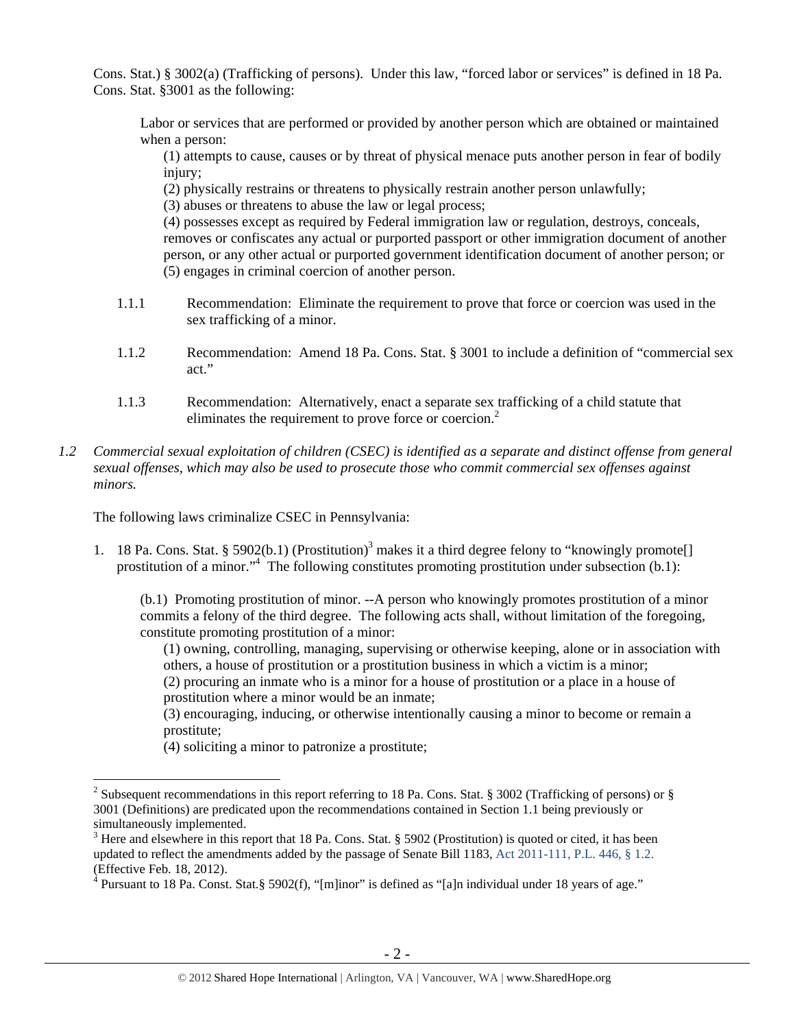Cons. Stat.) § 3002(a) (Trafficking of persons). Under this law, "forced labor or services" is defined in 18 Pa. Cons. Stat. §3001 as the following:

> Labor or services that are performed or provided by another person which are obtained or maintained when a person:
>
> (1) attempts to cause, causes or by threat of physical menace puts another person in fear of bodily injury;
>
> (2) physically restrains or threatens to physically restrain another person unlawfully;
>
> (3) abuses or threatens to abuse the law or legal process;
>
> (4) possesses except as required by Federal immigration law or regulation, destroys, conceals, removes or confiscates any actual or purported passport or other immigration document of another person, or any other actual or purported government identification document of another person; or
>
> (5) engages in criminal coercion of another person.

1.1.1 Recommendation: Eliminate the requirement to prove that force or coercion was used in the sex trafficking of a minor.

1.1.2 Recommendation: Amend 18 Pa. Cons. Stat. § 3001 to include a definition of "commercial sex act."

1.1.3 Recommendation: Alternatively, enact a separate sex trafficking of a child statute that eliminates the requirement to prove force or coercion.[2]

*1.2 Commercial sexual exploitation of children (CSEC) is identified as a separate and distinct offense from general sexual offenses, which may also be used to prosecute those who commit commercial sex offenses against minors.*

The following laws criminalize CSEC in Pennsylvania:

1. 18 Pa. Cons. Stat. § 5902(b.1) (Prostitution)[3] makes it a third degree felony to "knowingly promote[] prostitution of a minor."[4] The following constitutes promoting prostitution under subsection (b.1):

> (b.1) Promoting prostitution of minor. --A person who knowingly promotes prostitution of a minor commits a felony of the third degree. The following acts shall, without limitation of the foregoing, constitute promoting prostitution of a minor:
>
> (1) owning, controlling, managing, supervising or otherwise keeping, alone or in association with others, a house of prostitution or a prostitution business in which a victim is a minor;
>
> (2) procuring an inmate who is a minor for a house of prostitution or a place in a house of prostitution where a minor would be an inmate;
>
> (3) encouraging, inducing, or otherwise intentionally causing a minor to become or remain a prostitute;
>
> (4) soliciting a minor to patronize a prostitute;

---

[2] Subsequent recommendations in this report referring to 18 Pa. Cons. Stat. § 3002 (Trafficking of persons) or § 3001 (Definitions) are predicated upon the recommendations contained in Section 1.1 being previously or simultaneously implemented.

[3] Here and elsewhere in this report that 18 Pa. Cons. Stat. § 5902 (Prostitution) is quoted or cited, it has been updated to reflect the amendments added by the passage of Senate Bill 1183, Act 2011-111, P.L. 446, § 1.2. (Effective Feb. 18, 2012).

[4] Pursuant to 18 Pa. Const. Stat.§ 5902(f), "[m]inor" is defined as "[a]n individual under 18 years of age."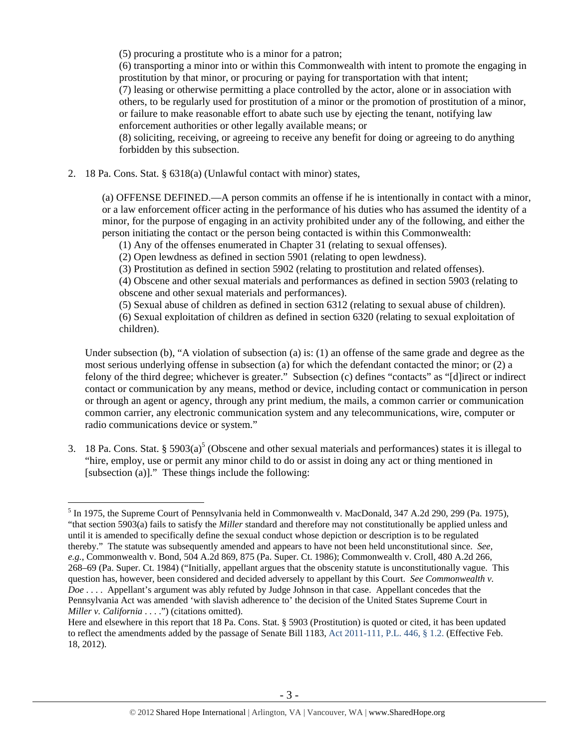(5) procuring a prostitute who is a minor for a patron;

(6) transporting a minor into or within this Commonwealth with intent to promote the engaging in prostitution by that minor, or procuring or paying for transportation with that intent;

(7) leasing or otherwise permitting a place controlled by the actor, alone or in association with others, to be regularly used for prostitution of a minor or the promotion of prostitution of a minor, or failure to make reasonable effort to abate such use by ejecting the tenant, notifying law enforcement authorities or other legally available means; or

(8) soliciting, receiving, or agreeing to receive any benefit for doing or agreeing to do anything forbidden by this subsection.

2. 18 Pa. Cons. Stat. § 6318(a) (Unlawful contact with minor) states,

   (a) OFFENSE DEFINED.—A person commits an offense if he is intentionally in contact with a minor, or a law enforcement officer acting in the performance of his duties who has assumed the identity of a minor, for the purpose of engaging in an activity prohibited under any of the following, and either the person initiating the contact or the person being contacted is within this Commonwealth:

   (1) Any of the offenses enumerated in Chapter 31 (relating to sexual offenses).

   (2) Open lewdness as defined in section 5901 (relating to open lewdness).

   (3) Prostitution as defined in section 5902 (relating to prostitution and related offenses).

   (4) Obscene and other sexual materials and performances as defined in section 5903 (relating to obscene and other sexual materials and performances).

   (5) Sexual abuse of children as defined in section 6312 (relating to sexual abuse of children).

   (6) Sexual exploitation of children as defined in section 6320 (relating to sexual exploitation of children).

   Under subsection (b), "A violation of subsection (a) is: (1) an offense of the same grade and degree as the most serious underlying offense in subsection (a) for which the defendant contacted the minor; or (2) a felony of the third degree; whichever is greater." Subsection (c) defines "contacts" as "[d]irect or indirect contact or communication by any means, method or device, including contact or communication in person or through an agent or agency, through any print medium, the mails, a common carrier or communication common carrier, any electronic communication system and any telecommunications, wire, computer or radio communications device or system."

3. 18 Pa. Cons. Stat. § 5903(a)[5] (Obscene and other sexual materials and performances) states it is illegal to "hire, employ, use or permit any minor child to do or assist in doing any act or thing mentioned in [subsection (a)]." These things include the following:

---

[5] In 1975, the Supreme Court of Pennsylvania held in Commonwealth v. MacDonald, 347 A.2d 290, 299 (Pa. 1975), "that section 5903(a) fails to satisfy the *Miller* standard and therefore may not constitutionally be applied unless and until it is amended to specifically define the sexual conduct whose depiction or description is to be regulated thereby." The statute was subsequently amended and appears to have not been held unconstitutional since. *See, e.g.*, Commonwealth v. Bond, 504 A.2d 869, 875 (Pa. Super. Ct. 1986); Commonwealth v. Croll, 480 A.2d 266, 268–69 (Pa. Super. Ct. 1984) ("Initially, appellant argues that the obscenity statute is unconstitutionally vague. This question has, however, been considered and decided adversely to appellant by this Court. *See Commonwealth v. Doe* . . . . Appellant's argument was ably refuted by Judge Johnson in that case. Appellant concedes that the Pennsylvania Act was amended 'with slavish adherence to' the decision of the United States Supreme Court in *Miller v. California* . . . .") (citations omitted).

Here and elsewhere in this report that 18 Pa. Cons. Stat. § 5903 (Prostitution) is quoted or cited, it has been updated to reflect the amendments added by the passage of Senate Bill 1183, Act 2011-111, P.L. 446, § 1.2. (Effective Feb. 18, 2012).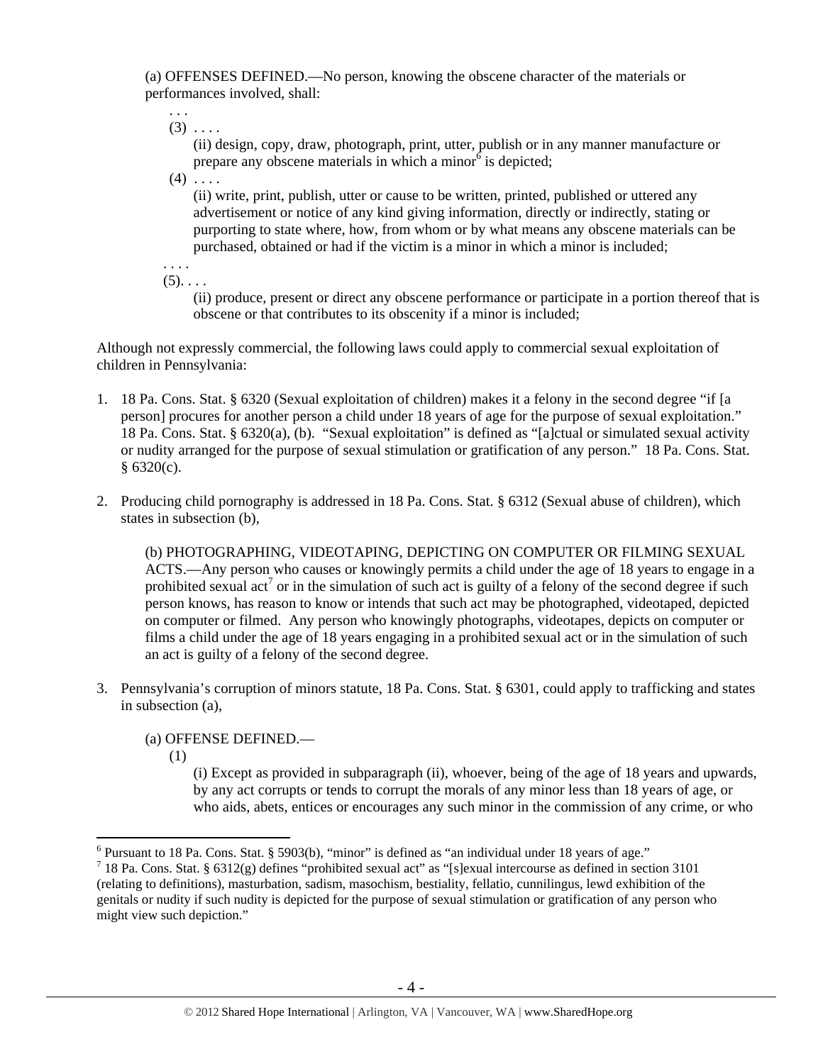(a) OFFENSES DEFINED.—No person, knowing the obscene character of the materials or performances involved, shall:

. . .

(3) . . . .

(ii) design, copy, draw, photograph, print, utter, publish or in any manner manufacture or prepare any obscene materials in which a minor[6] is depicted;

(4) . . . .

(ii) write, print, publish, utter or cause to be written, printed, published or uttered any advertisement or notice of any kind giving information, directly or indirectly, stating or purporting to state where, how, from whom or by what means any obscene materials can be purchased, obtained or had if the victim is a minor in which a minor is included;

. . . .

(5). . . .

(ii) produce, present or direct any obscene performance or participate in a portion thereof that is obscene or that contributes to its obscenity if a minor is included;

Although not expressly commercial, the following laws could apply to commercial sexual exploitation of children in Pennsylvania:

1. 18 Pa. Cons. Stat. § 6320 (Sexual exploitation of children) makes it a felony in the second degree "if [a person] procures for another person a child under 18 years of age for the purpose of sexual exploitation." 18 Pa. Cons. Stat. § 6320(a), (b). "Sexual exploitation" is defined as "[a]ctual or simulated sexual activity or nudity arranged for the purpose of sexual stimulation or gratification of any person." 18 Pa. Cons. Stat. § 6320(c).

2. Producing child pornography is addressed in 18 Pa. Cons. Stat. § 6312 (Sexual abuse of children), which states in subsection (b),

   (b) PHOTOGRAPHING, VIDEOTAPING, DEPICTING ON COMPUTER OR FILMING SEXUAL ACTS.—Any person who causes or knowingly permits a child under the age of 18 years to engage in a prohibited sexual act[7] or in the simulation of such act is guilty of a felony of the second degree if such person knows, has reason to know or intends that such act may be photographed, videotaped, depicted on computer or filmed. Any person who knowingly photographs, videotapes, depicts on computer or films a child under the age of 18 years engaging in a prohibited sexual act or in the simulation of such an act is guilty of a felony of the second degree.

3. Pennsylvania's corruption of minors statute, 18 Pa. Cons. Stat. § 6301, could apply to trafficking and states in subsection (a),

   (a) OFFENSE DEFINED.—

   (1)

   (i) Except as provided in subparagraph (ii), whoever, being of the age of 18 years and upwards, by any act corrupts or tends to corrupt the morals of any minor less than 18 years of age, or who aids, abets, entices or encourages any such minor in the commission of any crime, or who

---

[6] Pursuant to 18 Pa. Cons. Stat. § 5903(b), "minor" is defined as "an individual under 18 years of age."

[7] 18 Pa. Cons. Stat. § 6312(g) defines "prohibited sexual act" as "[s]exual intercourse as defined in section 3101 (relating to definitions), masturbation, sadism, masochism, bestiality, fellatio, cunnilingus, lewd exhibition of the genitals or nudity if such nudity is depicted for the purpose of sexual stimulation or gratification of any person who might view such depiction."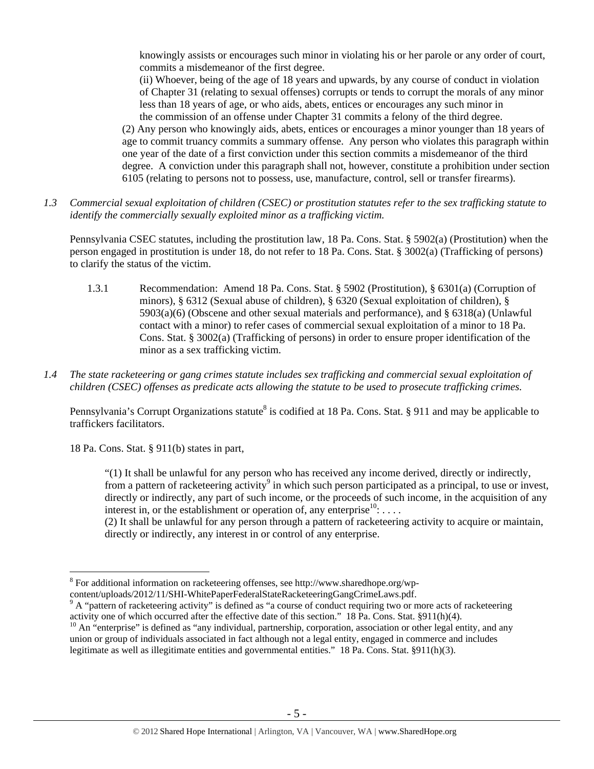knowingly assists or encourages such minor in violating his or her parole or any order of court, commits a misdemeanor of the first degree.

(ii) Whoever, being of the age of 18 years and upwards, by any course of conduct in violation of Chapter 31 (relating to sexual offenses) corrupts or tends to corrupt the morals of any minor less than 18 years of age, or who aids, abets, entices or encourages any such minor in the commission of an offense under Chapter 31 commits a felony of the third degree.

(2) Any person who knowingly aids, abets, entices or encourages a minor younger than 18 years of age to commit truancy commits a summary offense. Any person who violates this paragraph within one year of the date of a first conviction under this section commits a misdemeanor of the third degree. A conviction under this paragraph shall not, however, constitute a prohibition under section 6105 (relating to persons not to possess, use, manufacture, control, sell or transfer firearms).

*1.3 Commercial sexual exploitation of children (CSEC) or prostitution statutes refer to the sex trafficking statute to identify the commercially sexually exploited minor as a trafficking victim.*

Pennsylvania CSEC statutes, including the prostitution law, 18 Pa. Cons. Stat. § 5902(a) (Prostitution) when the person engaged in prostitution is under 18, do not refer to 18 Pa. Cons. Stat. § 3002(a) (Trafficking of persons) to clarify the status of the victim.

1.3.1 Recommendation: Amend 18 Pa. Cons. Stat. § 5902 (Prostitution), § 6301(a) (Corruption of minors), § 6312 (Sexual abuse of children), § 6320 (Sexual exploitation of children), § 5903(a)(6) (Obscene and other sexual materials and performance), and § 6318(a) (Unlawful contact with a minor) to refer cases of commercial sexual exploitation of a minor to 18 Pa. Cons. Stat. § 3002(a) (Trafficking of persons) in order to ensure proper identification of the minor as a sex trafficking victim.

*1.4 The state racketeering or gang crimes statute includes sex trafficking and commercial sexual exploitation of children (CSEC) offenses as predicate acts allowing the statute to be used to prosecute trafficking crimes.*

Pennsylvania's Corrupt Organizations statute[8] is codified at 18 Pa. Cons. Stat. § 911 and may be applicable to traffickers facilitators.

18 Pa. Cons. Stat. § 911(b) states in part,

> "(1) It shall be unlawful for any person who has received any income derived, directly or indirectly, from a pattern of racketeering activity[9] in which such person participated as a principal, to use or invest, directly or indirectly, any part of such income, or the proceeds of such income, in the acquisition of any interest in, or the establishment or operation of, any enterprise[10]: . . . .
>
> (2) It shall be unlawful for any person through a pattern of racketeering activity to acquire or maintain, directly or indirectly, any interest in or control of any enterprise.

---

[8] For additional information on racketeering offenses, see http://www.sharedhope.org/wp-content/uploads/2012/11/SHI-WhitePaperFederalStateRacketeeringGangCrimeLaws.pdf.

[9] A "pattern of racketeering activity" is defined as "a course of conduct requiring two or more acts of racketeering activity one of which occurred after the effective date of this section." 18 Pa. Cons. Stat. §911(h)(4).

[10] An "enterprise" is defined as "any individual, partnership, corporation, association or other legal entity, and any union or group of individuals associated in fact although not a legal entity, engaged in commerce and includes legitimate as well as illegitimate entities and governmental entities." 18 Pa. Cons. Stat. §911(h)(3).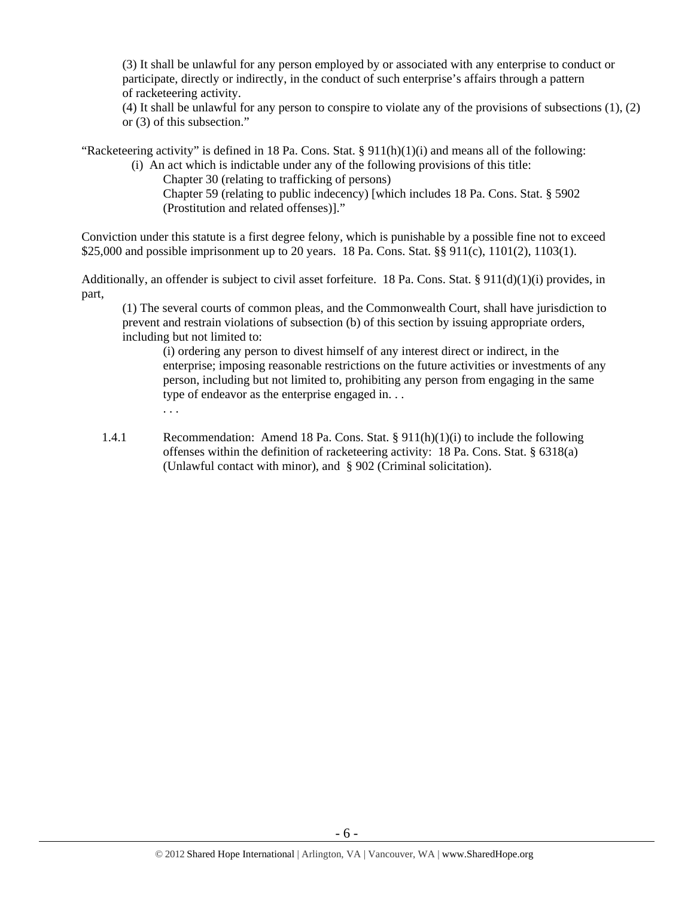> (3) It shall be unlawful for any person employed by or associated with any enterprise to conduct or participate, directly or indirectly, in the conduct of such enterprise's affairs through a pattern of racketeering activity.
>
> (4) It shall be unlawful for any person to conspire to violate any of the provisions of subsections (1), (2) or (3) of this subsection."

"Racketeering activity" is defined in 18 Pa. Cons. Stat. § 911(h)(1)(i) and means all of the following:

> (i) An act which is indictable under any of the following provisions of this title:
>
> Chapter 30 (relating to trafficking of persons)
>
> Chapter 59 (relating to public indecency) [which includes 18 Pa. Cons. Stat. § 5902 (Prostitution and related offenses)]."

Conviction under this statute is a first degree felony, which is punishable by a possible fine not to exceed $25,000 and possible imprisonment up to 20 years. 18 Pa. Cons. Stat. §§ 911(c), 1101(2), 1103(1).

Additionally, an offender is subject to civil asset forfeiture. 18 Pa. Cons. Stat. § 911(d)(1)(i) provides, in part,

> (1) The several courts of common pleas, and the Commonwealth Court, shall have jurisdiction to prevent and restrain violations of subsection (b) of this section by issuing appropriate orders, including but not limited to:
>
> (i) ordering any person to divest himself of any interest direct or indirect, in the enterprise; imposing reasonable restrictions on the future activities or investments of any person, including but not limited to, prohibiting any person from engaging in the same type of endeavor as the enterprise engaged in. . .
>
> . . .

1.4.1 Recommendation: Amend 18 Pa. Cons. Stat. § 911(h)(1)(i) to include the following offenses within the definition of racketeering activity: 18 Pa. Cons. Stat. § 6318(a) (Unlawful contact with minor), and § 902 (Criminal solicitation).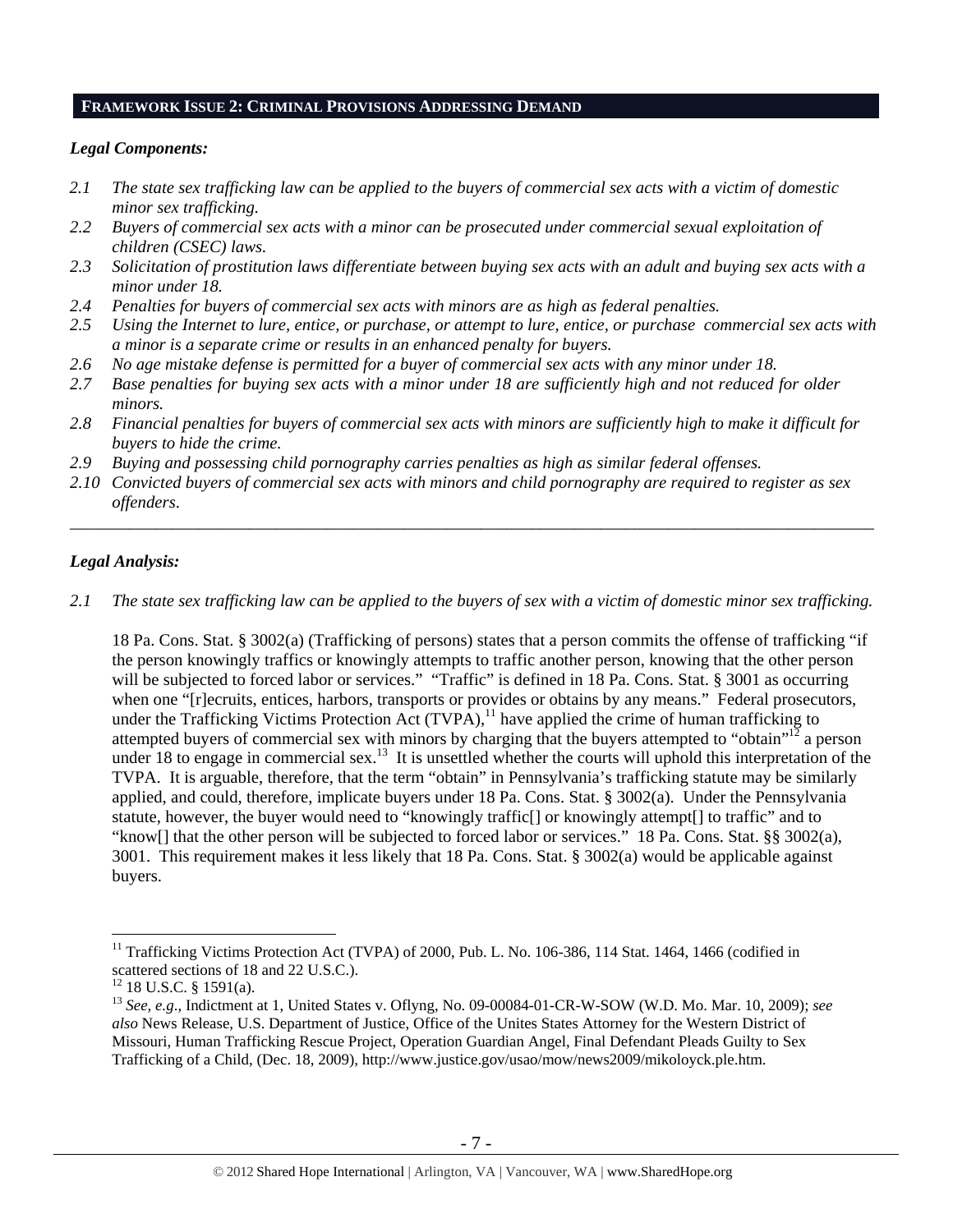## FRAMEWORK ISSUE 2: CRIMINAL PROVISIONS ADDRESSING DEMAND

### *Legal Components:*

*2.1 The state sex trafficking law can be applied to the buyers of commercial sex acts with a victim of domestic minor sex trafficking.*

*2.2 Buyers of commercial sex acts with a minor can be prosecuted under commercial sexual exploitation of children (CSEC) laws.*

*2.3 Solicitation of prostitution laws differentiate between buying sex acts with an adult and buying sex acts with a minor under 18.*

*2.4 Penalties for buyers of commercial sex acts with minors are as high as federal penalties.*

*2.5 Using the Internet to lure, entice, or purchase, or attempt to lure, entice, or purchase commercial sex acts with a minor is a separate crime or results in an enhanced penalty for buyers.*

*2.6 No age mistake defense is permitted for a buyer of commercial sex acts with any minor under 18.*

*2.7 Base penalties for buying sex acts with a minor under 18 are sufficiently high and not reduced for older minors.*

*2.8 Financial penalties for buyers of commercial sex acts with minors are sufficiently high to make it difficult for buyers to hide the crime.*

*2.9 Buying and possessing child pornography carries penalties as high as similar federal offenses.*

*2.10 Convicted buyers of commercial sex acts with minors and child pornography are required to register as sex offenders.*

---

### *Legal Analysis:*

*2.1 The state sex trafficking law can be applied to the buyers of sex with a victim of domestic minor sex trafficking.*

18 Pa. Cons. Stat. § 3002(a) (Trafficking of persons) states that a person commits the offense of trafficking "if the person knowingly traffics or knowingly attempts to traffic another person, knowing that the other person will be subjected to forced labor or services." "Traffic" is defined in 18 Pa. Cons. Stat. § 3001 as occurring when one "[r]ecruits, entices, harbors, transports or provides or obtains by any means." Federal prosecutors, under the Trafficking Victims Protection Act (TVPA),[11] have applied the crime of human trafficking to attempted buyers of commercial sex with minors by charging that the buyers attempted to "obtain"[12] a person under 18 to engage in commercial sex.[13] It is unsettled whether the courts will uphold this interpretation of the TVPA. It is arguable, therefore, that the term "obtain" in Pennsylvania's trafficking statute may be similarly applied, and could, therefore, implicate buyers under 18 Pa. Cons. Stat. § 3002(a). Under the Pennsylvania statute, however, the buyer would need to "knowingly traffic[] or knowingly attempt[] to traffic" and to "know[] that the other person will be subjected to forced labor or services." 18 Pa. Cons. Stat. §§ 3002(a), 3001. This requirement makes it less likely that 18 Pa. Cons. Stat. § 3002(a) would be applicable against buyers.

---

[11] Trafficking Victims Protection Act (TVPA) of 2000, Pub. L. No. 106-386, 114 Stat. 1464, 1466 (codified in scattered sections of 18 and 22 U.S.C.).

[12] 18 U.S.C. § 1591(a).

[13] *See, e.g.*, Indictment at 1, United States v. Oflyng, No. 09-00084-01-CR-W-SOW (W.D. Mo. Mar. 10, 2009); *see also* News Release, U.S. Department of Justice, Office of the Unites States Attorney for the Western District of Missouri, Human Trafficking Rescue Project, Operation Guardian Angel, Final Defendant Pleads Guilty to Sex Trafficking of a Child, (Dec. 18, 2009), http://www.justice.gov/usao/mow/news2009/mikoloyck.ple.htm.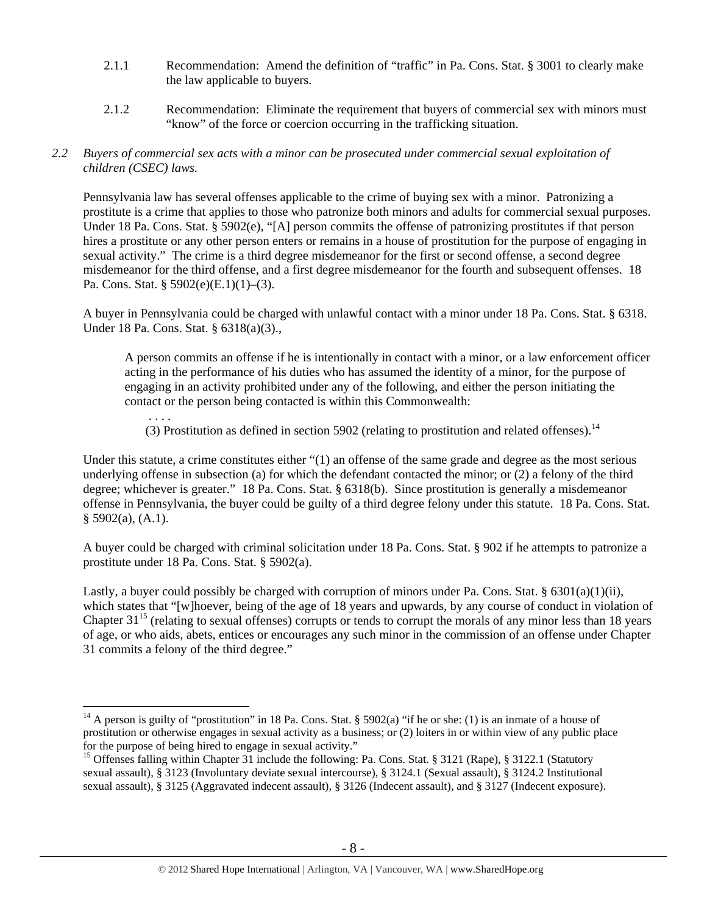2.1.1 Recommendation: Amend the definition of "traffic" in Pa. Cons. Stat. § 3001 to clearly make the law applicable to buyers.

2.1.2 Recommendation: Eliminate the requirement that buyers of commercial sex with minors must "know" of the force or coercion occurring in the trafficking situation.

*2.2 Buyers of commercial sex acts with a minor can be prosecuted under commercial sexual exploitation of children (CSEC) laws.*

Pennsylvania law has several offenses applicable to the crime of buying sex with a minor. Patronizing a prostitute is a crime that applies to those who patronize both minors and adults for commercial sexual purposes. Under 18 Pa. Cons. Stat. § 5902(e), "[A] person commits the offense of patronizing prostitutes if that person hires a prostitute or any other person enters or remains in a house of prostitution for the purpose of engaging in sexual activity." The crime is a third degree misdemeanor for the first or second offense, a second degree misdemeanor for the third offense, and a first degree misdemeanor for the fourth and subsequent offenses. 18 Pa. Cons. Stat. § 5902(e)(E.1)(1)–(3).

A buyer in Pennsylvania could be charged with unlawful contact with a minor under 18 Pa. Cons. Stat. § 6318. Under 18 Pa. Cons. Stat. § 6318(a)(3).,

> A person commits an offense if he is intentionally in contact with a minor, or a law enforcement officer acting in the performance of his duties who has assumed the identity of a minor, for the purpose of engaging in an activity prohibited under any of the following, and either the person initiating the contact or the person being contacted is within this Commonwealth:
>
> . . . .
>
> (3) Prostitution as defined in section 5902 (relating to prostitution and related offenses).[14]

Under this statute, a crime constitutes either "(1) an offense of the same grade and degree as the most serious underlying offense in subsection (a) for which the defendant contacted the minor; or (2) a felony of the third degree; whichever is greater." 18 Pa. Cons. Stat. § 6318(b). Since prostitution is generally a misdemeanor offense in Pennsylvania, the buyer could be guilty of a third degree felony under this statute. 18 Pa. Cons. Stat. § 5902(a), (A.1).

A buyer could be charged with criminal solicitation under 18 Pa. Cons. Stat. § 902 if he attempts to patronize a prostitute under 18 Pa. Cons. Stat. § 5902(a).

Lastly, a buyer could possibly be charged with corruption of minors under Pa. Cons. Stat. § 6301(a)(1)(ii), which states that "[w]hoever, being of the age of 18 years and upwards, by any course of conduct in violation of Chapter 31[15] (relating to sexual offenses) corrupts or tends to corrupt the morals of any minor less than 18 years of age, or who aids, abets, entices or encourages any such minor in the commission of an offense under Chapter 31 commits a felony of the third degree."

---

[14] A person is guilty of "prostitution" in 18 Pa. Cons. Stat. § 5902(a) "if he or she: (1) is an inmate of a house of prostitution or otherwise engages in sexual activity as a business; or (2) loiters in or within view of any public place for the purpose of being hired to engage in sexual activity."

[15] Offenses falling within Chapter 31 include the following: Pa. Cons. Stat. § 3121 (Rape), § 3122.1 (Statutory sexual assault), § 3123 (Involuntary deviate sexual intercourse), § 3124.1 (Sexual assault), § 3124.2 Institutional sexual assault), § 3125 (Aggravated indecent assault), § 3126 (Indecent assault), and § 3127 (Indecent exposure).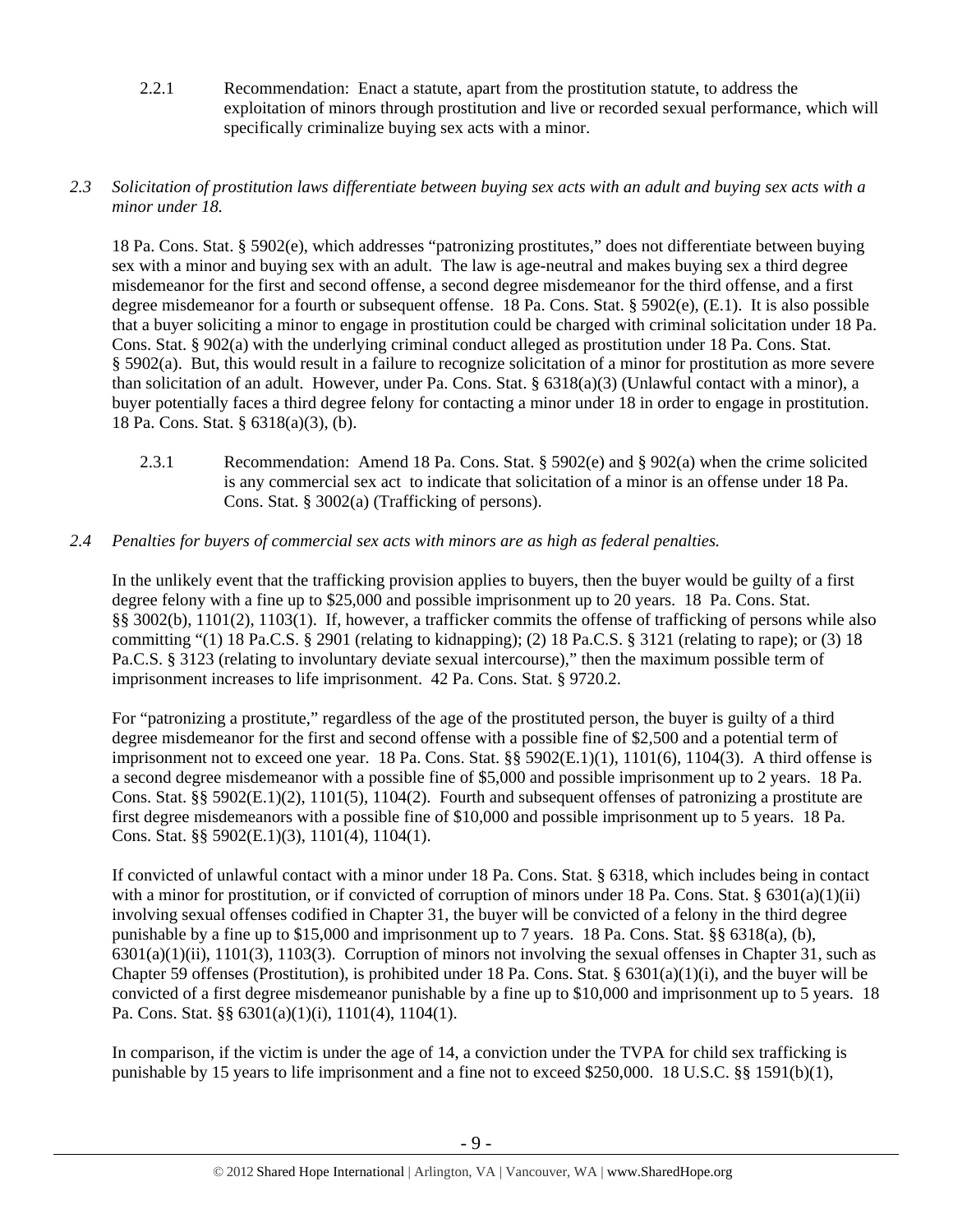2.2.1 Recommendation: Enact a statute, apart from the prostitution statute, to address the exploitation of minors through prostitution and live or recorded sexual performance, which will specifically criminalize buying sex acts with a minor.

*2.3 Solicitation of prostitution laws differentiate between buying sex acts with an adult and buying sex acts with a minor under 18.*

18 Pa. Cons. Stat. § 5902(e), which addresses "patronizing prostitutes," does not differentiate between buying sex with a minor and buying sex with an adult. The law is age-neutral and makes buying sex a third degree misdemeanor for the first and second offense, a second degree misdemeanor for the third offense, and a first degree misdemeanor for a fourth or subsequent offense. 18 Pa. Cons. Stat. § 5902(e), (E.1). It is also possible that a buyer soliciting a minor to engage in prostitution could be charged with criminal solicitation under 18 Pa. Cons. Stat. § 902(a) with the underlying criminal conduct alleged as prostitution under 18 Pa. Cons. Stat. § 5902(a). But, this would result in a failure to recognize solicitation of a minor for prostitution as more severe than solicitation of an adult. However, under Pa. Cons. Stat. § 6318(a)(3) (Unlawful contact with a minor), a buyer potentially faces a third degree felony for contacting a minor under 18 in order to engage in prostitution. 18 Pa. Cons. Stat. § 6318(a)(3), (b).

2.3.1 Recommendation: Amend 18 Pa. Cons. Stat. § 5902(e) and § 902(a) when the crime solicited is any commercial sex act to indicate that solicitation of a minor is an offense under 18 Pa. Cons. Stat. § 3002(a) (Trafficking of persons).

*2.4 Penalties for buyers of commercial sex acts with minors are as high as federal penalties.*

In the unlikely event that the trafficking provision applies to buyers, then the buyer would be guilty of a first degree felony with a fine up to $25,000 and possible imprisonment up to 20 years. 18 Pa. Cons. Stat. §§ 3002(b), 1101(2), 1103(1). If, however, a trafficker commits the offense of trafficking of persons while also committing "(1) 18 Pa.C.S. § 2901 (relating to kidnapping); (2) 18 Pa.C.S. § 3121 (relating to rape); or (3) 18 Pa.C.S. § 3123 (relating to involuntary deviate sexual intercourse)," then the maximum possible term of imprisonment increases to life imprisonment. 42 Pa. Cons. Stat. § 9720.2.

For "patronizing a prostitute," regardless of the age of the prostituted person, the buyer is guilty of a third degree misdemeanor for the first and second offense with a possible fine of $2,500 and a potential term of imprisonment not to exceed one year. 18 Pa. Cons. Stat. §§ 5902(E.1)(1), 1101(6), 1104(3). A third offense is a second degree misdemeanor with a possible fine of $5,000 and possible imprisonment up to 2 years. 18 Pa. Cons. Stat. §§ 5902(E.1)(2), 1101(5), 1104(2). Fourth and subsequent offenses of patronizing a prostitute are first degree misdemeanors with a possible fine of $10,000 and possible imprisonment up to 5 years. 18 Pa. Cons. Stat. §§ 5902(E.1)(3), 1101(4), 1104(1).

If convicted of unlawful contact with a minor under 18 Pa. Cons. Stat. § 6318, which includes being in contact with a minor for prostitution, or if convicted of corruption of minors under 18 Pa. Cons. Stat. § 6301(a)(1)(ii) involving sexual offenses codified in Chapter 31, the buyer will be convicted of a felony in the third degree punishable by a fine up to $15,000 and imprisonment up to 7 years. 18 Pa. Cons. Stat. §§ 6318(a), (b), 6301(a)(1)(ii), 1101(3), 1103(3). Corruption of minors not involving the sexual offenses in Chapter 31, such as Chapter 59 offenses (Prostitution), is prohibited under 18 Pa. Cons. Stat. § 6301(a)(1)(i), and the buyer will be convicted of a first degree misdemeanor punishable by a fine up to $10,000 and imprisonment up to 5 years. 18 Pa. Cons. Stat. §§ 6301(a)(1)(i), 1101(4), 1104(1).

In comparison, if the victim is under the age of 14, a conviction under the TVPA for child sex trafficking is punishable by 15 years to life imprisonment and a fine not to exceed $250,000. 18 U.S.C. §§ 1591(b)(1),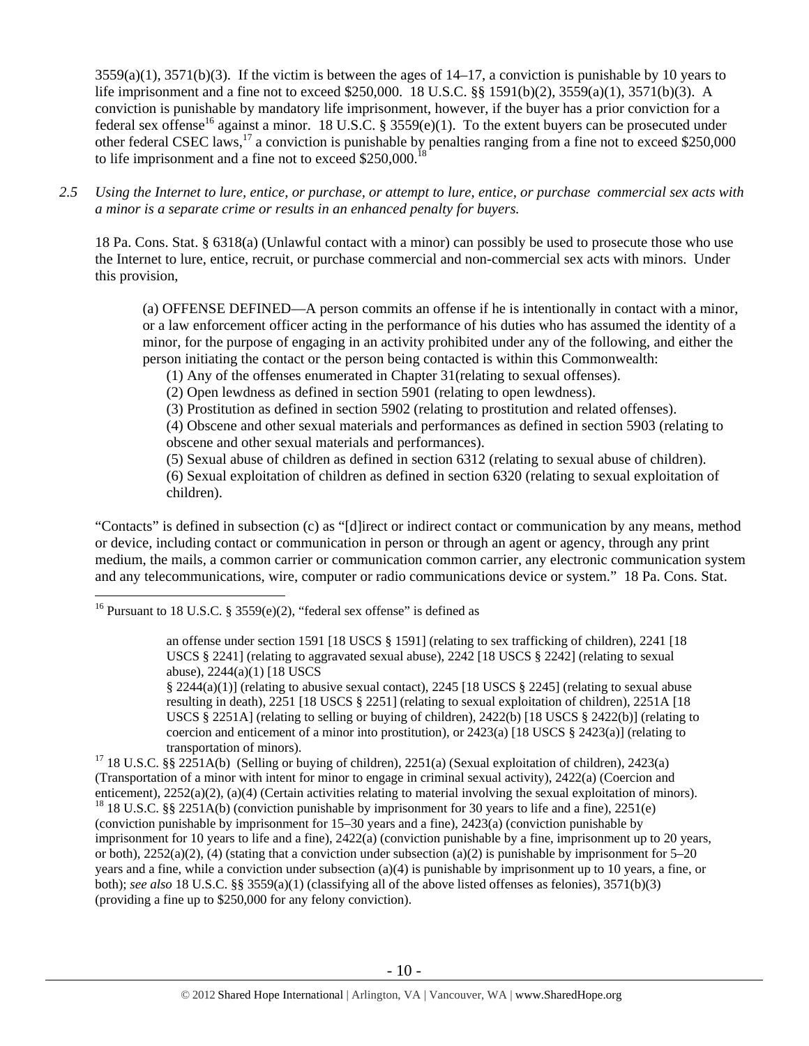3559(a)(1), 3571(b)(3). If the victim is between the ages of 14–17, a conviction is punishable by 10 years to life imprisonment and a fine not to exceed $250,000. 18 U.S.C. §§ 1591(b)(2), 3559(a)(1), 3571(b)(3). A conviction is punishable by mandatory life imprisonment, however, if the buyer has a prior conviction for a federal sex offense[16] against a minor. 18 U.S.C. § 3559(e)(1). To the extent buyers can be prosecuted under other federal CSEC laws,[17] a conviction is punishable by penalties ranging from a fine not to exceed $250,000 to life imprisonment and a fine not to exceed $250,000.[18]

*2.5 Using the Internet to lure, entice, or purchase, or attempt to lure, entice, or purchase commercial sex acts with a minor is a separate crime or results in an enhanced penalty for buyers.*

18 Pa. Cons. Stat. § 6318(a) (Unlawful contact with a minor) can possibly be used to prosecute those who use the Internet to lure, entice, recruit, or purchase commercial and non-commercial sex acts with minors. Under this provision,

> (a) OFFENSE DEFINED—A person commits an offense if he is intentionally in contact with a minor, or a law enforcement officer acting in the performance of his duties who has assumed the identity of a minor, for the purpose of engaging in an activity prohibited under any of the following, and either the person initiating the contact or the person being contacted is within this Commonwealth:
>
> (1) Any of the offenses enumerated in Chapter 31(relating to sexual offenses).
>
> (2) Open lewdness as defined in section 5901 (relating to open lewdness).
>
> (3) Prostitution as defined in section 5902 (relating to prostitution and related offenses).
>
> (4) Obscene and other sexual materials and performances as defined in section 5903 (relating to obscene and other sexual materials and performances).
>
> (5) Sexual abuse of children as defined in section 6312 (relating to sexual abuse of children).
>
> (6) Sexual exploitation of children as defined in section 6320 (relating to sexual exploitation of children).

"Contacts" is defined in subsection (c) as "[d]irect or indirect contact or communication by any means, method or device, including contact or communication in person or through an agent or agency, through any print medium, the mails, a common carrier or communication common carrier, any electronic communication system and any telecommunications, wire, computer or radio communications device or system." 18 Pa. Cons. Stat.

---

[16] Pursuant to 18 U.S.C. § 3559(e)(2), "federal sex offense" is defined as

> an offense under section 1591 [18 USCS § 1591] (relating to sex trafficking of children), 2241 [18 USCS § 2241] (relating to aggravated sexual abuse), 2242 [18 USCS § 2242] (relating to sexual abuse), 2244(a)(1) [18 USCS § 2244(a)(1)] (relating to abusive sexual contact), 2245 [18 USCS § 2245] (relating to sexual abuse resulting in death), 2251 [18 USCS § 2251] (relating to sexual exploitation of children), 2251A [18 USCS § 2251A] (relating to selling or buying of children), 2422(b) [18 USCS § 2422(b)] (relating to coercion and enticement of a minor into prostitution), or 2423(a) [18 USCS § 2423(a)] (relating to transportation of minors).

[17] 18 U.S.C. §§ 2251A(b) (Selling or buying of children), 2251(a) (Sexual exploitation of children), 2423(a) (Transportation of a minor with intent for minor to engage in criminal sexual activity), 2422(a) (Coercion and enticement), 2252(a)(2), (a)(4) (Certain activities relating to material involving the sexual exploitation of minors).

[18] 18 U.S.C. §§ 2251A(b) (conviction punishable by imprisonment for 30 years to life and a fine), 2251(e) (conviction punishable by imprisonment for 15–30 years and a fine), 2423(a) (conviction punishable by imprisonment for 10 years to life and a fine), 2422(a) (conviction punishable by a fine, imprisonment up to 20 years, or both), 2252(a)(2), (4) (stating that a conviction under subsection (a)(2) is punishable by imprisonment for 5–20 years and a fine, while a conviction under subsection (a)(4) is punishable by imprisonment up to 10 years, a fine, or both); *see also* 18 U.S.C. §§ 3559(a)(1) (classifying all of the above listed offenses as felonies), 3571(b)(3) (providing a fine up to $250,000 for any felony conviction).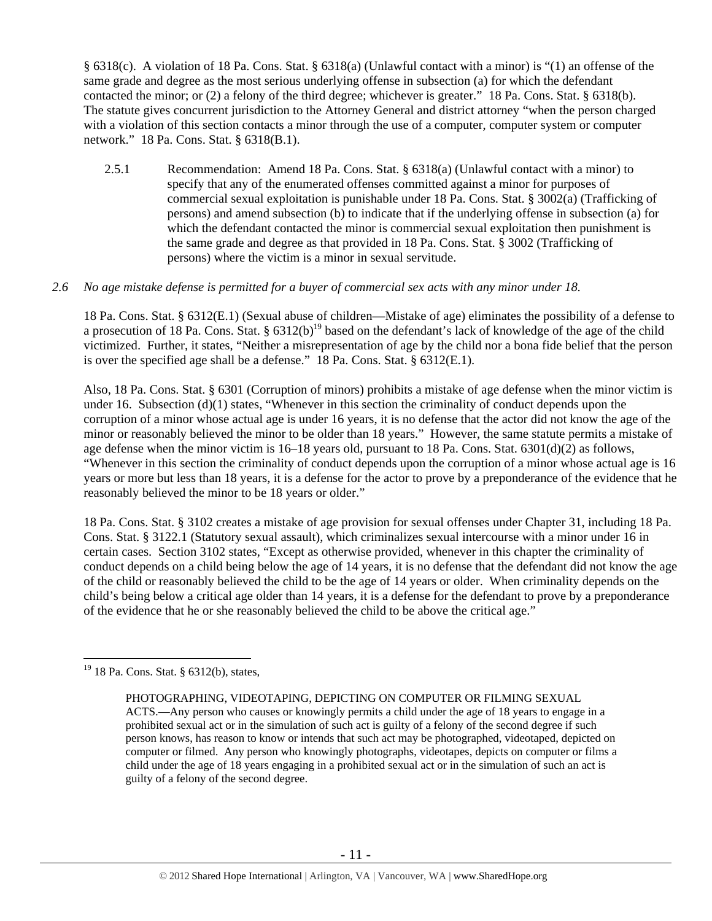§ 6318(c). A violation of 18 Pa. Cons. Stat. § 6318(a) (Unlawful contact with a minor) is "(1) an offense of the same grade and degree as the most serious underlying offense in subsection (a) for which the defendant contacted the minor; or (2) a felony of the third degree; whichever is greater." 18 Pa. Cons. Stat. § 6318(b). The statute gives concurrent jurisdiction to the Attorney General and district attorney "when the person charged with a violation of this section contacts a minor through the use of a computer, computer system or computer network." 18 Pa. Cons. Stat. § 6318(B.1).

2.5.1 Recommendation: Amend 18 Pa. Cons. Stat. § 6318(a) (Unlawful contact with a minor) to specify that any of the enumerated offenses committed against a minor for purposes of commercial sexual exploitation is punishable under 18 Pa. Cons. Stat. § 3002(a) (Trafficking of persons) and amend subsection (b) to indicate that if the underlying offense in subsection (a) for which the defendant contacted the minor is commercial sexual exploitation then punishment is the same grade and degree as that provided in 18 Pa. Cons. Stat. § 3002 (Trafficking of persons) where the victim is a minor in sexual servitude.

*2.6 No age mistake defense is permitted for a buyer of commercial sex acts with any minor under 18.*

18 Pa. Cons. Stat. § 6312(E.1) (Sexual abuse of children—Mistake of age) eliminates the possibility of a defense to a prosecution of 18 Pa. Cons. Stat. § 6312(b)[19] based on the defendant's lack of knowledge of the age of the child victimized. Further, it states, "Neither a misrepresentation of age by the child nor a bona fide belief that the person is over the specified age shall be a defense." 18 Pa. Cons. Stat. § 6312(E.1).

Also, 18 Pa. Cons. Stat. § 6301 (Corruption of minors) prohibits a mistake of age defense when the minor victim is under 16. Subsection (d)(1) states, "Whenever in this section the criminality of conduct depends upon the corruption of a minor whose actual age is under 16 years, it is no defense that the actor did not know the age of the minor or reasonably believed the minor to be older than 18 years." However, the same statute permits a mistake of age defense when the minor victim is 16–18 years old, pursuant to 18 Pa. Cons. Stat. 6301(d)(2) as follows, "Whenever in this section the criminality of conduct depends upon the corruption of a minor whose actual age is 16 years or more but less than 18 years, it is a defense for the actor to prove by a preponderance of the evidence that he reasonably believed the minor to be 18 years or older."

18 Pa. Cons. Stat. § 3102 creates a mistake of age provision for sexual offenses under Chapter 31, including 18 Pa. Cons. Stat. § 3122.1 (Statutory sexual assault), which criminalizes sexual intercourse with a minor under 16 in certain cases. Section 3102 states, "Except as otherwise provided, whenever in this chapter the criminality of conduct depends on a child being below the age of 14 years, it is no defense that the defendant did not know the age of the child or reasonably believed the child to be the age of 14 years or older. When criminality depends on the child's being below a critical age older than 14 years, it is a defense for the defendant to prove by a preponderance of the evidence that he or she reasonably believed the child to be above the critical age."

---

[19] 18 Pa. Cons. Stat. § 6312(b), states,

> PHOTOGRAPHING, VIDEOTAPING, DEPICTING ON COMPUTER OR FILMING SEXUAL ACTS.—Any person who causes or knowingly permits a child under the age of 18 years to engage in a prohibited sexual act or in the simulation of such act is guilty of a felony of the second degree if such person knows, has reason to know or intends that such act may be photographed, videotaped, depicted on computer or filmed. Any person who knowingly photographs, videotapes, depicts on computer or films a child under the age of 18 years engaging in a prohibited sexual act or in the simulation of such an act is guilty of a felony of the second degree.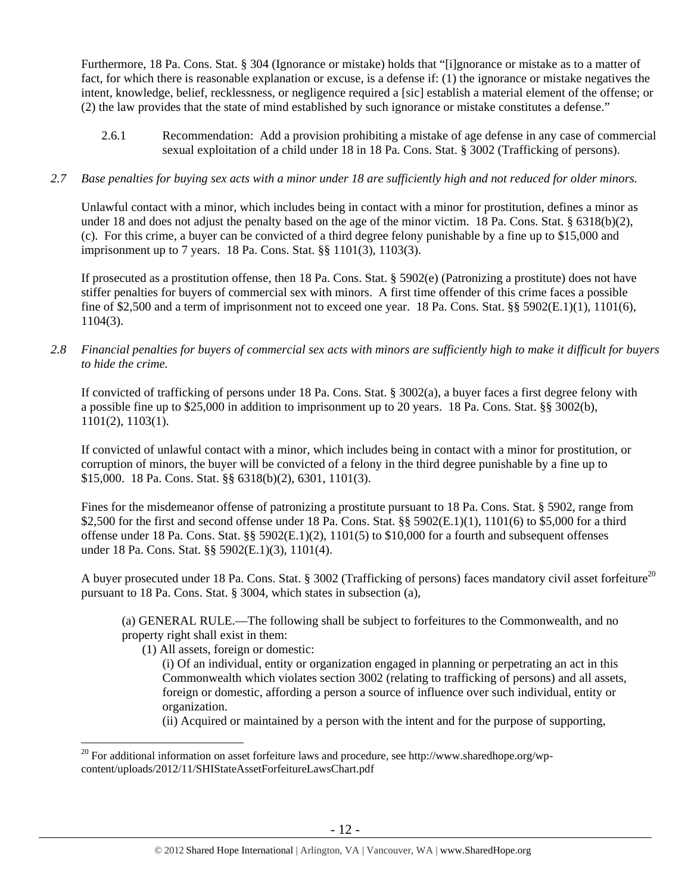Furthermore, 18 Pa. Cons. Stat. § 304 (Ignorance or mistake) holds that "[i]gnorance or mistake as to a matter of fact, for which there is reasonable explanation or excuse, is a defense if: (1) the ignorance or mistake negatives the intent, knowledge, belief, recklessness, or negligence required a [sic] establish a material element of the offense; or (2) the law provides that the state of mind established by such ignorance or mistake constitutes a defense."

2.6.1 Recommendation: Add a provision prohibiting a mistake of age defense in any case of commercial sexual exploitation of a child under 18 in 18 Pa. Cons. Stat. § 3002 (Trafficking of persons).

*2.7 Base penalties for buying sex acts with a minor under 18 are sufficiently high and not reduced for older minors.*

Unlawful contact with a minor, which includes being in contact with a minor for prostitution, defines a minor as under 18 and does not adjust the penalty based on the age of the minor victim. 18 Pa. Cons. Stat. § 6318(b)(2), (c). For this crime, a buyer can be convicted of a third degree felony punishable by a fine up to $15,000 and imprisonment up to 7 years. 18 Pa. Cons. Stat. §§ 1101(3), 1103(3).

If prosecuted as a prostitution offense, then 18 Pa. Cons. Stat. § 5902(e) (Patronizing a prostitute) does not have stiffer penalties for buyers of commercial sex with minors. A first time offender of this crime faces a possible fine of $2,500 and a term of imprisonment not to exceed one year. 18 Pa. Cons. Stat. §§ 5902(E.1)(1), 1101(6), 1104(3).

*2.8 Financial penalties for buyers of commercial sex acts with minors are sufficiently high to make it difficult for buyers to hide the crime.*

If convicted of trafficking of persons under 18 Pa. Cons. Stat. § 3002(a), a buyer faces a first degree felony with a possible fine up to $25,000 in addition to imprisonment up to 20 years. 18 Pa. Cons. Stat. §§ 3002(b), 1101(2), 1103(1).

If convicted of unlawful contact with a minor, which includes being in contact with a minor for prostitution, or corruption of minors, the buyer will be convicted of a felony in the third degree punishable by a fine up to $15,000. 18 Pa. Cons. Stat. §§ 6318(b)(2), 6301, 1101(3).

Fines for the misdemeanor offense of patronizing a prostitute pursuant to 18 Pa. Cons. Stat. § 5902, range from $2,500 for the first and second offense under 18 Pa. Cons. Stat. §§ 5902(E.1)(1), 1101(6) to $5,000 for a third offense under 18 Pa. Cons. Stat. §§ 5902(E.1)(2), 1101(5) to $10,000 for a fourth and subsequent offenses under 18 Pa. Cons. Stat. §§ 5902(E.1)(3), 1101(4).

A buyer prosecuted under 18 Pa. Cons. Stat. § 3002 (Trafficking of persons) faces mandatory civil asset forfeiture[20] pursuant to 18 Pa. Cons. Stat. § 3004, which states in subsection (a),

> (a) GENERAL RULE.—The following shall be subject to forfeitures to the Commonwealth, and no property right shall exist in them:
>
> (1) All assets, foreign or domestic:
>
> (i) Of an individual, entity or organization engaged in planning or perpetrating an act in this Commonwealth which violates section 3002 (relating to trafficking of persons) and all assets, foreign or domestic, affording a person a source of influence over such individual, entity or organization.
>
> (ii) Acquired or maintained by a person with the intent and for the purpose of supporting,

[20] For additional information on asset forfeiture laws and procedure, see http://www.sharedhope.org/wp-content/uploads/2012/11/SHIStateAssetForfeitureLawsChart.pdf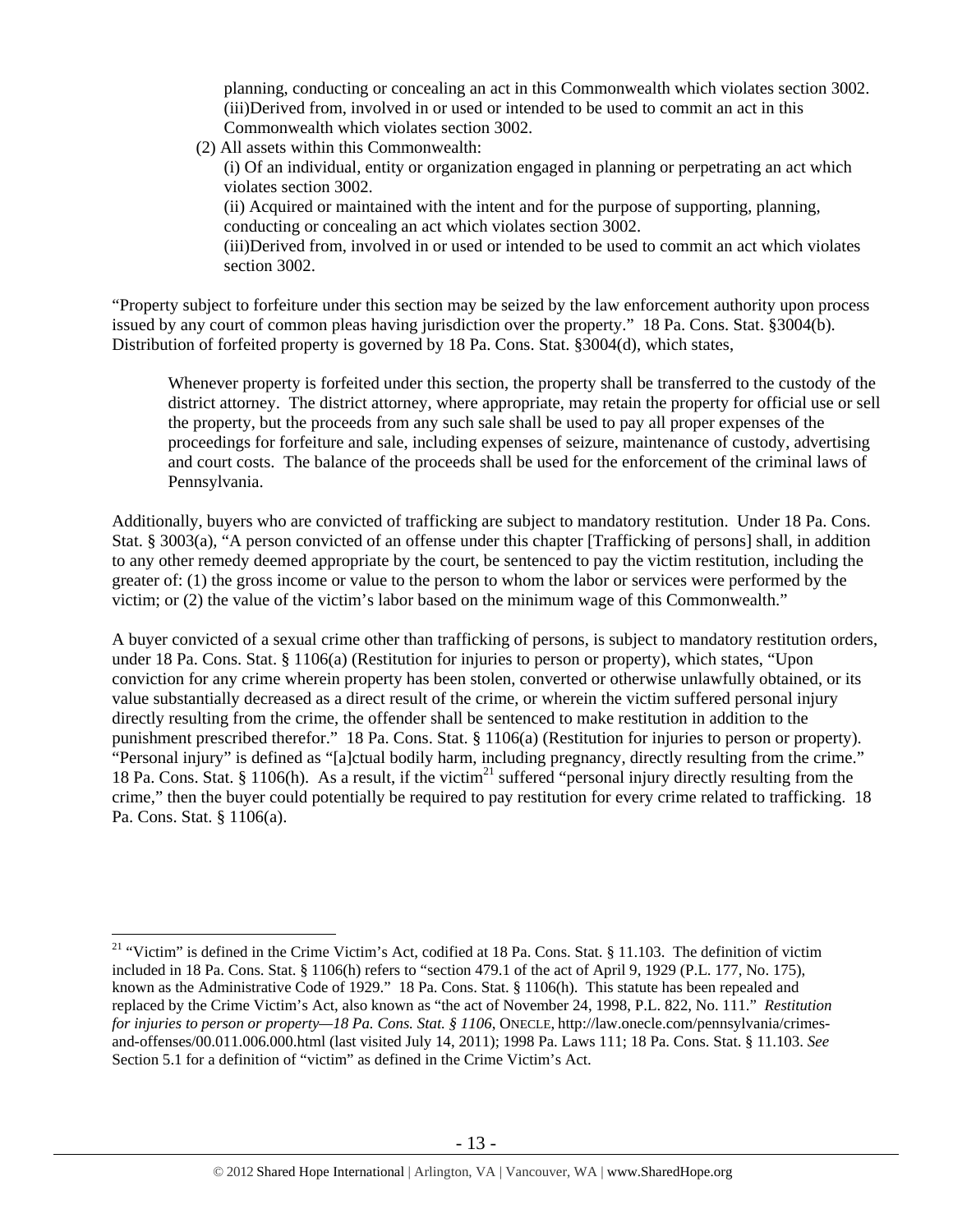planning, conducting or concealing an act in this Commonwealth which violates section 3002.
(iii)Derived from, involved in or used or intended to be used to commit an act in this Commonwealth which violates section 3002.

(2) All assets within this Commonwealth:

(i) Of an individual, entity or organization engaged in planning or perpetrating an act which violates section 3002.
(ii) Acquired or maintained with the intent and for the purpose of supporting, planning, conducting or concealing an act which violates section 3002.
(iii)Derived from, involved in or used or intended to be used to commit an act which violates section 3002.

"Property subject to forfeiture under this section may be seized by the law enforcement authority upon process issued by any court of common pleas having jurisdiction over the property." 18 Pa. Cons. Stat. §3004(b). Distribution of forfeited property is governed by 18 Pa. Cons. Stat. §3004(d), which states,

> Whenever property is forfeited under this section, the property shall be transferred to the custody of the district attorney. The district attorney, where appropriate, may retain the property for official use or sell the property, but the proceeds from any such sale shall be used to pay all proper expenses of the proceedings for forfeiture and sale, including expenses of seizure, maintenance of custody, advertising and court costs. The balance of the proceeds shall be used for the enforcement of the criminal laws of Pennsylvania.

Additionally, buyers who are convicted of trafficking are subject to mandatory restitution. Under 18 Pa. Cons. Stat. § 3003(a), "A person convicted of an offense under this chapter [Trafficking of persons] shall, in addition to any other remedy deemed appropriate by the court, be sentenced to pay the victim restitution, including the greater of: (1) the gross income or value to the person to whom the labor or services were performed by the victim; or (2) the value of the victim's labor based on the minimum wage of this Commonwealth."

A buyer convicted of a sexual crime other than trafficking of persons, is subject to mandatory restitution orders, under 18 Pa. Cons. Stat. § 1106(a) (Restitution for injuries to person or property), which states, "Upon conviction for any crime wherein property has been stolen, converted or otherwise unlawfully obtained, or its value substantially decreased as a direct result of the crime, or wherein the victim suffered personal injury directly resulting from the crime, the offender shall be sentenced to make restitution in addition to the punishment prescribed therefor." 18 Pa. Cons. Stat. § 1106(a) (Restitution for injuries to person or property). "Personal injury" is defined as "[a]ctual bodily harm, including pregnancy, directly resulting from the crime." 18 Pa. Cons. Stat. § 1106(h). As a result, if the victim[21] suffered "personal injury directly resulting from the crime," then the buyer could potentially be required to pay restitution for every crime related to trafficking. 18 Pa. Cons. Stat. § 1106(a).

---

[21] "Victim" is defined in the Crime Victim's Act, codified at 18 Pa. Cons. Stat. § 11.103. The definition of victim included in 18 Pa. Cons. Stat. § 1106(h) refers to "section 479.1 of the act of April 9, 1929 (P.L. 177, No. 175), known as the Administrative Code of 1929." 18 Pa. Cons. Stat. § 1106(h). This statute has been repealed and replaced by the Crime Victim's Act, also known as "the act of November 24, 1998, P.L. 822, No. 111." *Restitution for injuries to person or property—18 Pa. Cons. Stat. § 1106*, ONECLE, http://law.onecle.com/pennsylvania/crimes-and-offenses/00.011.006.000.html (last visited July 14, 2011); 1998 Pa. Laws 111; 18 Pa. Cons. Stat. § 11.103. *See* Section 5.1 for a definition of "victim" as defined in the Crime Victim's Act.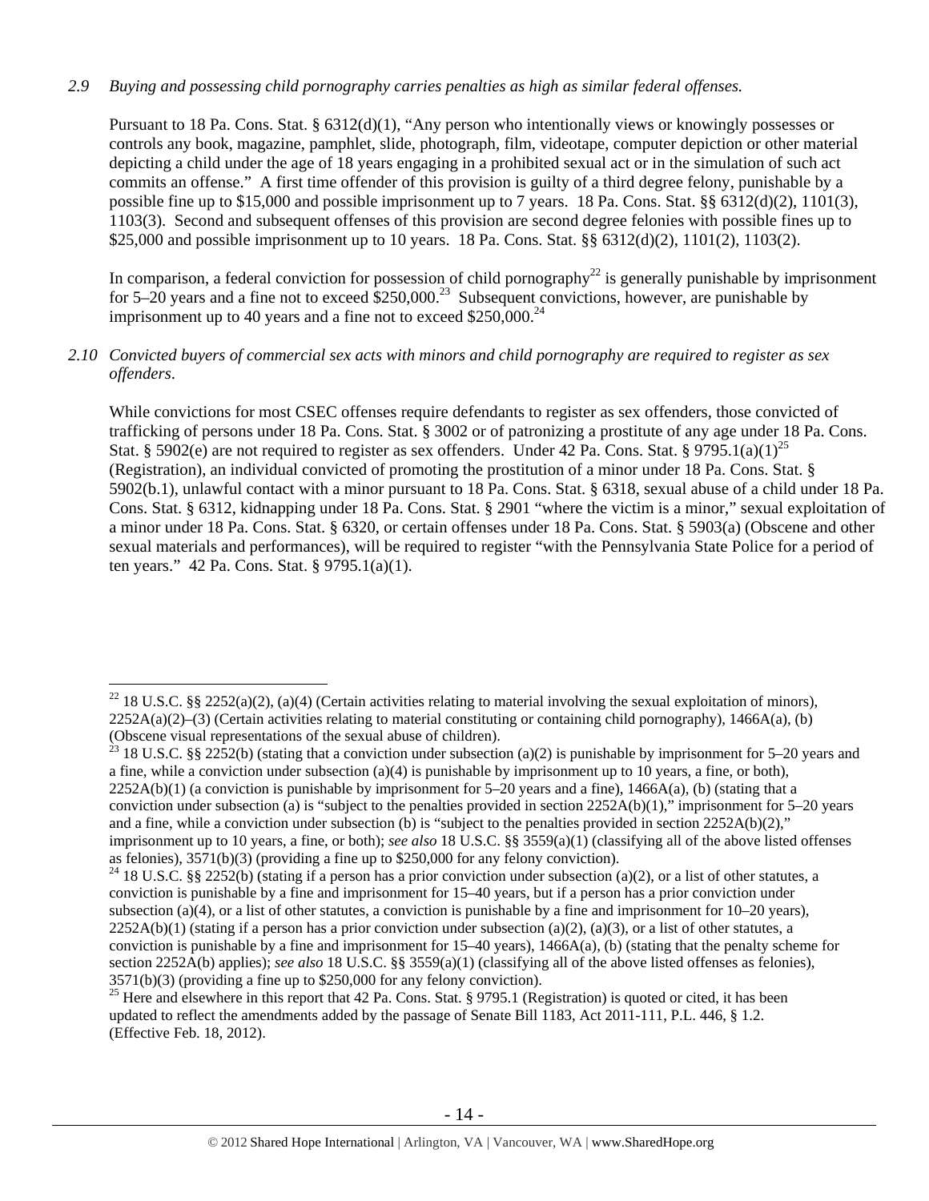*2.9 Buying and possessing child pornography carries penalties as high as similar federal offenses.*

Pursuant to 18 Pa. Cons. Stat. § 6312(d)(1), "Any person who intentionally views or knowingly possesses or controls any book, magazine, pamphlet, slide, photograph, film, videotape, computer depiction or other material depicting a child under the age of 18 years engaging in a prohibited sexual act or in the simulation of such act commits an offense." A first time offender of this provision is guilty of a third degree felony, punishable by a possible fine up to $15,000 and possible imprisonment up to 7 years. 18 Pa. Cons. Stat. §§ 6312(d)(2), 1101(3), 1103(3). Second and subsequent offenses of this provision are second degree felonies with possible fines up to $25,000 and possible imprisonment up to 10 years. 18 Pa. Cons. Stat. §§ 6312(d)(2), 1101(2), 1103(2).

In comparison, a federal conviction for possession of child pornography[22] is generally punishable by imprisonment for 5–20 years and a fine not to exceed $250,000.[23] Subsequent convictions, however, are punishable by imprisonment up to 40 years and a fine not to exceed $250,000.[24]

*2.10 Convicted buyers of commercial sex acts with minors and child pornography are required to register as sex offenders.*

While convictions for most CSEC offenses require defendants to register as sex offenders, those convicted of trafficking of persons under 18 Pa. Cons. Stat. § 3002 or of patronizing a prostitute of any age under 18 Pa. Cons. Stat. § 5902(e) are not required to register as sex offenders. Under 42 Pa. Cons. Stat. § 9795.1(a)(1)[25] (Registration), an individual convicted of promoting the prostitution of a minor under 18 Pa. Cons. Stat. § 5902(b.1), unlawful contact with a minor pursuant to 18 Pa. Cons. Stat. § 6318, sexual abuse of a child under 18 Pa. Cons. Stat. § 6312, kidnapping under 18 Pa. Cons. Stat. § 2901 "where the victim is a minor," sexual exploitation of a minor under 18 Pa. Cons. Stat. § 6320, or certain offenses under 18 Pa. Cons. Stat. § 5903(a) (Obscene and other sexual materials and performances), will be required to register "with the Pennsylvania State Police for a period of ten years." 42 Pa. Cons. Stat. § 9795.1(a)(1).

---

[22] 18 U.S.C. §§ 2252(a)(2), (a)(4) (Certain activities relating to material involving the sexual exploitation of minors), 2252A(a)(2)–(3) (Certain activities relating to material constituting or containing child pornography), 1466A(a), (b) (Obscene visual representations of the sexual abuse of children).

[23] 18 U.S.C. §§ 2252(b) (stating that a conviction under subsection (a)(2) is punishable by imprisonment for 5–20 years and a fine, while a conviction under subsection (a)(4) is punishable by imprisonment up to 10 years, a fine, or both), 2252A(b)(1) (a conviction is punishable by imprisonment for 5–20 years and a fine), 1466A(a), (b) (stating that a conviction under subsection (a) is "subject to the penalties provided in section 2252A(b)(1)," imprisonment for 5–20 years and a fine, while a conviction under subsection (b) is "subject to the penalties provided in section 2252A(b)(2)," imprisonment up to 10 years, a fine, or both); *see also* 18 U.S.C. §§ 3559(a)(1) (classifying all of the above listed offenses as felonies), 3571(b)(3) (providing a fine up to $250,000 for any felony conviction).

[24] 18 U.S.C. §§ 2252(b) (stating if a person has a prior conviction under subsection (a)(2), or a list of other statutes, a conviction is punishable by a fine and imprisonment for 15–40 years, but if a person has a prior conviction under subsection (a)(4), or a list of other statutes, a conviction is punishable by a fine and imprisonment for 10–20 years), 2252A(b)(1) (stating if a person has a prior conviction under subsection (a)(2), (a)(3), or a list of other statutes, a conviction is punishable by a fine and imprisonment for 15–40 years), 1466A(a), (b) (stating that the penalty scheme for section 2252A(b) applies); *see also* 18 U.S.C. §§ 3559(a)(1) (classifying all of the above listed offenses as felonies), 3571(b)(3) (providing a fine up to $250,000 for any felony conviction).

[25] Here and elsewhere in this report that 42 Pa. Cons. Stat. § 9795.1 (Registration) is quoted or cited, it has been updated to reflect the amendments added by the passage of Senate Bill 1183, Act 2011-111, P.L. 446, § 1.2. (Effective Feb. 18, 2012).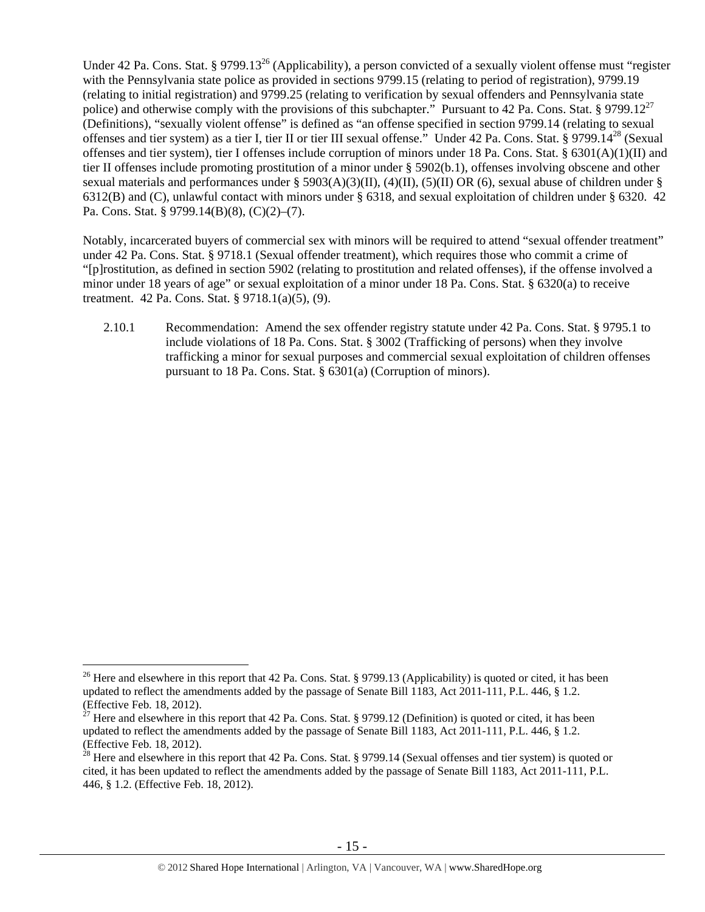Under 42 Pa. Cons. Stat. § 9799.13[26] (Applicability), a person convicted of a sexually violent offense must "register with the Pennsylvania state police as provided in sections 9799.15 (relating to period of registration), 9799.19 (relating to initial registration) and 9799.25 (relating to verification by sexual offenders and Pennsylvania state police) and otherwise comply with the provisions of this subchapter." Pursuant to 42 Pa. Cons. Stat. § 9799.12[27] (Definitions), "sexually violent offense" is defined as "an offense specified in section 9799.14 (relating to sexual offenses and tier system) as a tier I, tier II or tier III sexual offense." Under 42 Pa. Cons. Stat. § 9799.14[28] (Sexual offenses and tier system), tier I offenses include corruption of minors under 18 Pa. Cons. Stat. § 6301(A)(1)(II) and tier II offenses include promoting prostitution of a minor under § 5902(b.1), offenses involving obscene and other sexual materials and performances under § 5903(A)(3)(II), (4)(II), (5)(II) OR (6), sexual abuse of children under § 6312(B) and (C), unlawful contact with minors under § 6318, and sexual exploitation of children under § 6320. 42 Pa. Cons. Stat. § 9799.14(B)(8), (C)(2)–(7).

Notably, incarcerated buyers of commercial sex with minors will be required to attend "sexual offender treatment" under 42 Pa. Cons. Stat. § 9718.1 (Sexual offender treatment), which requires those who commit a crime of "[p]rostitution, as defined in section 5902 (relating to prostitution and related offenses), if the offense involved a minor under 18 years of age" or sexual exploitation of a minor under 18 Pa. Cons. Stat. § 6320(a) to receive treatment. 42 Pa. Cons. Stat. § 9718.1(a)(5), (9).

2.10.1 Recommendation: Amend the sex offender registry statute under 42 Pa. Cons. Stat. § 9795.1 to include violations of 18 Pa. Cons. Stat. § 3002 (Trafficking of persons) when they involve trafficking a minor for sexual purposes and commercial sexual exploitation of children offenses pursuant to 18 Pa. Cons. Stat. § 6301(a) (Corruption of minors).

---

[26] Here and elsewhere in this report that 42 Pa. Cons. Stat. § 9799.13 (Applicability) is quoted or cited, it has been updated to reflect the amendments added by the passage of Senate Bill 1183, Act 2011-111, P.L. 446, § 1.2. (Effective Feb. 18, 2012).

[27] Here and elsewhere in this report that 42 Pa. Cons. Stat. § 9799.12 (Definition) is quoted or cited, it has been updated to reflect the amendments added by the passage of Senate Bill 1183, Act 2011-111, P.L. 446, § 1.2. (Effective Feb. 18, 2012).

[28] Here and elsewhere in this report that 42 Pa. Cons. Stat. § 9799.14 (Sexual offenses and tier system) is quoted or cited, it has been updated to reflect the amendments added by the passage of Senate Bill 1183, Act 2011-111, P.L. 446, § 1.2. (Effective Feb. 18, 2012).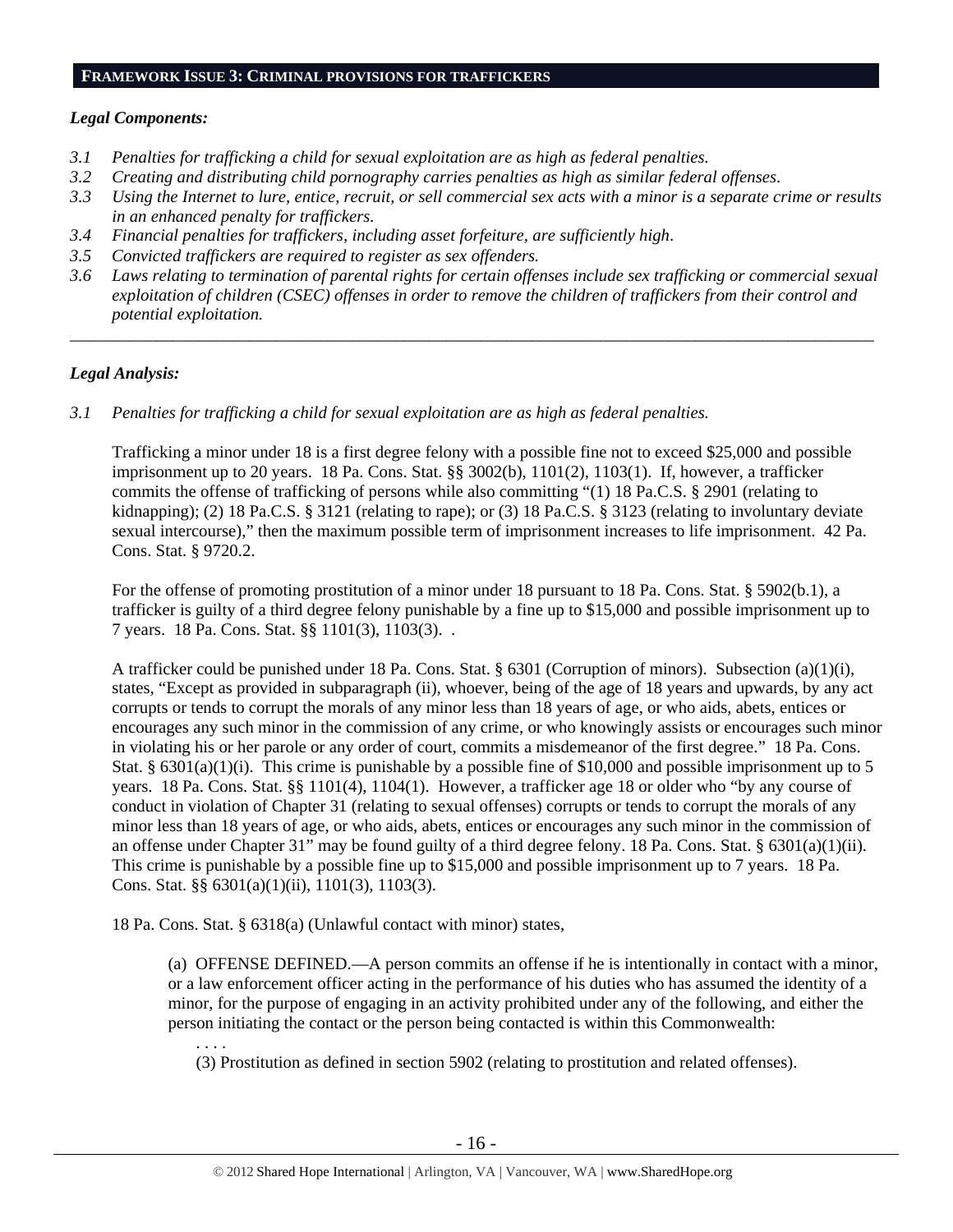## FRAMEWORK ISSUE 3: CRIMINAL PROVISIONS FOR TRAFFICKERS

***Legal Components:***

*3.1 Penalties for trafficking a child for sexual exploitation are as high as federal penalties.*
*3.2 Creating and distributing child pornography carries penalties as high as similar federal offenses.*
*3.3 Using the Internet to lure, entice, recruit, or sell commercial sex acts with a minor is a separate crime or results in an enhanced penalty for traffickers.*
*3.4 Financial penalties for traffickers, including asset forfeiture, are sufficiently high.*
*3.5 Convicted traffickers are required to register as sex offenders.*
*3.6 Laws relating to termination of parental rights for certain offenses include sex trafficking or commercial sexual exploitation of children (CSEC) offenses in order to remove the children of traffickers from their control and potential exploitation.*

---

***Legal Analysis:***

*3.1 Penalties for trafficking a child for sexual exploitation are as high as federal penalties.*

Trafficking a minor under 18 is a first degree felony with a possible fine not to exceed $25,000 and possible imprisonment up to 20 years. 18 Pa. Cons. Stat. §§ 3002(b), 1101(2), 1103(1). If, however, a trafficker commits the offense of trafficking of persons while also committing "(1) 18 Pa.C.S. § 2901 (relating to kidnapping); (2) 18 Pa.C.S. § 3121 (relating to rape); or (3) 18 Pa.C.S. § 3123 (relating to involuntary deviate sexual intercourse)," then the maximum possible term of imprisonment increases to life imprisonment. 42 Pa. Cons. Stat. § 9720.2.

For the offense of promoting prostitution of a minor under 18 pursuant to 18 Pa. Cons. Stat. § 5902(b.1), a trafficker is guilty of a third degree felony punishable by a fine up to $15,000 and possible imprisonment up to 7 years. 18 Pa. Cons. Stat. §§ 1101(3), 1103(3). .

A trafficker could be punished under 18 Pa. Cons. Stat. § 6301 (Corruption of minors). Subsection (a)(1)(i), states, "Except as provided in subparagraph (ii), whoever, being of the age of 18 years and upwards, by any act corrupts or tends to corrupt the morals of any minor less than 18 years of age, or who aids, abets, entices or encourages any such minor in the commission of any crime, or who knowingly assists or encourages such minor in violating his or her parole or any order of court, commits a misdemeanor of the first degree." 18 Pa. Cons. Stat. § 6301(a)(1)(i). This crime is punishable by a possible fine of $10,000 and possible imprisonment up to 5 years. 18 Pa. Cons. Stat. §§ 1101(4), 1104(1). However, a trafficker age 18 or older who "by any course of conduct in violation of Chapter 31 (relating to sexual offenses) corrupts or tends to corrupt the morals of any minor less than 18 years of age, or who aids, abets, entices or encourages any such minor in the commission of an offense under Chapter 31" may be found guilty of a third degree felony. 18 Pa. Cons. Stat. § 6301(a)(1)(ii). This crime is punishable by a possible fine up to $15,000 and possible imprisonment up to 7 years. 18 Pa. Cons. Stat. §§ 6301(a)(1)(ii), 1101(3), 1103(3).

18 Pa. Cons. Stat. § 6318(a) (Unlawful contact with minor) states,

> (a) OFFENSE DEFINED.—A person commits an offense if he is intentionally in contact with a minor, or a law enforcement officer acting in the performance of his duties who has assumed the identity of a minor, for the purpose of engaging in an activity prohibited under any of the following, and either the person initiating the contact or the person being contacted is within this Commonwealth:
>
> . . . .
>
> (3) Prostitution as defined in section 5902 (relating to prostitution and related offenses).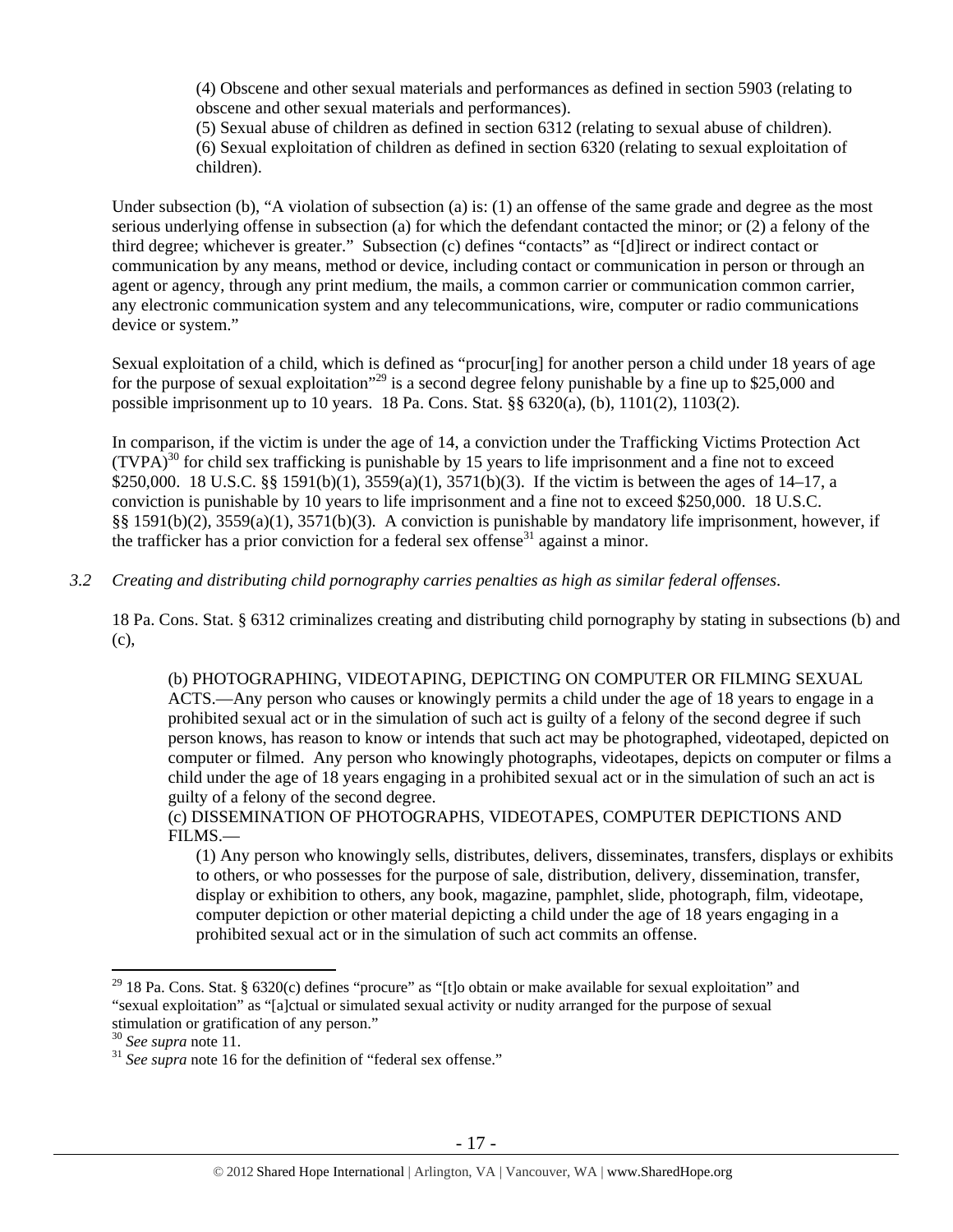(4) Obscene and other sexual materials and performances as defined in section 5903 (relating to obscene and other sexual materials and performances).
(5) Sexual abuse of children as defined in section 6312 (relating to sexual abuse of children).
(6) Sexual exploitation of children as defined in section 6320 (relating to sexual exploitation of children).

Under subsection (b), "A violation of subsection (a) is: (1) an offense of the same grade and degree as the most serious underlying offense in subsection (a) for which the defendant contacted the minor; or (2) a felony of the third degree; whichever is greater." Subsection (c) defines "contacts" as "[d]irect or indirect contact or communication by any means, method or device, including contact or communication in person or through an agent or agency, through any print medium, the mails, a common carrier or communication common carrier, any electronic communication system and any telecommunications, wire, computer or radio communications device or system."

Sexual exploitation of a child, which is defined as "procur[ing] for another person a child under 18 years of age for the purpose of sexual exploitation"[29] is a second degree felony punishable by a fine up to $25,000 and possible imprisonment up to 10 years. 18 Pa. Cons. Stat. §§ 6320(a), (b), 1101(2), 1103(2).

In comparison, if the victim is under the age of 14, a conviction under the Trafficking Victims Protection Act (TVPA)[30] for child sex trafficking is punishable by 15 years to life imprisonment and a fine not to exceed $250,000. 18 U.S.C. §§ 1591(b)(1), 3559(a)(1), 3571(b)(3). If the victim is between the ages of 14–17, a conviction is punishable by 10 years to life imprisonment and a fine not to exceed $250,000. 18 U.S.C. §§ 1591(b)(2), 3559(a)(1), 3571(b)(3). A conviction is punishable by mandatory life imprisonment, however, if the trafficker has a prior conviction for a federal sex offense[31] against a minor.

*3.2 Creating and distributing child pornography carries penalties as high as similar federal offenses.*

18 Pa. Cons. Stat. § 6312 criminalizes creating and distributing child pornography by stating in subsections (b) and (c),

(b) PHOTOGRAPHING, VIDEOTAPING, DEPICTING ON COMPUTER OR FILMING SEXUAL ACTS.—Any person who causes or knowingly permits a child under the age of 18 years to engage in a prohibited sexual act or in the simulation of such act is guilty of a felony of the second degree if such person knows, has reason to know or intends that such act may be photographed, videotaped, depicted on computer or filmed. Any person who knowingly photographs, videotapes, depicts on computer or films a child under the age of 18 years engaging in a prohibited sexual act or in the simulation of such an act is guilty of a felony of the second degree.
(c) DISSEMINATION OF PHOTOGRAPHS, VIDEOTAPES, COMPUTER DEPICTIONS AND FILMS.—

(1) Any person who knowingly sells, distributes, delivers, disseminates, transfers, displays or exhibits to others, or who possesses for the purpose of sale, distribution, delivery, dissemination, transfer, display or exhibition to others, any book, magazine, pamphlet, slide, photograph, film, videotape, computer depiction or other material depicting a child under the age of 18 years engaging in a prohibited sexual act or in the simulation of such act commits an offense.

---

[29] 18 Pa. Cons. Stat. § 6320(c) defines "procure" as "[t]o obtain or make available for sexual exploitation" and "sexual exploitation" as "[a]ctual or simulated sexual activity or nudity arranged for the purpose of sexual stimulation or gratification of any person."
[30] *See supra* note 11.
[31] *See supra* note 16 for the definition of "federal sex offense."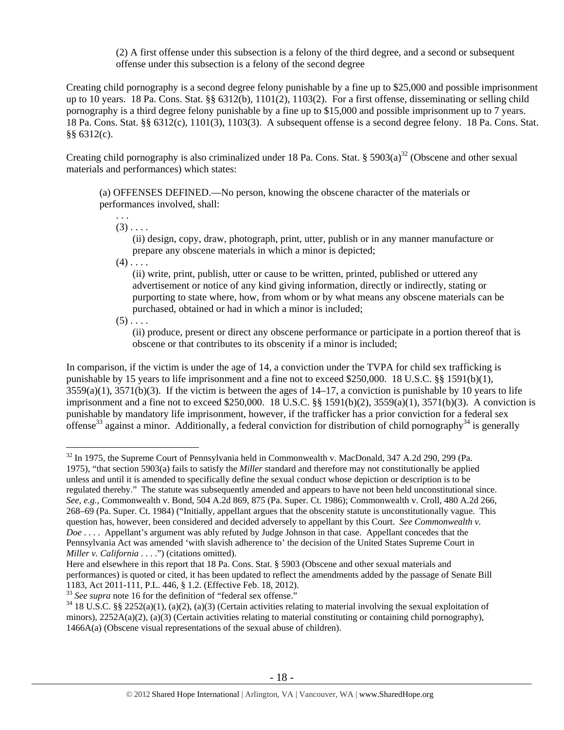> (2) A first offense under this subsection is a felony of the third degree, and a second or subsequent offense under this subsection is a felony of the second degree

Creating child pornography is a second degree felony punishable by a fine up to $25,000 and possible imprisonment up to 10 years. 18 Pa. Cons. Stat. §§ 6312(b), 1101(2), 1103(2). For a first offense, disseminating or selling child pornography is a third degree felony punishable by a fine up to $15,000 and possible imprisonment up to 7 years. 18 Pa. Cons. Stat. §§ 6312(c), 1101(3), 1103(3). A subsequent offense is a second degree felony. 18 Pa. Cons. Stat. §§ 6312(c).

Creating child pornography is also criminalized under 18 Pa. Cons. Stat. § 5903(a)[32] (Obscene and other sexual materials and performances) which states:

> (a) OFFENSES DEFINED.—No person, knowing the obscene character of the materials or performances involved, shall:
>
> . . .
>
> (3) . . . .
>
> (ii) design, copy, draw, photograph, print, utter, publish or in any manner manufacture or prepare any obscene materials in which a minor is depicted;
>
> (4) . . . .
>
> (ii) write, print, publish, utter or cause to be written, printed, published or uttered any advertisement or notice of any kind giving information, directly or indirectly, stating or purporting to state where, how, from whom or by what means any obscene materials can be purchased, obtained or had in which a minor is included;
>
> (5) . . . .
>
> (ii) produce, present or direct any obscene performance or participate in a portion thereof that is obscene or that contributes to its obscenity if a minor is included;

In comparison, if the victim is under the age of 14, a conviction under the TVPA for child sex trafficking is punishable by 15 years to life imprisonment and a fine not to exceed $250,000. 18 U.S.C. §§ 1591(b)(1), 3559(a)(1), 3571(b)(3). If the victim is between the ages of 14–17, a conviction is punishable by 10 years to life imprisonment and a fine not to exceed $250,000. 18 U.S.C. §§ 1591(b)(2), 3559(a)(1), 3571(b)(3). A conviction is punishable by mandatory life imprisonment, however, if the trafficker has a prior conviction for a federal sex offense[33] against a minor. Additionally, a federal conviction for distribution of child pornography[34] is generally

---

[32] In 1975, the Supreme Court of Pennsylvania held in Commonwealth v. MacDonald, 347 A.2d 290, 299 (Pa. 1975), "that section 5903(a) fails to satisfy the *Miller* standard and therefore may not constitutionally be applied unless and until it is amended to specifically define the sexual conduct whose depiction or description is to be regulated thereby." The statute was subsequently amended and appears to have not been held unconstitutional since. *See, e.g.*, Commonwealth v. Bond, 504 A.2d 869, 875 (Pa. Super. Ct. 1986); Commonwealth v. Croll, 480 A.2d 266, 268–69 (Pa. Super. Ct. 1984) ("Initially, appellant argues that the obscenity statute is unconstitutionally vague. This question has, however, been considered and decided adversely to appellant by this Court. *See Commonwealth v. Doe* . . . . Appellant's argument was ably refuted by Judge Johnson in that case. Appellant concedes that the Pennsylvania Act was amended 'with slavish adherence to' the decision of the United States Supreme Court in *Miller v. California* . . . .") (citations omitted).
Here and elsewhere in this report that 18 Pa. Cons. Stat. § 5903 (Obscene and other sexual materials and performances) is quoted or cited, it has been updated to reflect the amendments added by the passage of Senate Bill 1183, Act 2011-111, P.L. 446, § 1.2. (Effective Feb. 18, 2012).

[33] *See supra* note 16 for the definition of "federal sex offense."

[34] 18 U.S.C. §§ 2252(a)(1), (a)(2), (a)(3) (Certain activities relating to material involving the sexual exploitation of minors), 2252A(a)(2), (a)(3) (Certain activities relating to material constituting or containing child pornography), 1466A(a) (Obscene visual representations of the sexual abuse of children).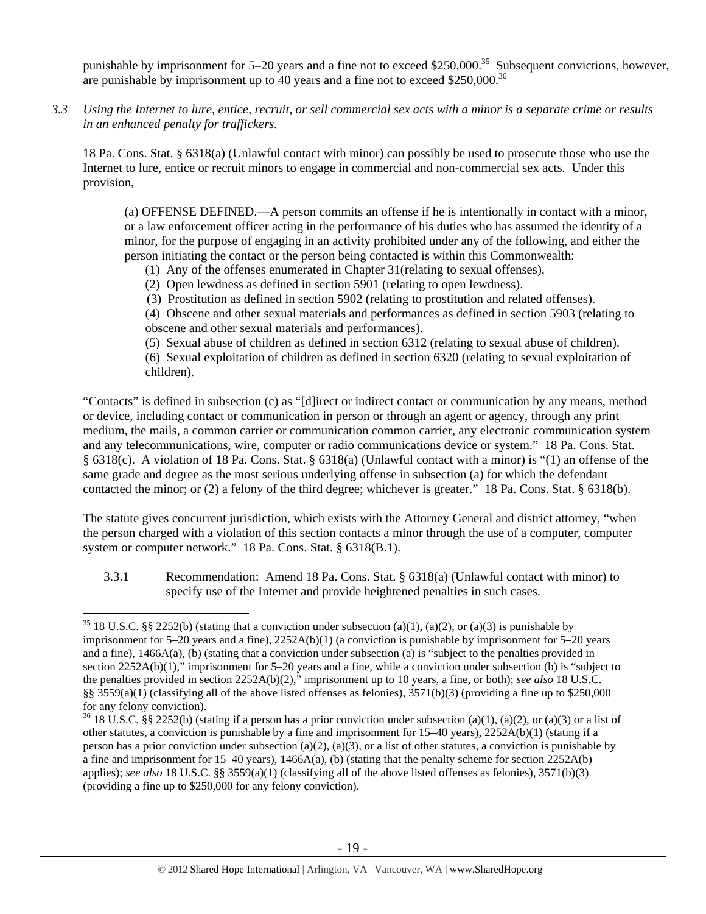punishable by imprisonment for 5–20 years and a fine not to exceed $250,000.[35] Subsequent convictions, however, are punishable by imprisonment up to 40 years and a fine not to exceed $250,000.[36]

*3.3 Using the Internet to lure, entice, recruit, or sell commercial sex acts with a minor is a separate crime or results in an enhanced penalty for traffickers.*

18 Pa. Cons. Stat. § 6318(a) (Unlawful contact with minor) can possibly be used to prosecute those who use the Internet to lure, entice or recruit minors to engage in commercial and non-commercial sex acts. Under this provision,

> (a) OFFENSE DEFINED.—A person commits an offense if he is intentionally in contact with a minor, or a law enforcement officer acting in the performance of his duties who has assumed the identity of a minor, for the purpose of engaging in an activity prohibited under any of the following, and either the person initiating the contact or the person being contacted is within this Commonwealth:
>
> (1) Any of the offenses enumerated in Chapter 31(relating to sexual offenses).
>
> (2) Open lewdness as defined in section 5901 (relating to open lewdness).
>
> (3) Prostitution as defined in section 5902 (relating to prostitution and related offenses).
>
> (4) Obscene and other sexual materials and performances as defined in section 5903 (relating to obscene and other sexual materials and performances).
>
> (5) Sexual abuse of children as defined in section 6312 (relating to sexual abuse of children).
>
> (6) Sexual exploitation of children as defined in section 6320 (relating to sexual exploitation of children).

"Contacts" is defined in subsection (c) as "[d]irect or indirect contact or communication by any means, method or device, including contact or communication in person or through an agent or agency, through any print medium, the mails, a common carrier or communication common carrier, any electronic communication system and any telecommunications, wire, computer or radio communications device or system." 18 Pa. Cons. Stat. § 6318(c). A violation of 18 Pa. Cons. Stat. § 6318(a) (Unlawful contact with a minor) is "(1) an offense of the same grade and degree as the most serious underlying offense in subsection (a) for which the defendant contacted the minor; or (2) a felony of the third degree; whichever is greater." 18 Pa. Cons. Stat. § 6318(b).

The statute gives concurrent jurisdiction, which exists with the Attorney General and district attorney, "when the person charged with a violation of this section contacts a minor through the use of a computer, computer system or computer network." 18 Pa. Cons. Stat. § 6318(B.1).

3.3.1 Recommendation: Amend 18 Pa. Cons. Stat. § 6318(a) (Unlawful contact with minor) to specify use of the Internet and provide heightened penalties in such cases.

---

[35] 18 U.S.C. §§ 2252(b) (stating that a conviction under subsection (a)(1), (a)(2), or (a)(3) is punishable by imprisonment for 5–20 years and a fine), 2252A(b)(1) (a conviction is punishable by imprisonment for 5–20 years and a fine), 1466A(a), (b) (stating that a conviction under subsection (a) is "subject to the penalties provided in section 2252A(b)(1)," imprisonment for 5–20 years and a fine, while a conviction under subsection (b) is "subject to the penalties provided in section 2252A(b)(2)," imprisonment up to 10 years, a fine, or both); *see also* 18 U.S.C. §§ 3559(a)(1) (classifying all of the above listed offenses as felonies), 3571(b)(3) (providing a fine up to $250,000 for any felony conviction).

[36] 18 U.S.C. §§ 2252(b) (stating if a person has a prior conviction under subsection (a)(1), (a)(2), or (a)(3) or a list of other statutes, a conviction is punishable by a fine and imprisonment for 15–40 years), 2252A(b)(1) (stating if a person has a prior conviction under subsection (a)(2), (a)(3), or a list of other statutes, a conviction is punishable by a fine and imprisonment for 15–40 years), 1466A(a), (b) (stating that the penalty scheme for section 2252A(b) applies); *see also* 18 U.S.C. §§ 3559(a)(1) (classifying all of the above listed offenses as felonies), 3571(b)(3) (providing a fine up to $250,000 for any felony conviction).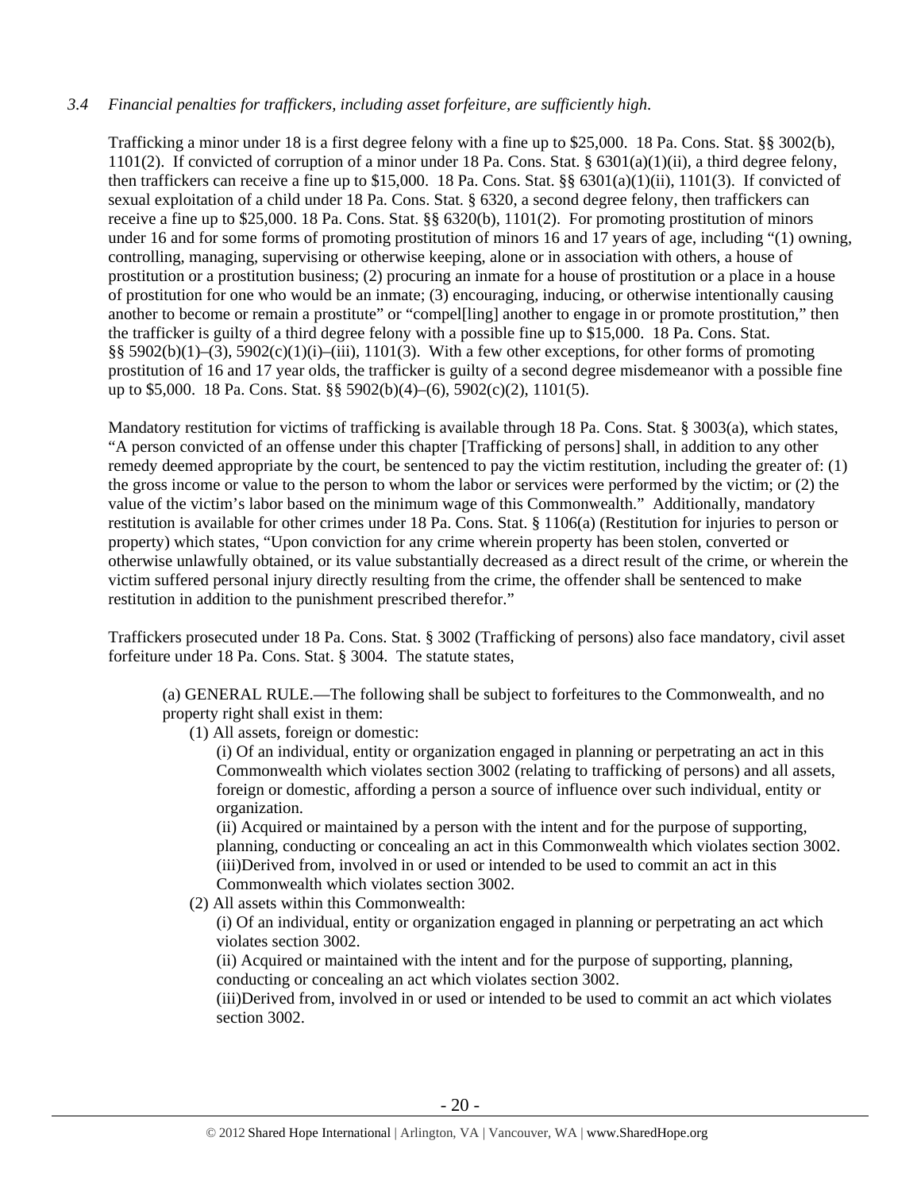*3.4 Financial penalties for traffickers, including asset forfeiture, are sufficiently high.*

Trafficking a minor under 18 is a first degree felony with a fine up to $25,000. 18 Pa. Cons. Stat. §§ 3002(b), 1101(2). If convicted of corruption of a minor under 18 Pa. Cons. Stat. § 6301(a)(1)(ii), a third degree felony, then traffickers can receive a fine up to $15,000. 18 Pa. Cons. Stat. §§ 6301(a)(1)(ii), 1101(3). If convicted of sexual exploitation of a child under 18 Pa. Cons. Stat. § 6320, a second degree felony, then traffickers can receive a fine up to $25,000. 18 Pa. Cons. Stat. §§ 6320(b), 1101(2). For promoting prostitution of minors under 16 and for some forms of promoting prostitution of minors 16 and 17 years of age, including "(1) owning, controlling, managing, supervising or otherwise keeping, alone or in association with others, a house of prostitution or a prostitution business; (2) procuring an inmate for a house of prostitution or a place in a house of prostitution for one who would be an inmate; (3) encouraging, inducing, or otherwise intentionally causing another to become or remain a prostitute" or "compel[ling] another to engage in or promote prostitution," then the trafficker is guilty of a third degree felony with a possible fine up to $15,000. 18 Pa. Cons. Stat. §§ 5902(b)(1)–(3), 5902(c)(1)(i)–(iii), 1101(3). With a few other exceptions, for other forms of promoting prostitution of 16 and 17 year olds, the trafficker is guilty of a second degree misdemeanor with a possible fine up to $5,000. 18 Pa. Cons. Stat. §§ 5902(b)(4)–(6), 5902(c)(2), 1101(5).

Mandatory restitution for victims of trafficking is available through 18 Pa. Cons. Stat. § 3003(a), which states, "A person convicted of an offense under this chapter [Trafficking of persons] shall, in addition to any other remedy deemed appropriate by the court, be sentenced to pay the victim restitution, including the greater of: (1) the gross income or value to the person to whom the labor or services were performed by the victim; or (2) the value of the victim's labor based on the minimum wage of this Commonwealth." Additionally, mandatory restitution is available for other crimes under 18 Pa. Cons. Stat. § 1106(a) (Restitution for injuries to person or property) which states, "Upon conviction for any crime wherein property has been stolen, converted or otherwise unlawfully obtained, or its value substantially decreased as a direct result of the crime, or wherein the victim suffered personal injury directly resulting from the crime, the offender shall be sentenced to make restitution in addition to the punishment prescribed therefor."

Traffickers prosecuted under 18 Pa. Cons. Stat. § 3002 (Trafficking of persons) also face mandatory, civil asset forfeiture under 18 Pa. Cons. Stat. § 3004. The statute states,

> (a) GENERAL RULE.—The following shall be subject to forfeitures to the Commonwealth, and no property right shall exist in them:
>
> (1) All assets, foreign or domestic:
>
> (i) Of an individual, entity or organization engaged in planning or perpetrating an act in this Commonwealth which violates section 3002 (relating to trafficking of persons) and all assets, foreign or domestic, affording a person a source of influence over such individual, entity or organization.
>
> (ii) Acquired or maintained by a person with the intent and for the purpose of supporting, planning, conducting or concealing an act in this Commonwealth which violates section 3002.
>
> (iii) Derived from, involved in or used or intended to be used to commit an act in this Commonwealth which violates section 3002.
>
> (2) All assets within this Commonwealth:
>
> (i) Of an individual, entity or organization engaged in planning or perpetrating an act which violates section 3002.
>
> (ii) Acquired or maintained with the intent and for the purpose of supporting, planning, conducting or concealing an act which violates section 3002.
>
> (iii) Derived from, involved in or used or intended to be used to commit an act which violates section 3002.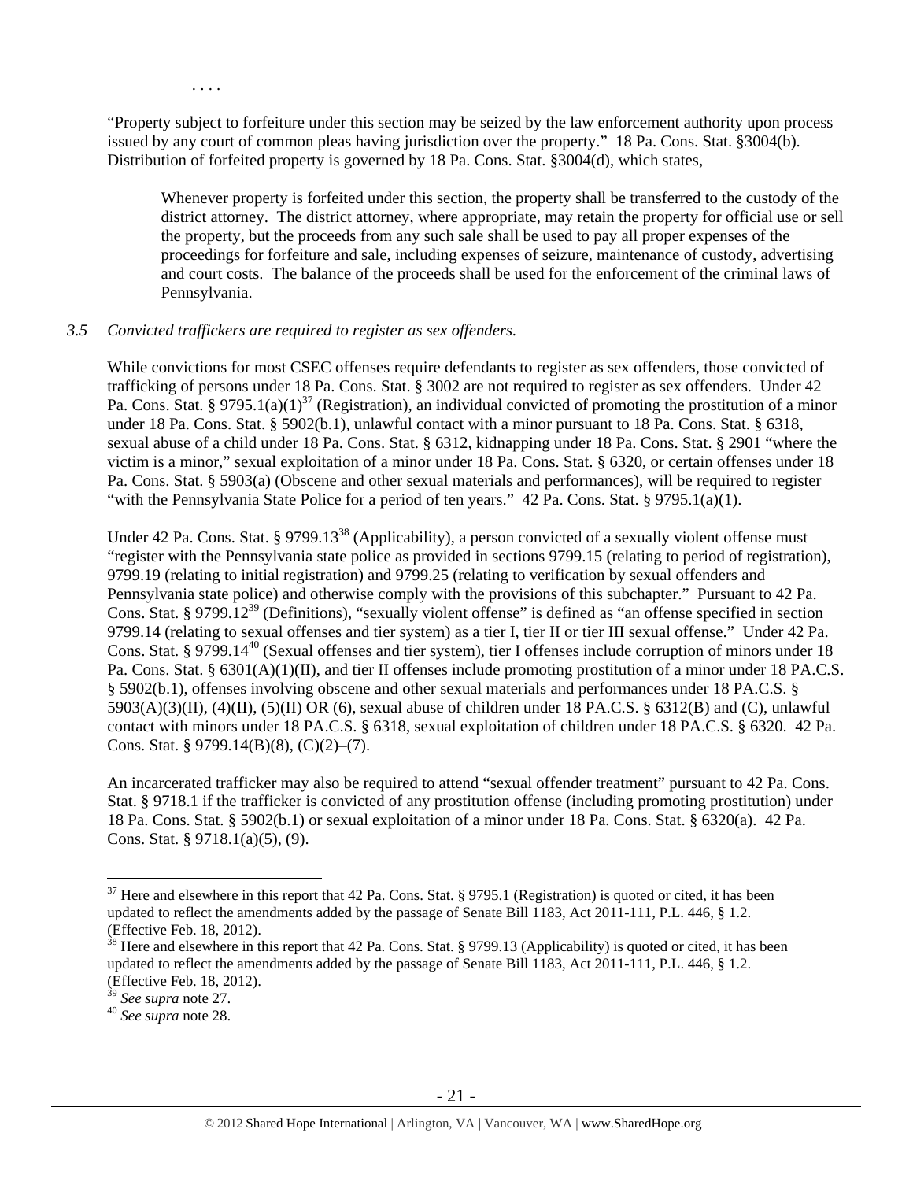. . . .

"Property subject to forfeiture under this section may be seized by the law enforcement authority upon process issued by any court of common pleas having jurisdiction over the property." 18 Pa. Cons. Stat. §3004(b). Distribution of forfeited property is governed by 18 Pa. Cons. Stat. §3004(d), which states,

> Whenever property is forfeited under this section, the property shall be transferred to the custody of the district attorney. The district attorney, where appropriate, may retain the property for official use or sell the property, but the proceeds from any such sale shall be used to pay all proper expenses of the proceedings for forfeiture and sale, including expenses of seizure, maintenance of custody, advertising and court costs. The balance of the proceeds shall be used for the enforcement of the criminal laws of Pennsylvania.

*3.5 Convicted traffickers are required to register as sex offenders.*

While convictions for most CSEC offenses require defendants to register as sex offenders, those convicted of trafficking of persons under 18 Pa. Cons. Stat. § 3002 are not required to register as sex offenders. Under 42 Pa. Cons. Stat. § 9795.1(a)(1)[37] (Registration), an individual convicted of promoting the prostitution of a minor under 18 Pa. Cons. Stat. § 5902(b.1), unlawful contact with a minor pursuant to 18 Pa. Cons. Stat. § 6318, sexual abuse of a child under 18 Pa. Cons. Stat. § 6312, kidnapping under 18 Pa. Cons. Stat. § 2901 "where the victim is a minor," sexual exploitation of a minor under 18 Pa. Cons. Stat. § 6320, or certain offenses under 18 Pa. Cons. Stat. § 5903(a) (Obscene and other sexual materials and performances), will be required to register "with the Pennsylvania State Police for a period of ten years." 42 Pa. Cons. Stat. § 9795.1(a)(1).

Under 42 Pa. Cons. Stat. § 9799.13[38] (Applicability), a person convicted of a sexually violent offense must "register with the Pennsylvania state police as provided in sections 9799.15 (relating to period of registration), 9799.19 (relating to initial registration) and 9799.25 (relating to verification by sexual offenders and Pennsylvania state police) and otherwise comply with the provisions of this subchapter." Pursuant to 42 Pa. Cons. Stat. § 9799.12[39] (Definitions), "sexually violent offense" is defined as "an offense specified in section 9799.14 (relating to sexual offenses and tier system) as a tier I, tier II or tier III sexual offense." Under 42 Pa. Cons. Stat. § 9799.14[40] (Sexual offenses and tier system), tier I offenses include corruption of minors under 18 Pa. Cons. Stat. § 6301(A)(1)(II), and tier II offenses include promoting prostitution of a minor under 18 PA.C.S. § 5902(b.1), offenses involving obscene and other sexual materials and performances under 18 PA.C.S. § 5903(A)(3)(II), (4)(II), (5)(II) OR (6), sexual abuse of children under 18 PA.C.S. § 6312(B) and (C), unlawful contact with minors under 18 PA.C.S. § 6318, sexual exploitation of children under 18 PA.C.S. § 6320. 42 Pa. Cons. Stat. § 9799.14(B)(8), (C)(2)–(7).

An incarcerated trafficker may also be required to attend "sexual offender treatment" pursuant to 42 Pa. Cons. Stat. § 9718.1 if the trafficker is convicted of any prostitution offense (including promoting prostitution) under 18 Pa. Cons. Stat. § 5902(b.1) or sexual exploitation of a minor under 18 Pa. Cons. Stat. § 6320(a). 42 Pa. Cons. Stat. § 9718.1(a)(5), (9).

---

[37] Here and elsewhere in this report that 42 Pa. Cons. Stat. § 9795.1 (Registration) is quoted or cited, it has been updated to reflect the amendments added by the passage of Senate Bill 1183, Act 2011-111, P.L. 446, § 1.2. (Effective Feb. 18, 2012).

[38] Here and elsewhere in this report that 42 Pa. Cons. Stat. § 9799.13 (Applicability) is quoted or cited, it has been updated to reflect the amendments added by the passage of Senate Bill 1183, Act 2011-111, P.L. 446, § 1.2. (Effective Feb. 18, 2012).

[39] *See supra* note 27.

[40] *See supra* note 28.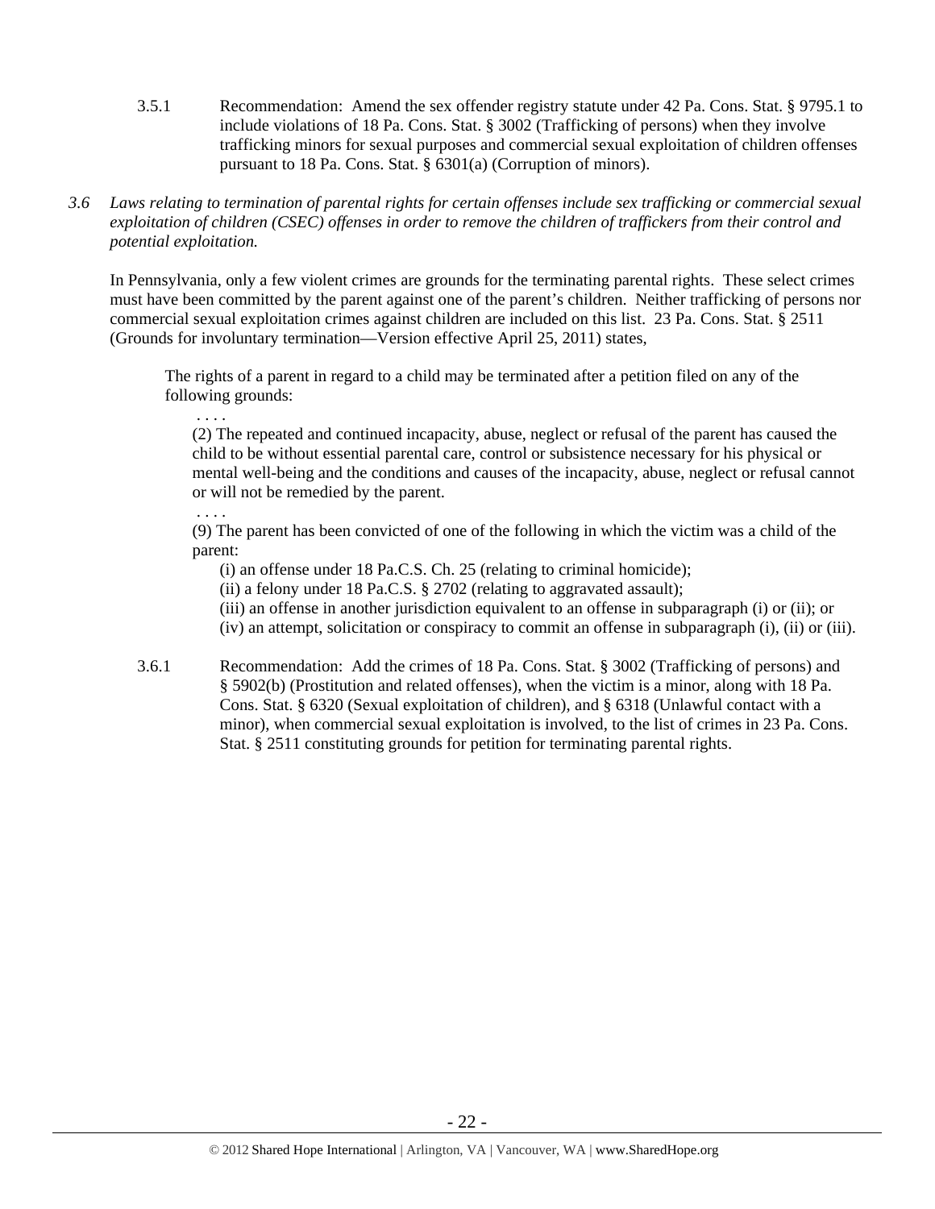3.5.1 Recommendation: Amend the sex offender registry statute under 42 Pa. Cons. Stat. § 9795.1 to include violations of 18 Pa. Cons. Stat. § 3002 (Trafficking of persons) when they involve trafficking minors for sexual purposes and commercial sexual exploitation of children offenses pursuant to 18 Pa. Cons. Stat. § 6301(a) (Corruption of minors).

*3.6 Laws relating to termination of parental rights for certain offenses include sex trafficking or commercial sexual exploitation of children (CSEC) offenses in order to remove the children of traffickers from their control and potential exploitation.*

In Pennsylvania, only a few violent crimes are grounds for the terminating parental rights. These select crimes must have been committed by the parent against one of the parent's children. Neither trafficking of persons nor commercial sexual exploitation crimes against children are included on this list. 23 Pa. Cons. Stat. § 2511 (Grounds for involuntary termination—Version effective April 25, 2011) states,

> The rights of a parent in regard to a child may be terminated after a petition filed on any of the following grounds:
>
> . . . .
>
> (2) The repeated and continued incapacity, abuse, neglect or refusal of the parent has caused the child to be without essential parental care, control or subsistence necessary for his physical or mental well-being and the conditions and causes of the incapacity, abuse, neglect or refusal cannot or will not be remedied by the parent.
>
> . . . .
>
> (9) The parent has been convicted of one of the following in which the victim was a child of the parent:
>
> (i) an offense under 18 Pa.C.S. Ch. 25 (relating to criminal homicide);
> (ii) a felony under 18 Pa.C.S. § 2702 (relating to aggravated assault);
> (iii) an offense in another jurisdiction equivalent to an offense in subparagraph (i) or (ii); or
> (iv) an attempt, solicitation or conspiracy to commit an offense in subparagraph (i), (ii) or (iii).

3.6.1 Recommendation: Add the crimes of 18 Pa. Cons. Stat. § 3002 (Trafficking of persons) and § 5902(b) (Prostitution and related offenses), when the victim is a minor, along with 18 Pa. Cons. Stat. § 6320 (Sexual exploitation of children), and § 6318 (Unlawful contact with a minor), when commercial sexual exploitation is involved, to the list of crimes in 23 Pa. Cons. Stat. § 2511 constituting grounds for petition for terminating parental rights.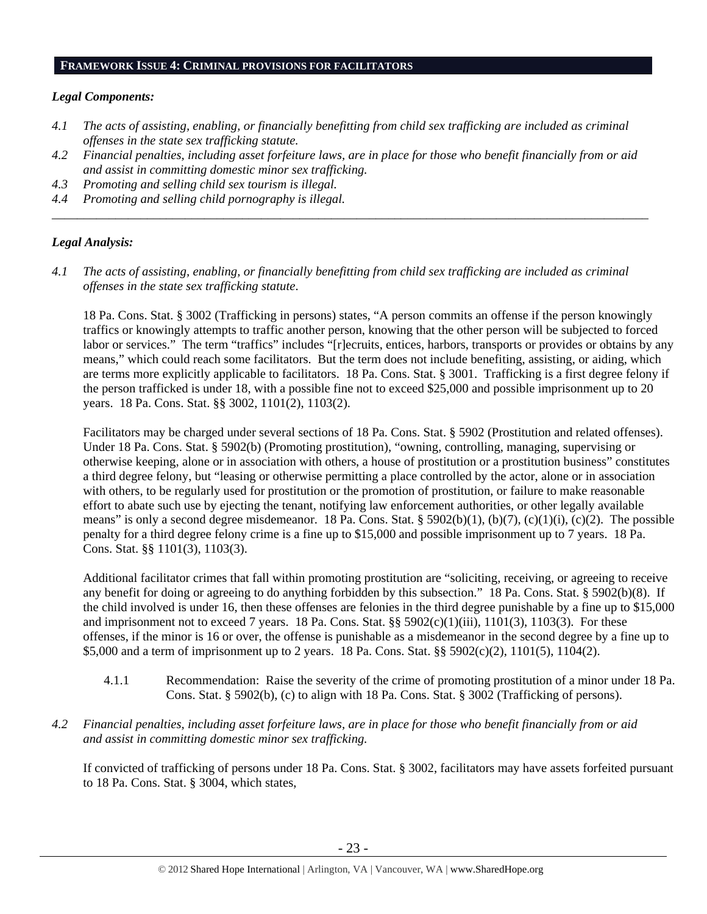## FRAMEWORK ISSUE 4: CRIMINAL PROVISIONS FOR FACILITATORS

***Legal Components:***

*4.1 The acts of assisting, enabling, or financially benefitting from child sex trafficking are included as criminal offenses in the state sex trafficking statute.*

*4.2 Financial penalties, including asset forfeiture laws, are in place for those who benefit financially from or aid and assist in committing domestic minor sex trafficking.*

*4.3 Promoting and selling child sex tourism is illegal.*

*4.4 Promoting and selling child pornography is illegal.*

---

***Legal Analysis:***

*4.1 The acts of assisting, enabling, or financially benefitting from child sex trafficking are included as criminal offenses in the state sex trafficking statute.*

18 Pa. Cons. Stat. § 3002 (Trafficking in persons) states, "A person commits an offense if the person knowingly traffics or knowingly attempts to traffic another person, knowing that the other person will be subjected to forced labor or services." The term "traffics" includes "[r]ecruits, entices, harbors, transports or provides or obtains by any means," which could reach some facilitators. But the term does not include benefiting, assisting, or aiding, which are terms more explicitly applicable to facilitators. 18 Pa. Cons. Stat. § 3001. Trafficking is a first degree felony if the person trafficked is under 18, with a possible fine not to exceed $25,000 and possible imprisonment up to 20 years. 18 Pa. Cons. Stat. §§ 3002, 1101(2), 1103(2).

Facilitators may be charged under several sections of 18 Pa. Cons. Stat. § 5902 (Prostitution and related offenses). Under 18 Pa. Cons. Stat. § 5902(b) (Promoting prostitution), "owning, controlling, managing, supervising or otherwise keeping, alone or in association with others, a house of prostitution or a prostitution business" constitutes a third degree felony, but "leasing or otherwise permitting a place controlled by the actor, alone or in association with others, to be regularly used for prostitution or the promotion of prostitution, or failure to make reasonable effort to abate such use by ejecting the tenant, notifying law enforcement authorities, or other legally available means" is only a second degree misdemeanor. 18 Pa. Cons. Stat. § 5902(b)(1), (b)(7), (c)(1)(i), (c)(2). The possible penalty for a third degree felony crime is a fine up to $15,000 and possible imprisonment up to 7 years. 18 Pa. Cons. Stat. §§ 1101(3), 1103(3).

Additional facilitator crimes that fall within promoting prostitution are "soliciting, receiving, or agreeing to receive any benefit for doing or agreeing to do anything forbidden by this subsection." 18 Pa. Cons. Stat. § 5902(b)(8). If the child involved is under 16, then these offenses are felonies in the third degree punishable by a fine up to $15,000 and imprisonment not to exceed 7 years. 18 Pa. Cons. Stat. §§ 5902(c)(1)(iii), 1101(3), 1103(3). For these offenses, if the minor is 16 or over, the offense is punishable as a misdemeanor in the second degree by a fine up to $5,000 and a term of imprisonment up to 2 years. 18 Pa. Cons. Stat. §§ 5902(c)(2), 1101(5), 1104(2).

4.1.1 Recommendation: Raise the severity of the crime of promoting prostitution of a minor under 18 Pa. Cons. Stat. § 5902(b), (c) to align with 18 Pa. Cons. Stat. § 3002 (Trafficking of persons).

*4.2 Financial penalties, including asset forfeiture laws, are in place for those who benefit financially from or aid and assist in committing domestic minor sex trafficking.*

If convicted of trafficking of persons under 18 Pa. Cons. Stat. § 3002, facilitators may have assets forfeited pursuant to 18 Pa. Cons. Stat. § 3004, which states,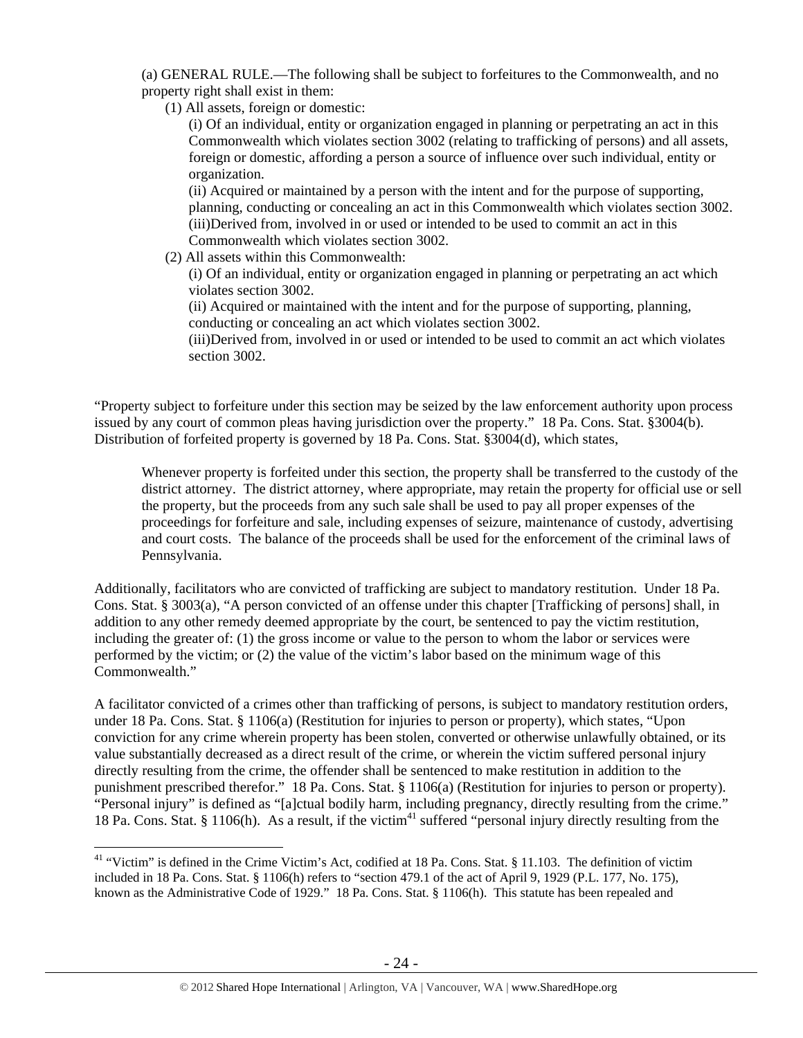(a) GENERAL RULE.—The following shall be subject to forfeitures to the Commonwealth, and no property right shall exist in them:

(1) All assets, foreign or domestic:

(i) Of an individual, entity or organization engaged in planning or perpetrating an act in this Commonwealth which violates section 3002 (relating to trafficking of persons) and all assets, foreign or domestic, affording a person a source of influence over such individual, entity or organization.

(ii) Acquired or maintained by a person with the intent and for the purpose of supporting, planning, conducting or concealing an act in this Commonwealth which violates section 3002.

(iii)Derived from, involved in or used or intended to be used to commit an act in this Commonwealth which violates section 3002.

(2) All assets within this Commonwealth:

(i) Of an individual, entity or organization engaged in planning or perpetrating an act which violates section 3002.

(ii) Acquired or maintained with the intent and for the purpose of supporting, planning, conducting or concealing an act which violates section 3002.

(iii)Derived from, involved in or used or intended to be used to commit an act which violates section 3002.

"Property subject to forfeiture under this section may be seized by the law enforcement authority upon process issued by any court of common pleas having jurisdiction over the property." 18 Pa. Cons. Stat. §3004(b). Distribution of forfeited property is governed by 18 Pa. Cons. Stat. §3004(d), which states,

> Whenever property is forfeited under this section, the property shall be transferred to the custody of the district attorney. The district attorney, where appropriate, may retain the property for official use or sell the property, but the proceeds from any such sale shall be used to pay all proper expenses of the proceedings for forfeiture and sale, including expenses of seizure, maintenance of custody, advertising and court costs. The balance of the proceeds shall be used for the enforcement of the criminal laws of Pennsylvania.

Additionally, facilitators who are convicted of trafficking are subject to mandatory restitution. Under 18 Pa. Cons. Stat. § 3003(a), "A person convicted of an offense under this chapter [Trafficking of persons] shall, in addition to any other remedy deemed appropriate by the court, be sentenced to pay the victim restitution, including the greater of: (1) the gross income or value to the person to whom the labor or services were performed by the victim; or (2) the value of the victim's labor based on the minimum wage of this Commonwealth."

A facilitator convicted of a crimes other than trafficking of persons, is subject to mandatory restitution orders, under 18 Pa. Cons. Stat. § 1106(a) (Restitution for injuries to person or property), which states, "Upon conviction for any crime wherein property has been stolen, converted or otherwise unlawfully obtained, or its value substantially decreased as a direct result of the crime, or wherein the victim suffered personal injury directly resulting from the crime, the offender shall be sentenced to make restitution in addition to the punishment prescribed therefor." 18 Pa. Cons. Stat. § 1106(a) (Restitution for injuries to person or property). "Personal injury" is defined as "[a]ctual bodily harm, including pregnancy, directly resulting from the crime." 18 Pa. Cons. Stat. § 1106(h). As a result, if the victim[41] suffered "personal injury directly resulting from the

[41] "Victim" is defined in the Crime Victim's Act, codified at 18 Pa. Cons. Stat. § 11.103. The definition of victim included in 18 Pa. Cons. Stat. § 1106(h) refers to "section 479.1 of the act of April 9, 1929 (P.L. 177, No. 175), known as the Administrative Code of 1929." 18 Pa. Cons. Stat. § 1106(h). This statute has been repealed and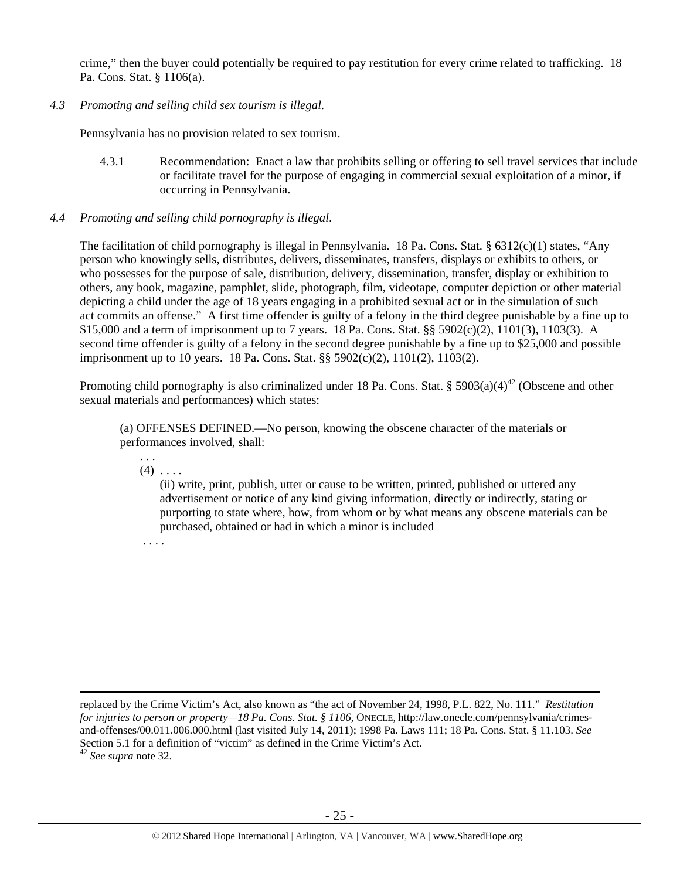crime," then the buyer could potentially be required to pay restitution for every crime related to trafficking. 18 Pa. Cons. Stat. § 1106(a).

*4.3 Promoting and selling child sex tourism is illegal.*

Pennsylvania has no provision related to sex tourism.

4.3.1 Recommendation: Enact a law that prohibits selling or offering to sell travel services that include or facilitate travel for the purpose of engaging in commercial sexual exploitation of a minor, if occurring in Pennsylvania.

*4.4 Promoting and selling child pornography is illegal.*

The facilitation of child pornography is illegal in Pennsylvania. 18 Pa. Cons. Stat. § 6312(c)(1) states, "Any person who knowingly sells, distributes, delivers, disseminates, transfers, displays or exhibits to others, or who possesses for the purpose of sale, distribution, delivery, dissemination, transfer, display or exhibition to others, any book, magazine, pamphlet, slide, photograph, film, videotape, computer depiction or other material depicting a child under the age of 18 years engaging in a prohibited sexual act or in the simulation of such act commits an offense." A first time offender is guilty of a felony in the third degree punishable by a fine up to $15,000 and a term of imprisonment up to 7 years. 18 Pa. Cons. Stat. §§ 5902(c)(2), 1101(3), 1103(3). A second time offender is guilty of a felony in the second degree punishable by a fine up to $25,000 and possible imprisonment up to 10 years. 18 Pa. Cons. Stat. §§ 5902(c)(2), 1101(2), 1103(2).

Promoting child pornography is also criminalized under 18 Pa. Cons. Stat. § 5903(a)(4)[42] (Obscene and other sexual materials and performances) which states:

> (a) OFFENSES DEFINED.—No person, knowing the obscene character of the materials or performances involved, shall:
>
> . . .
>
> (4) . . . .
>
> (ii) write, print, publish, utter or cause to be written, printed, published or uttered any advertisement or notice of any kind giving information, directly or indirectly, stating or purporting to state where, how, from whom or by what means any obscene materials can be purchased, obtained or had in which a minor is included
>
> . . . .

---

replaced by the Crime Victim's Act, also known as "the act of November 24, 1998, P.L. 822, No. 111." *Restitution for injuries to person or property—18 Pa. Cons. Stat. § 1106*, ONECLE, http://law.onecle.com/pennsylvania/crimes-and-offenses/00.011.006.000.html (last visited July 14, 2011); 1998 Pa. Laws 111; 18 Pa. Cons. Stat. § 11.103. *See* Section 5.1 for a definition of "victim" as defined in the Crime Victim's Act.

[42] *See supra* note 32.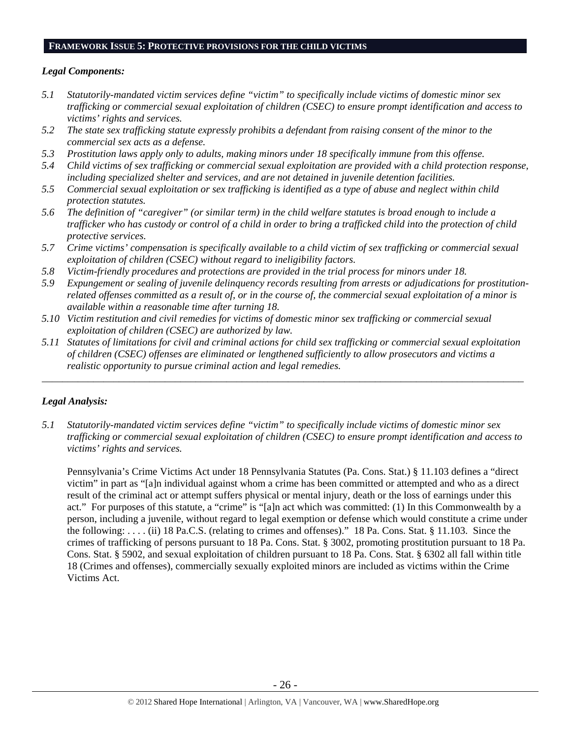## FRAMEWORK ISSUE 5: PROTECTIVE PROVISIONS FOR THE CHILD VICTIMS

### *Legal Components:*

- *5.1 Statutorily-mandated victim services define "victim" to specifically include victims of domestic minor sex trafficking or commercial sexual exploitation of children (CSEC) to ensure prompt identification and access to victims' rights and services.*
- *5.2 The state sex trafficking statute expressly prohibits a defendant from raising consent of the minor to the commercial sex acts as a defense.*
- *5.3 Prostitution laws apply only to adults, making minors under 18 specifically immune from this offense.*
- *5.4 Child victims of sex trafficking or commercial sexual exploitation are provided with a child protection response, including specialized shelter and services, and are not detained in juvenile detention facilities.*
- *5.5 Commercial sexual exploitation or sex trafficking is identified as a type of abuse and neglect within child protection statutes.*
- *5.6 The definition of "caregiver" (or similar term) in the child welfare statutes is broad enough to include a trafficker who has custody or control of a child in order to bring a trafficked child into the protection of child protective services.*
- *5.7 Crime victims' compensation is specifically available to a child victim of sex trafficking or commercial sexual exploitation of children (CSEC) without regard to ineligibility factors.*
- *5.8 Victim-friendly procedures and protections are provided in the trial process for minors under 18.*
- *5.9 Expungement or sealing of juvenile delinquency records resulting from arrests or adjudications for prostitution-related offenses committed as a result of, or in the course of, the commercial sexual exploitation of a minor is available within a reasonable time after turning 18.*
- *5.10 Victim restitution and civil remedies for victims of domestic minor sex trafficking or commercial sexual exploitation of children (CSEC) are authorized by law.*
- *5.11 Statutes of limitations for civil and criminal actions for child sex trafficking or commercial sexual exploitation of children (CSEC) offenses are eliminated or lengthened sufficiently to allow prosecutors and victims a realistic opportunity to pursue criminal action and legal remedies.*

---

### *Legal Analysis:*

*5.1 Statutorily-mandated victim services define "victim" to specifically include victims of domestic minor sex trafficking or commercial sexual exploitation of children (CSEC) to ensure prompt identification and access to victims' rights and services.*

Pennsylvania's Crime Victims Act under 18 Pennsylvania Statutes (Pa. Cons. Stat.) § 11.103 defines a "direct victim" in part as "[a]n individual against whom a crime has been committed or attempted and who as a direct result of the criminal act or attempt suffers physical or mental injury, death or the loss of earnings under this act." For purposes of this statute, a "crime" is "[a]n act which was committed: (1) In this Commonwealth by a person, including a juvenile, without regard to legal exemption or defense which would constitute a crime under the following: . . . . (ii) 18 Pa.C.S. (relating to crimes and offenses)." 18 Pa. Cons. Stat. § 11.103. Since the crimes of trafficking of persons pursuant to 18 Pa. Cons. Stat. § 3002, promoting prostitution pursuant to 18 Pa. Cons. Stat. § 5902, and sexual exploitation of children pursuant to 18 Pa. Cons. Stat. § 6302 all fall within title 18 (Crimes and offenses), commercially sexually exploited minors are included as victims within the Crime Victims Act.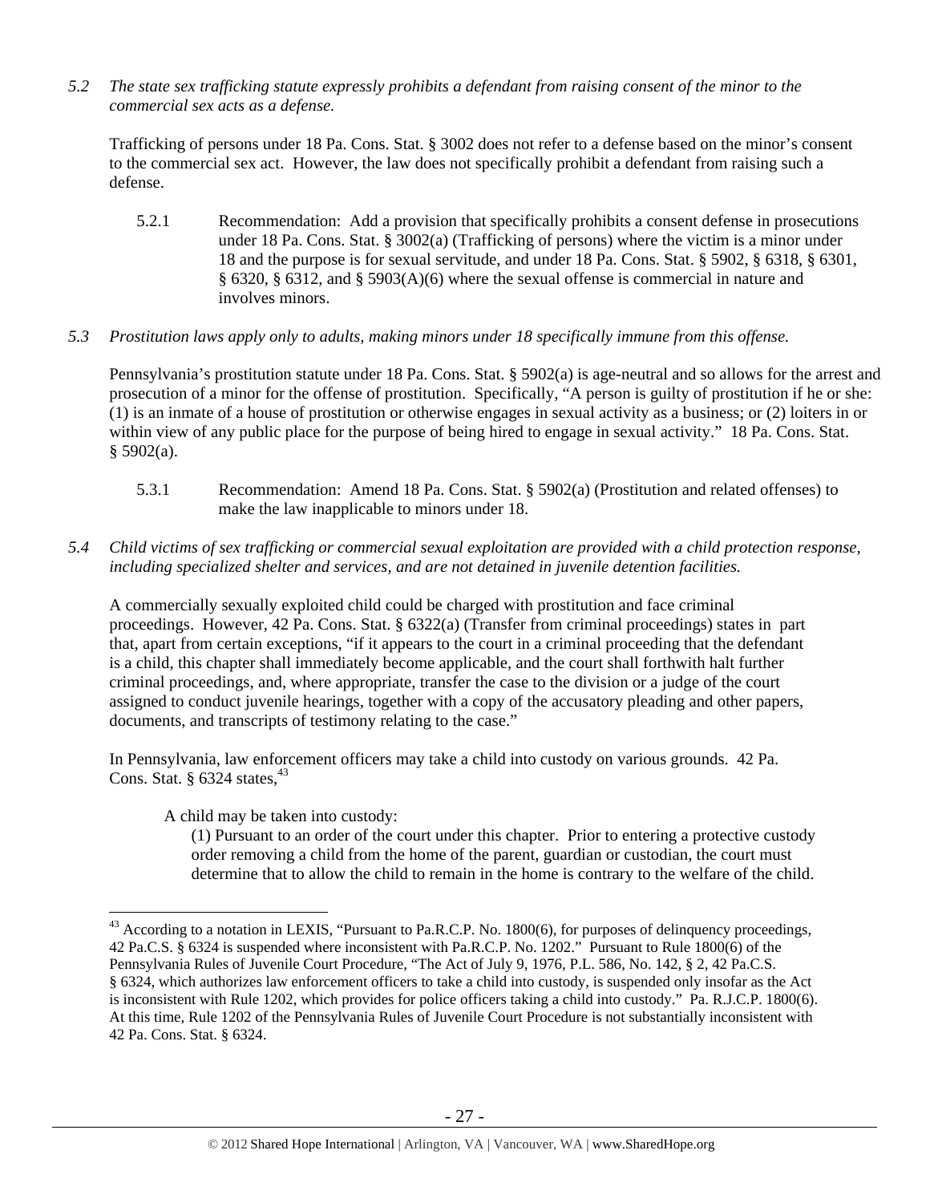*5.2 The state sex trafficking statute expressly prohibits a defendant from raising consent of the minor to the commercial sex acts as a defense.*

Trafficking of persons under 18 Pa. Cons. Stat. § 3002 does not refer to a defense based on the minor's consent to the commercial sex act. However, the law does not specifically prohibit a defendant from raising such a defense.

5.2.1 Recommendation: Add a provision that specifically prohibits a consent defense in prosecutions under 18 Pa. Cons. Stat. § 3002(a) (Trafficking of persons) where the victim is a minor under 18 and the purpose is for sexual servitude, and under 18 Pa. Cons. Stat. § 5902, § 6318, § 6301, § 6320, § 6312, and § 5903(A)(6) where the sexual offense is commercial in nature and involves minors.

*5.3 Prostitution laws apply only to adults, making minors under 18 specifically immune from this offense.*

Pennsylvania's prostitution statute under 18 Pa. Cons. Stat. § 5902(a) is age-neutral and so allows for the arrest and prosecution of a minor for the offense of prostitution. Specifically, "A person is guilty of prostitution if he or she: (1) is an inmate of a house of prostitution or otherwise engages in sexual activity as a business; or (2) loiters in or within view of any public place for the purpose of being hired to engage in sexual activity." 18 Pa. Cons. Stat. § 5902(a).

5.3.1 Recommendation: Amend 18 Pa. Cons. Stat. § 5902(a) (Prostitution and related offenses) to make the law inapplicable to minors under 18.

*5.4 Child victims of sex trafficking or commercial sexual exploitation are provided with a child protection response, including specialized shelter and services, and are not detained in juvenile detention facilities.*

A commercially sexually exploited child could be charged with prostitution and face criminal proceedings. However, 42 Pa. Cons. Stat. § 6322(a) (Transfer from criminal proceedings) states in part that, apart from certain exceptions, "if it appears to the court in a criminal proceeding that the defendant is a child, this chapter shall immediately become applicable, and the court shall forthwith halt further criminal proceedings, and, where appropriate, transfer the case to the division or a judge of the court assigned to conduct juvenile hearings, together with a copy of the accusatory pleading and other papers, documents, and transcripts of testimony relating to the case."

In Pennsylvania, law enforcement officers may take a child into custody on various grounds. 42 Pa. Cons. Stat. § 6324 states,[43]

> A child may be taken into custody:
>
> (1) Pursuant to an order of the court under this chapter. Prior to entering a protective custody order removing a child from the home of the parent, guardian or custodian, the court must determine that to allow the child to remain in the home is contrary to the welfare of the child.

---

[43] According to a notation in LEXIS, "Pursuant to Pa.R.C.P. No. 1800(6), for purposes of delinquency proceedings, 42 Pa.C.S. § 6324 is suspended where inconsistent with Pa.R.C.P. No. 1202." Pursuant to Rule 1800(6) of the Pennsylvania Rules of Juvenile Court Procedure, "The Act of July 9, 1976, P.L. 586, No. 142, § 2, 42 Pa.C.S. § 6324, which authorizes law enforcement officers to take a child into custody, is suspended only insofar as the Act is inconsistent with Rule 1202, which provides for police officers taking a child into custody." Pa. R.J.C.P. 1800(6). At this time, Rule 1202 of the Pennsylvania Rules of Juvenile Court Procedure is not substantially inconsistent with 42 Pa. Cons. Stat. § 6324.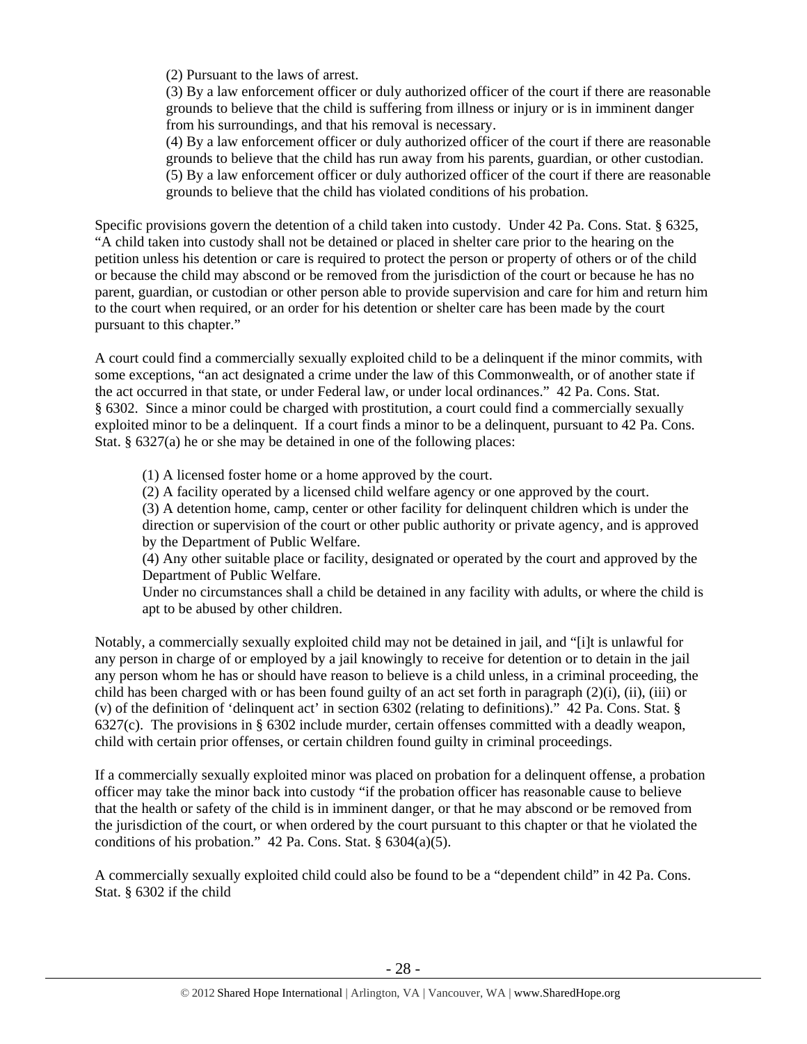(2) Pursuant to the laws of arrest.
(3) By a law enforcement officer or duly authorized officer of the court if there are reasonable grounds to believe that the child is suffering from illness or injury or is in imminent danger from his surroundings, and that his removal is necessary.
(4) By a law enforcement officer or duly authorized officer of the court if there are reasonable grounds to believe that the child has run away from his parents, guardian, or other custodian.
(5) By a law enforcement officer or duly authorized officer of the court if there are reasonable grounds to believe that the child has violated conditions of his probation.

Specific provisions govern the detention of a child taken into custody. Under 42 Pa. Cons. Stat. § 6325, "A child taken into custody shall not be detained or placed in shelter care prior to the hearing on the petition unless his detention or care is required to protect the person or property of others or of the child or because the child may abscond or be removed from the jurisdiction of the court or because he has no parent, guardian, or custodian or other person able to provide supervision and care for him and return him to the court when required, or an order for his detention or shelter care has been made by the court pursuant to this chapter."

A court could find a commercially sexually exploited child to be a delinquent if the minor commits, with some exceptions, "an act designated a crime under the law of this Commonwealth, or of another state if the act occurred in that state, or under Federal law, or under local ordinances." 42 Pa. Cons. Stat. § 6302. Since a minor could be charged with prostitution, a court could find a commercially sexually exploited minor to be a delinquent. If a court finds a minor to be a delinquent, pursuant to 42 Pa. Cons. Stat. § 6327(a) he or she may be detained in one of the following places:

(1) A licensed foster home or a home approved by the court.
(2) A facility operated by a licensed child welfare agency or one approved by the court.
(3) A detention home, camp, center or other facility for delinquent children which is under the direction or supervision of the court or other public authority or private agency, and is approved by the Department of Public Welfare.
(4) Any other suitable place or facility, designated or operated by the court and approved by the Department of Public Welfare.
Under no circumstances shall a child be detained in any facility with adults, or where the child is apt to be abused by other children.

Notably, a commercially sexually exploited child may not be detained in jail, and "[i]t is unlawful for any person in charge of or employed by a jail knowingly to receive for detention or to detain in the jail any person whom he has or should have reason to believe is a child unless, in a criminal proceeding, the child has been charged with or has been found guilty of an act set forth in paragraph (2)(i), (ii), (iii) or (v) of the definition of 'delinquent act' in section 6302 (relating to definitions)." 42 Pa. Cons. Stat. § 6327(c). The provisions in § 6302 include murder, certain offenses committed with a deadly weapon, child with certain prior offenses, or certain children found guilty in criminal proceedings.

If a commercially sexually exploited minor was placed on probation for a delinquent offense, a probation officer may take the minor back into custody "if the probation officer has reasonable cause to believe that the health or safety of the child is in imminent danger, or that he may abscond or be removed from the jurisdiction of the court, or when ordered by the court pursuant to this chapter or that he violated the conditions of his probation." 42 Pa. Cons. Stat. § 6304(a)(5).

A commercially sexually exploited child could also be found to be a "dependent child" in 42 Pa. Cons. Stat. § 6302 if the child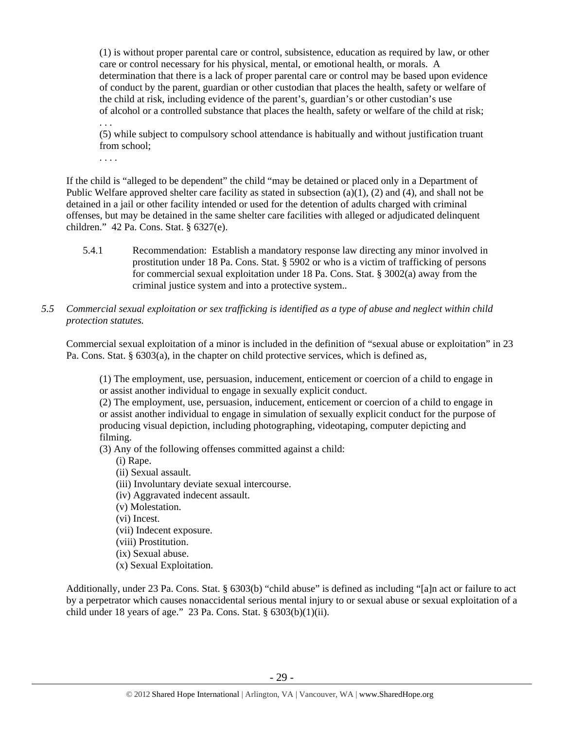(1) is without proper parental care or control, subsistence, education as required by law, or other care or control necessary for his physical, mental, or emotional health, or morals. A determination that there is a lack of proper parental care or control may be based upon evidence of conduct by the parent, guardian or other custodian that places the health, safety or welfare of the child at risk, including evidence of the parent's, guardian's or other custodian's use of alcohol or a controlled substance that places the health, safety or welfare of the child at risk;
. . .
(5) while subject to compulsory school attendance is habitually and without justification truant from school;
. . . .

If the child is "alleged to be dependent" the child "may be detained or placed only in a Department of Public Welfare approved shelter care facility as stated in subsection (a)(1), (2) and (4), and shall not be detained in a jail or other facility intended or used for the detention of adults charged with criminal offenses, but may be detained in the same shelter care facilities with alleged or adjudicated delinquent children." 42 Pa. Cons. Stat. § 6327(e).

5.4.1 Recommendation: Establish a mandatory response law directing any minor involved in prostitution under 18 Pa. Cons. Stat. § 5902 or who is a victim of trafficking of persons for commercial sexual exploitation under 18 Pa. Cons. Stat. § 3002(a) away from the criminal justice system and into a protective system..

*5.5 Commercial sexual exploitation or sex trafficking is identified as a type of abuse and neglect within child protection statutes.*

Commercial sexual exploitation of a minor is included in the definition of "sexual abuse or exploitation" in 23 Pa. Cons. Stat. § 6303(a), in the chapter on child protective services, which is defined as,

(1) The employment, use, persuasion, inducement, enticement or coercion of a child to engage in or assist another individual to engage in sexually explicit conduct.
(2) The employment, use, persuasion, inducement, enticement or coercion of a child to engage in or assist another individual to engage in simulation of sexually explicit conduct for the purpose of producing visual depiction, including photographing, videotaping, computer depicting and filming.
(3) Any of the following offenses committed against a child:
  (i) Rape.
  (ii) Sexual assault.
  (iii) Involuntary deviate sexual intercourse.
  (iv) Aggravated indecent assault.
  (v) Molestation.
  (vi) Incest.
  (vii) Indecent exposure.
  (viii) Prostitution.
  (ix) Sexual abuse.
  (x) Sexual Exploitation.

Additionally, under 23 Pa. Cons. Stat. § 6303(b) "child abuse" is defined as including "[a]n act or failure to act by a perpetrator which causes nonaccidental serious mental injury to or sexual abuse or sexual exploitation of a child under 18 years of age." 23 Pa. Cons. Stat. § 6303(b)(1)(ii).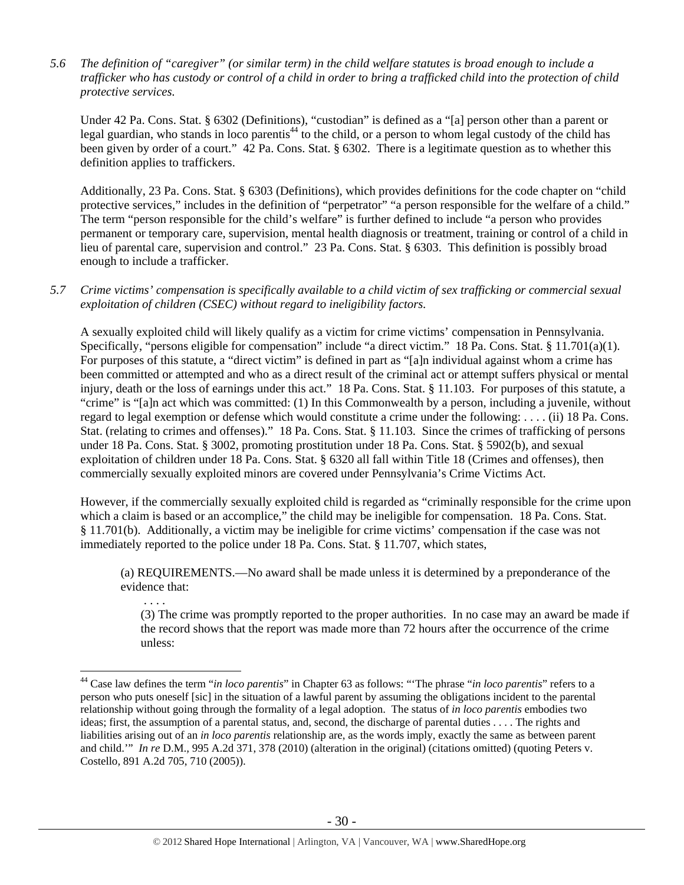*5.6 The definition of "caregiver" (or similar term) in the child welfare statutes is broad enough to include a trafficker who has custody or control of a child in order to bring a trafficked child into the protection of child protective services.*

Under 42 Pa. Cons. Stat. § 6302 (Definitions), "custodian" is defined as a "[a] person other than a parent or legal guardian, who stands in loco parentis[44] to the child, or a person to whom legal custody of the child has been given by order of a court." 42 Pa. Cons. Stat. § 6302. There is a legitimate question as to whether this definition applies to traffickers.

Additionally, 23 Pa. Cons. Stat. § 6303 (Definitions), which provides definitions for the code chapter on "child protective services," includes in the definition of "perpetrator" "a person responsible for the welfare of a child." The term "person responsible for the child's welfare" is further defined to include "a person who provides permanent or temporary care, supervision, mental health diagnosis or treatment, training or control of a child in lieu of parental care, supervision and control." 23 Pa. Cons. Stat. § 6303. This definition is possibly broad enough to include a trafficker.

*5.7 Crime victims' compensation is specifically available to a child victim of sex trafficking or commercial sexual exploitation of children (CSEC) without regard to ineligibility factors.*

A sexually exploited child will likely qualify as a victim for crime victims' compensation in Pennsylvania. Specifically, "persons eligible for compensation" include "a direct victim." 18 Pa. Cons. Stat. § 11.701(a)(1). For purposes of this statute, a "direct victim" is defined in part as "[a]n individual against whom a crime has been committed or attempted and who as a direct result of the criminal act or attempt suffers physical or mental injury, death or the loss of earnings under this act." 18 Pa. Cons. Stat. § 11.103. For purposes of this statute, a "crime" is "[a]n act which was committed: (1) In this Commonwealth by a person, including a juvenile, without regard to legal exemption or defense which would constitute a crime under the following: . . . . (ii) 18 Pa. Cons. Stat. (relating to crimes and offenses)." 18 Pa. Cons. Stat. § 11.103. Since the crimes of trafficking of persons under 18 Pa. Cons. Stat. § 3002, promoting prostitution under 18 Pa. Cons. Stat. § 5902(b), and sexual exploitation of children under 18 Pa. Cons. Stat. § 6320 all fall within Title 18 (Crimes and offenses), then commercially sexually exploited minors are covered under Pennsylvania's Crime Victims Act.

However, if the commercially sexually exploited child is regarded as "criminally responsible for the crime upon which a claim is based or an accomplice," the child may be ineligible for compensation. 18 Pa. Cons. Stat. § 11.701(b). Additionally, a victim may be ineligible for crime victims' compensation if the case was not immediately reported to the police under 18 Pa. Cons. Stat. § 11.707, which states,

> (a) REQUIREMENTS.—No award shall be made unless it is determined by a preponderance of the evidence that:
>
> . . . .
>
> (3) The crime was promptly reported to the proper authorities. In no case may an award be made if the record shows that the report was made more than 72 hours after the occurrence of the crime unless:

---

[44] Case law defines the term "*in loco parentis*" in Chapter 63 as follows: "'The phrase "*in loco parentis*" refers to a person who puts oneself [sic] in the situation of a lawful parent by assuming the obligations incident to the parental relationship without going through the formality of a legal adoption. The status of *in loco parentis* embodies two ideas; first, the assumption of a parental status, and, second, the discharge of parental duties . . . . The rights and liabilities arising out of an *in loco parentis* relationship are, as the words imply, exactly the same as between parent and child.'" *In re* D.M., 995 A.2d 371, 378 (2010) (alteration in the original) (citations omitted) (quoting Peters v. Costello, 891 A.2d 705, 710 (2005)).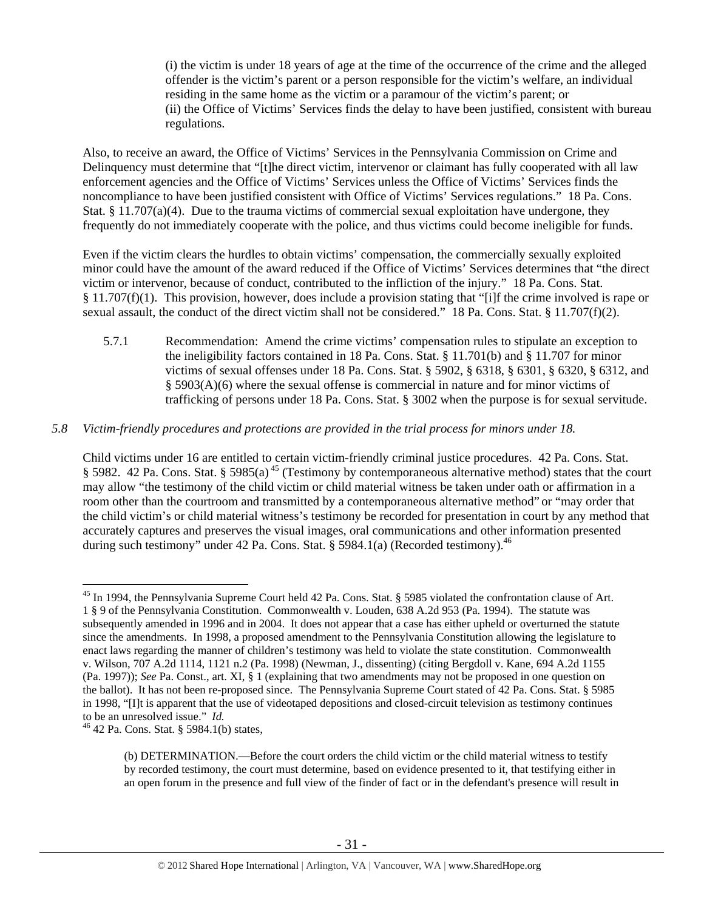(i) the victim is under 18 years of age at the time of the occurrence of the crime and the alleged offender is the victim's parent or a person responsible for the victim's welfare, an individual residing in the same home as the victim or a paramour of the victim's parent; or
(ii) the Office of Victims' Services finds the delay to have been justified, consistent with bureau regulations.

Also, to receive an award, the Office of Victims' Services in the Pennsylvania Commission on Crime and Delinquency must determine that "[t]he direct victim, intervenor or claimant has fully cooperated with all law enforcement agencies and the Office of Victims' Services unless the Office of Victims' Services finds the noncompliance to have been justified consistent with Office of Victims' Services regulations." 18 Pa. Cons. Stat. § 11.707(a)(4). Due to the trauma victims of commercial sexual exploitation have undergone, they frequently do not immediately cooperate with the police, and thus victims could become ineligible for funds.

Even if the victim clears the hurdles to obtain victims' compensation, the commercially sexually exploited minor could have the amount of the award reduced if the Office of Victims' Services determines that "the direct victim or intervenor, because of conduct, contributed to the infliction of the injury." 18 Pa. Cons. Stat. § 11.707(f)(1). This provision, however, does include a provision stating that "[i]f the crime involved is rape or sexual assault, the conduct of the direct victim shall not be considered." 18 Pa. Cons. Stat. § 11.707(f)(2).

5.7.1 Recommendation: Amend the crime victims' compensation rules to stipulate an exception to the ineligibility factors contained in 18 Pa. Cons. Stat. § 11.701(b) and § 11.707 for minor victims of sexual offenses under 18 Pa. Cons. Stat. § 5902, § 6318, § 6301, § 6320, § 6312, and § 5903(A)(6) where the sexual offense is commercial in nature and for minor victims of trafficking of persons under 18 Pa. Cons. Stat. § 3002 when the purpose is for sexual servitude.

*5.8 Victim-friendly procedures and protections are provided in the trial process for minors under 18.*

Child victims under 16 are entitled to certain victim-friendly criminal justice procedures. 42 Pa. Cons. Stat. § 5982. 42 Pa. Cons. Stat. § 5985(a)[45] (Testimony by contemporaneous alternative method) states that the court may allow "the testimony of the child victim or child material witness be taken under oath or affirmation in a room other than the courtroom and transmitted by a contemporaneous alternative method" or "may order that the child victim's or child material witness's testimony be recorded for presentation in court by any method that accurately captures and preserves the visual images, oral communications and other information presented during such testimony" under 42 Pa. Cons. Stat. § 5984.1(a) (Recorded testimony).[46]

---

[45] In 1994, the Pennsylvania Supreme Court held 42 Pa. Cons. Stat. § 5985 violated the confrontation clause of Art. 1 § 9 of the Pennsylvania Constitution. Commonwealth v. Louden, 638 A.2d 953 (Pa. 1994). The statute was subsequently amended in 1996 and in 2004. It does not appear that a case has either upheld or overturned the statute since the amendments. In 1998, a proposed amendment to the Pennsylvania Constitution allowing the legislature to enact laws regarding the manner of children's testimony was held to violate the state constitution. Commonwealth v. Wilson, 707 A.2d 1114, 1121 n.2 (Pa. 1998) (Newman, J., dissenting) (citing Bergdoll v. Kane, 694 A.2d 1155 (Pa. 1997)); *See* Pa. Const., art. XI, § 1 (explaining that two amendments may not be proposed in one question on the ballot). It has not been re-proposed since. The Pennsylvania Supreme Court stated of 42 Pa. Cons. Stat. § 5985 in 1998, "[I]t is apparent that the use of videotaped depositions and closed-circuit television as testimony continues to be an unresolved issue." *Id.*

[46] 42 Pa. Cons. Stat. § 5984.1(b) states,

(b) DETERMINATION.—Before the court orders the child victim or the child material witness to testify by recorded testimony, the court must determine, based on evidence presented to it, that testifying either in an open forum in the presence and full view of the finder of fact or in the defendant's presence will result in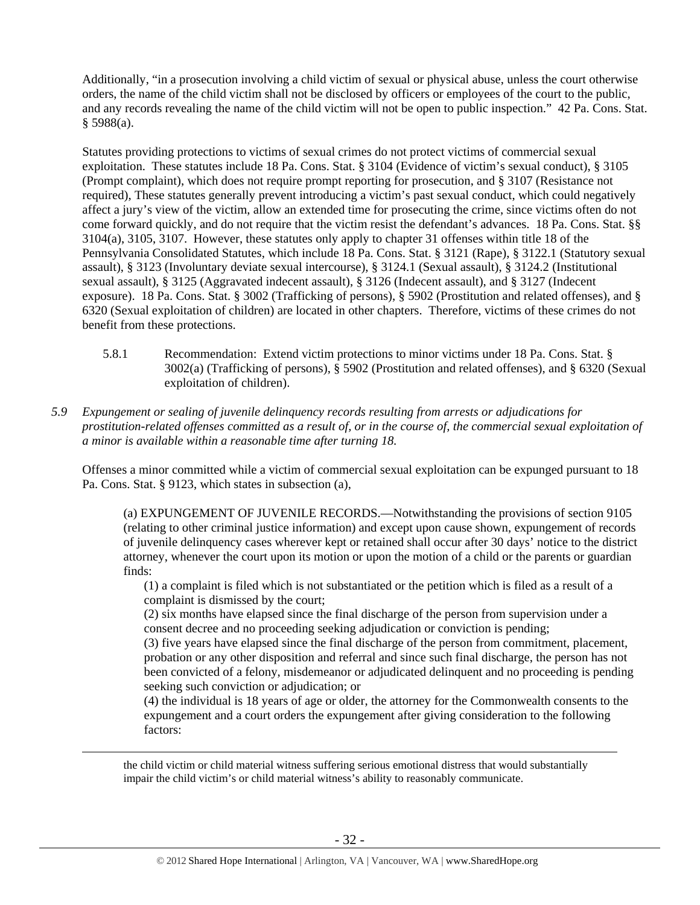Additionally, "in a prosecution involving a child victim of sexual or physical abuse, unless the court otherwise orders, the name of the child victim shall not be disclosed by officers or employees of the court to the public, and any records revealing the name of the child victim will not be open to public inspection." 42 Pa. Cons. Stat. § 5988(a).

Statutes providing protections to victims of sexual crimes do not protect victims of commercial sexual exploitation. These statutes include 18 Pa. Cons. Stat. § 3104 (Evidence of victim's sexual conduct), § 3105 (Prompt complaint), which does not require prompt reporting for prosecution, and § 3107 (Resistance not required), These statutes generally prevent introducing a victim's past sexual conduct, which could negatively affect a jury's view of the victim, allow an extended time for prosecuting the crime, since victims often do not come forward quickly, and do not require that the victim resist the defendant's advances. 18 Pa. Cons. Stat. §§ 3104(a), 3105, 3107. However, these statutes only apply to chapter 31 offenses within title 18 of the Pennsylvania Consolidated Statutes, which include 18 Pa. Cons. Stat. § 3121 (Rape), § 3122.1 (Statutory sexual assault), § 3123 (Involuntary deviate sexual intercourse), § 3124.1 (Sexual assault), § 3124.2 (Institutional sexual assault), § 3125 (Aggravated indecent assault), § 3126 (Indecent assault), and § 3127 (Indecent exposure). 18 Pa. Cons. Stat. § 3002 (Trafficking of persons), § 5902 (Prostitution and related offenses), and § 6320 (Sexual exploitation of children) are located in other chapters. Therefore, victims of these crimes do not benefit from these protections.

5.8.1 Recommendation: Extend victim protections to minor victims under 18 Pa. Cons. Stat. § 3002(a) (Trafficking of persons), § 5902 (Prostitution and related offenses), and § 6320 (Sexual exploitation of children).

*5.9 Expungement or sealing of juvenile delinquency records resulting from arrests or adjudications for prostitution-related offenses committed as a result of, or in the course of, the commercial sexual exploitation of a minor is available within a reasonable time after turning 18.*

Offenses a minor committed while a victim of commercial sexual exploitation can be expunged pursuant to 18 Pa. Cons. Stat. § 9123, which states in subsection (a),

> (a) EXPUNGEMENT OF JUVENILE RECORDS.—Notwithstanding the provisions of section 9105 (relating to other criminal justice information) and except upon cause shown, expungement of records of juvenile delinquency cases wherever kept or retained shall occur after 30 days' notice to the district attorney, whenever the court upon its motion or upon the motion of a child or the parents or guardian finds:
>
> (1) a complaint is filed which is not substantiated or the petition which is filed as a result of a complaint is dismissed by the court;
>
> (2) six months have elapsed since the final discharge of the person from supervision under a consent decree and no proceeding seeking adjudication or conviction is pending;
>
> (3) five years have elapsed since the final discharge of the person from commitment, placement, probation or any other disposition and referral and since such final discharge, the person has not been convicted of a felony, misdemeanor or adjudicated delinquent and no proceeding is pending seeking such conviction or adjudication; or
>
> (4) the individual is 18 years of age or older, the attorney for the Commonwealth consents to the expungement and a court orders the expungement after giving consideration to the following factors:

---

the child victim or child material witness suffering serious emotional distress that would substantially impair the child victim's or child material witness's ability to reasonably communicate.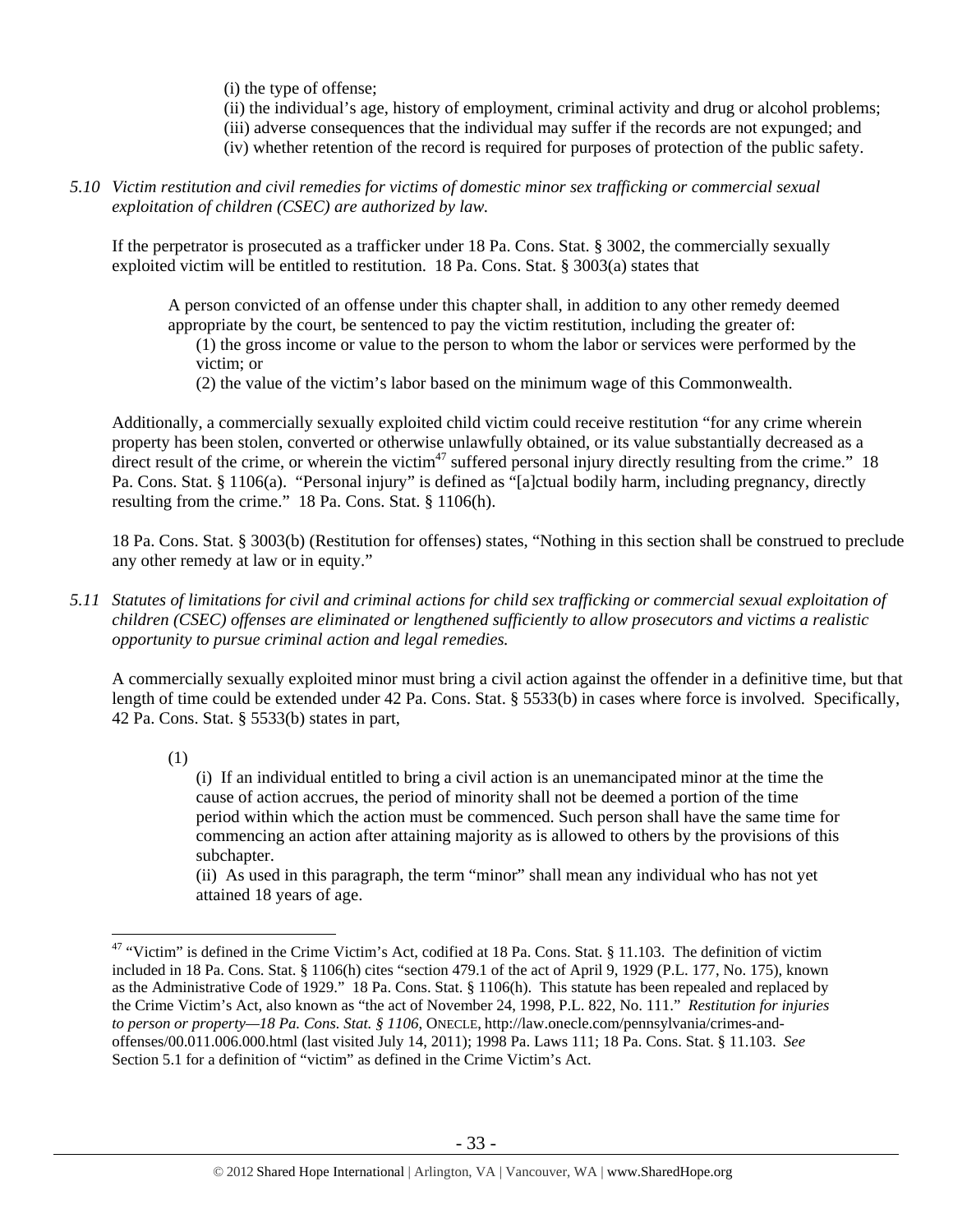(i) the type of offense;
(ii) the individual's age, history of employment, criminal activity and drug or alcohol problems;
(iii) adverse consequences that the individual may suffer if the records are not expunged; and
(iv) whether retention of the record is required for purposes of protection of the public safety.

*5.10 Victim restitution and civil remedies for victims of domestic minor sex trafficking or commercial sexual exploitation of children (CSEC) are authorized by law.*

If the perpetrator is prosecuted as a trafficker under 18 Pa. Cons. Stat. § 3002, the commercially sexually exploited victim will be entitled to restitution. 18 Pa. Cons. Stat. § 3003(a) states that

> A person convicted of an offense under this chapter shall, in addition to any other remedy deemed appropriate by the court, be sentenced to pay the victim restitution, including the greater of:
> (1) the gross income or value to the person to whom the labor or services were performed by the victim; or
> (2) the value of the victim's labor based on the minimum wage of this Commonwealth.

Additionally, a commercially sexually exploited child victim could receive restitution "for any crime wherein property has been stolen, converted or otherwise unlawfully obtained, or its value substantially decreased as a direct result of the crime, or wherein the victim[47] suffered personal injury directly resulting from the crime." 18 Pa. Cons. Stat. § 1106(a). "Personal injury" is defined as "[a]ctual bodily harm, including pregnancy, directly resulting from the crime." 18 Pa. Cons. Stat. § 1106(h).

18 Pa. Cons. Stat. § 3003(b) (Restitution for offenses) states, "Nothing in this section shall be construed to preclude any other remedy at law or in equity."

*5.11 Statutes of limitations for civil and criminal actions for child sex trafficking or commercial sexual exploitation of children (CSEC) offenses are eliminated or lengthened sufficiently to allow prosecutors and victims a realistic opportunity to pursue criminal action and legal remedies.*

A commercially sexually exploited minor must bring a civil action against the offender in a definitive time, but that length of time could be extended under 42 Pa. Cons. Stat. § 5533(b) in cases where force is involved. Specifically, 42 Pa. Cons. Stat. § 5533(b) states in part,

> (1)
> (i) If an individual entitled to bring a civil action is an unemancipated minor at the time the cause of action accrues, the period of minority shall not be deemed a portion of the time period within which the action must be commenced. Such person shall have the same time for commencing an action after attaining majority as is allowed to others by the provisions of this subchapter.
> (ii) As used in this paragraph, the term "minor" shall mean any individual who has not yet attained 18 years of age.

---

[47] "Victim" is defined in the Crime Victim's Act, codified at 18 Pa. Cons. Stat. § 11.103. The definition of victim included in 18 Pa. Cons. Stat. § 1106(h) cites "section 479.1 of the act of April 9, 1929 (P.L. 177, No. 175), known as the Administrative Code of 1929." 18 Pa. Cons. Stat. § 1106(h). This statute has been repealed and replaced by the Crime Victim's Act, also known as "the act of November 24, 1998, P.L. 822, No. 111." *Restitution for injuries to person or property—18 Pa. Cons. Stat. § 1106*, ONECLE, http://law.onecle.com/pennsylvania/crimes-and-offenses/00.011.006.000.html (last visited July 14, 2011); 1998 Pa. Laws 111; 18 Pa. Cons. Stat. § 11.103. *See* Section 5.1 for a definition of "victim" as defined in the Crime Victim's Act.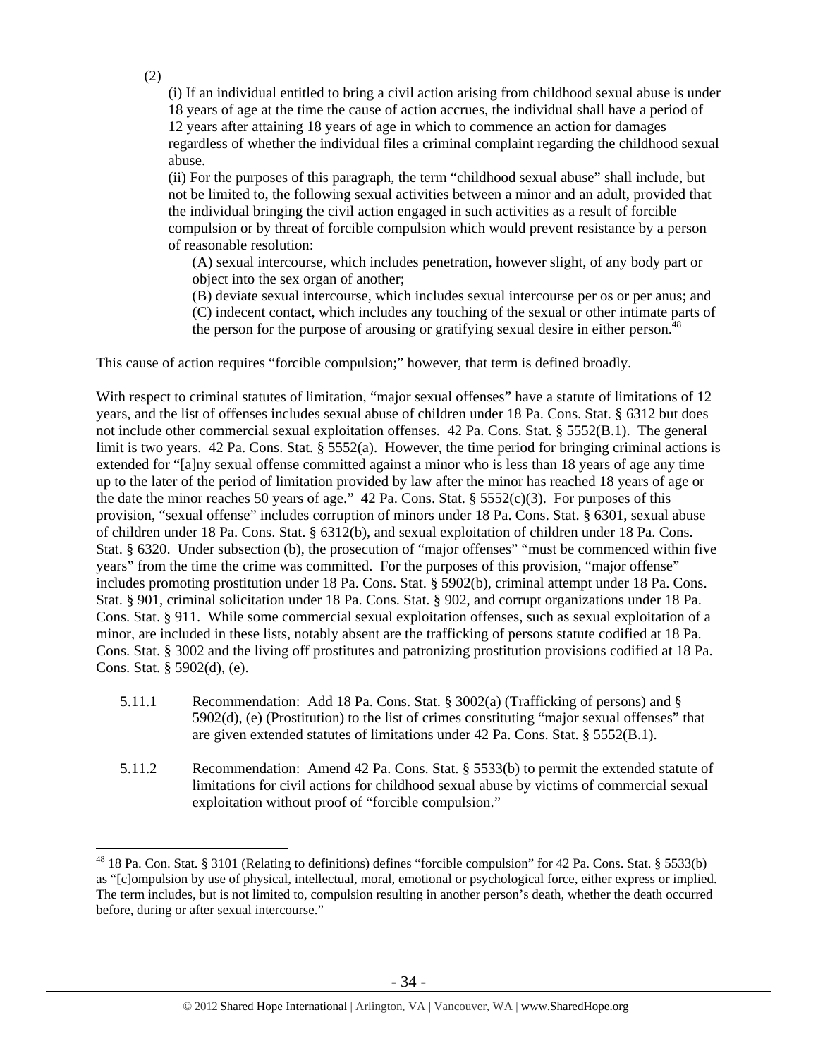(2)

(i) If an individual entitled to bring a civil action arising from childhood sexual abuse is under 18 years of age at the time the cause of action accrues, the individual shall have a period of 12 years after attaining 18 years of age in which to commence an action for damages regardless of whether the individual files a criminal complaint regarding the childhood sexual abuse.

(ii) For the purposes of this paragraph, the term "childhood sexual abuse" shall include, but not be limited to, the following sexual activities between a minor and an adult, provided that the individual bringing the civil action engaged in such activities as a result of forcible compulsion or by threat of forcible compulsion which would prevent resistance by a person of reasonable resolution:

(A) sexual intercourse, which includes penetration, however slight, of any body part or object into the sex organ of another;

(B) deviate sexual intercourse, which includes sexual intercourse per os or per anus; and

(C) indecent contact, which includes any touching of the sexual or other intimate parts of the person for the purpose of arousing or gratifying sexual desire in either person.[48]

This cause of action requires "forcible compulsion;" however, that term is defined broadly.

With respect to criminal statutes of limitation, "major sexual offenses" have a statute of limitations of 12 years, and the list of offenses includes sexual abuse of children under 18 Pa. Cons. Stat. § 6312 but does not include other commercial sexual exploitation offenses. 42 Pa. Cons. Stat. § 5552(B.1). The general limit is two years. 42 Pa. Cons. Stat. § 5552(a). However, the time period for bringing criminal actions is extended for "[a]ny sexual offense committed against a minor who is less than 18 years of age any time up to the later of the period of limitation provided by law after the minor has reached 18 years of age or the date the minor reaches 50 years of age." 42 Pa. Cons. Stat. § 5552(c)(3). For purposes of this provision, "sexual offense" includes corruption of minors under 18 Pa. Cons. Stat. § 6301, sexual abuse of children under 18 Pa. Cons. Stat. § 6312(b), and sexual exploitation of children under 18 Pa. Cons. Stat. § 6320. Under subsection (b), the prosecution of "major offenses" "must be commenced within five years" from the time the crime was committed. For the purposes of this provision, "major offense" includes promoting prostitution under 18 Pa. Cons. Stat. § 5902(b), criminal attempt under 18 Pa. Cons. Stat. § 901, criminal solicitation under 18 Pa. Cons. Stat. § 902, and corrupt organizations under 18 Pa. Cons. Stat. § 911. While some commercial sexual exploitation offenses, such as sexual exploitation of a minor, are included in these lists, notably absent are the trafficking of persons statute codified at 18 Pa. Cons. Stat. § 3002 and the living off prostitutes and patronizing prostitution provisions codified at 18 Pa. Cons. Stat. § 5902(d), (e).

5.11.1 Recommendation: Add 18 Pa. Cons. Stat. § 3002(a) (Trafficking of persons) and § 5902(d), (e) (Prostitution) to the list of crimes constituting "major sexual offenses" that are given extended statutes of limitations under 42 Pa. Cons. Stat. § 5552(B.1).

5.11.2 Recommendation: Amend 42 Pa. Cons. Stat. § 5533(b) to permit the extended statute of limitations for civil actions for childhood sexual abuse by victims of commercial sexual exploitation without proof of "forcible compulsion."

[48] 18 Pa. Con. Stat. § 3101 (Relating to definitions) defines "forcible compulsion" for 42 Pa. Cons. Stat. § 5533(b) as "[c]ompulsion by use of physical, intellectual, moral, emotional or psychological force, either express or implied. The term includes, but is not limited to, compulsion resulting in another person's death, whether the death occurred before, during or after sexual intercourse."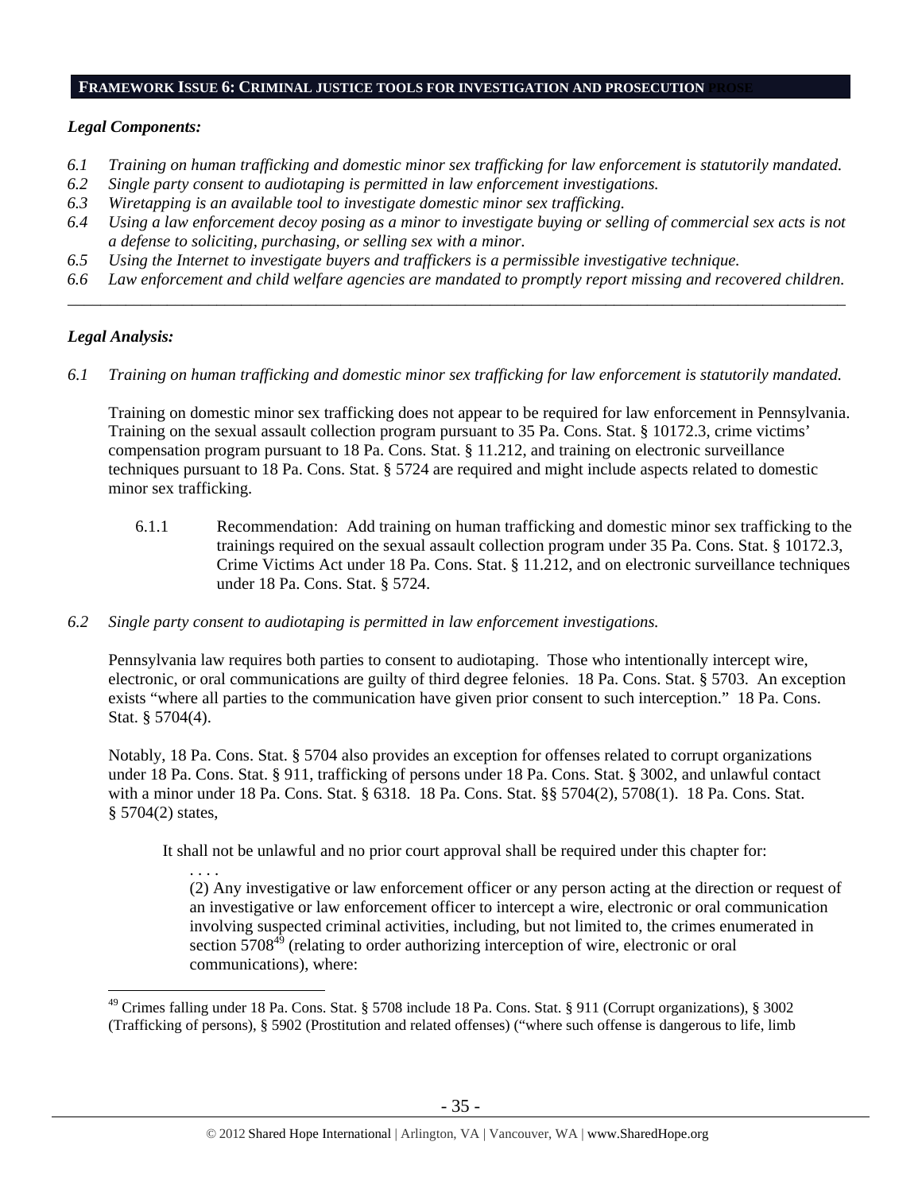## FRAMEWORK ISSUE 6: CRIMINAL JUSTICE TOOLS FOR INVESTIGATION AND PROSECUTION

*Legal Components:*

*6.1 Training on human trafficking and domestic minor sex trafficking for law enforcement is statutorily mandated.*
*6.2 Single party consent to audiotaping is permitted in law enforcement investigations.*
*6.3 Wiretapping is an available tool to investigate domestic minor sex trafficking.*
*6.4 Using a law enforcement decoy posing as a minor to investigate buying or selling of commercial sex acts is not a defense to soliciting, purchasing, or selling sex with a minor.*
*6.5 Using the Internet to investigate buyers and traffickers is a permissible investigative technique.*
*6.6 Law enforcement and child welfare agencies are mandated to promptly report missing and recovered children.*

---

*Legal Analysis:*

*6.1 Training on human trafficking and domestic minor sex trafficking for law enforcement is statutorily mandated.*

Training on domestic minor sex trafficking does not appear to be required for law enforcement in Pennsylvania. Training on the sexual assault collection program pursuant to 35 Pa. Cons. Stat. § 10172.3, crime victims' compensation program pursuant to 18 Pa. Cons. Stat. § 11.212, and training on electronic surveillance techniques pursuant to 18 Pa. Cons. Stat. § 5724 are required and might include aspects related to domestic minor sex trafficking.

6.1.1 Recommendation: Add training on human trafficking and domestic minor sex trafficking to the trainings required on the sexual assault collection program under 35 Pa. Cons. Stat. § 10172.3, Crime Victims Act under 18 Pa. Cons. Stat. § 11.212, and on electronic surveillance techniques under 18 Pa. Cons. Stat. § 5724.

*6.2 Single party consent to audiotaping is permitted in law enforcement investigations.*

Pennsylvania law requires both parties to consent to audiotaping. Those who intentionally intercept wire, electronic, or oral communications are guilty of third degree felonies. 18 Pa. Cons. Stat. § 5703. An exception exists "where all parties to the communication have given prior consent to such interception." 18 Pa. Cons. Stat. § 5704(4).

Notably, 18 Pa. Cons. Stat. § 5704 also provides an exception for offenses related to corrupt organizations under 18 Pa. Cons. Stat. § 911, trafficking of persons under 18 Pa. Cons. Stat. § 3002, and unlawful contact with a minor under 18 Pa. Cons. Stat. § 6318. 18 Pa. Cons. Stat. §§ 5704(2), 5708(1). 18 Pa. Cons. Stat. § 5704(2) states,

> It shall not be unlawful and no prior court approval shall be required under this chapter for:
>
> . . . .
>
> (2) Any investigative or law enforcement officer or any person acting at the direction or request of an investigative or law enforcement officer to intercept a wire, electronic or oral communication involving suspected criminal activities, including, but not limited to, the crimes enumerated in section 5708[49] (relating to order authorizing interception of wire, electronic or oral communications), where:

---

[49] Crimes falling under 18 Pa. Cons. Stat. § 5708 include 18 Pa. Cons. Stat. § 911 (Corrupt organizations), § 3002 (Trafficking of persons), § 5902 (Prostitution and related offenses) ("where such offense is dangerous to life, limb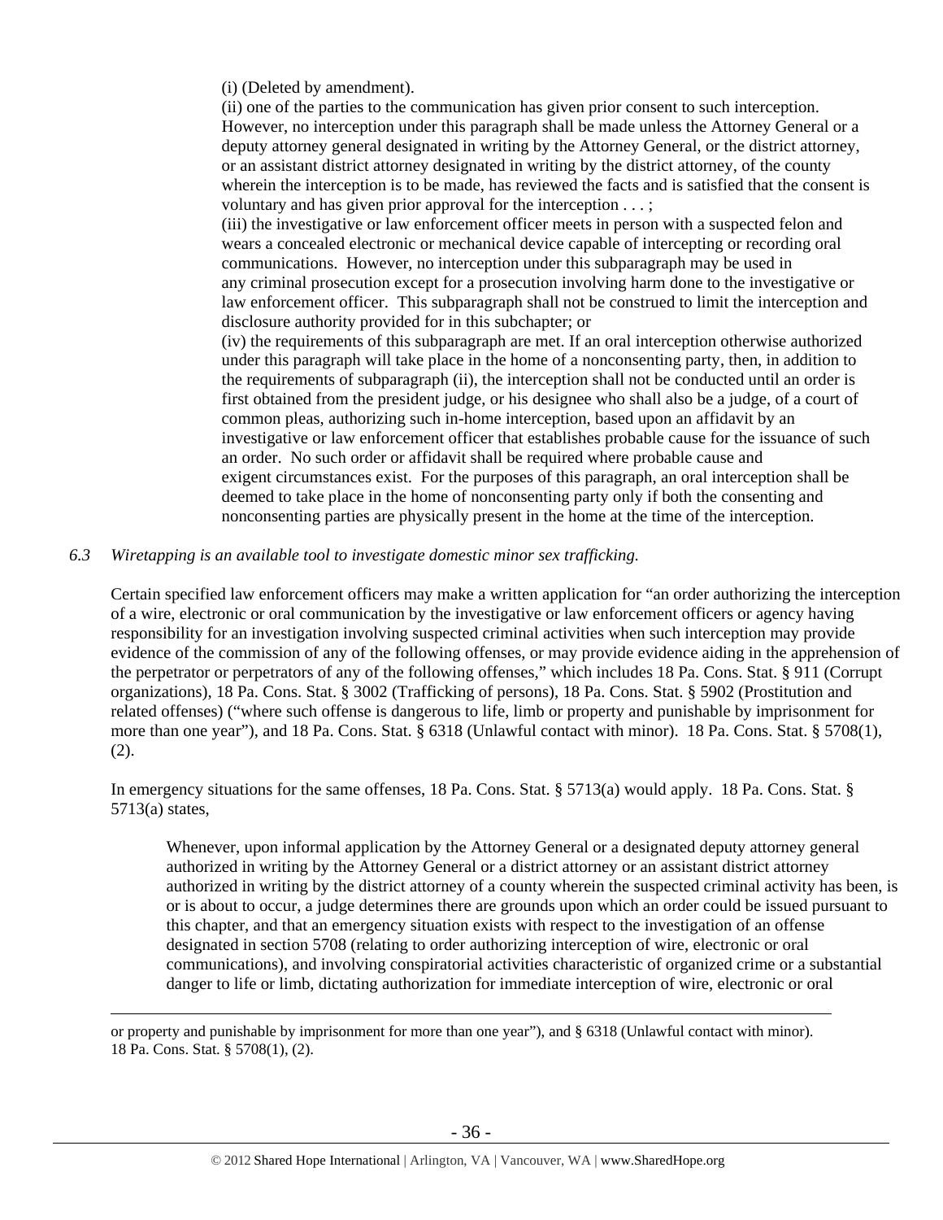(i) (Deleted by amendment).

(ii) one of the parties to the communication has given prior consent to such interception. However, no interception under this paragraph shall be made unless the Attorney General or a deputy attorney general designated in writing by the Attorney General, or the district attorney, or an assistant district attorney designated in writing by the district attorney, of the county wherein the interception is to be made, has reviewed the facts and is satisfied that the consent is voluntary and has given prior approval for the interception . . . ;

(iii) the investigative or law enforcement officer meets in person with a suspected felon and wears a concealed electronic or mechanical device capable of intercepting or recording oral communications. However, no interception under this subparagraph may be used in any criminal prosecution except for a prosecution involving harm done to the investigative or law enforcement officer. This subparagraph shall not be construed to limit the interception and disclosure authority provided for in this subchapter; or

(iv) the requirements of this subparagraph are met. If an oral interception otherwise authorized under this paragraph will take place in the home of a nonconsenting party, then, in addition to the requirements of subparagraph (ii), the interception shall not be conducted until an order is first obtained from the president judge, or his designee who shall also be a judge, of a court of common pleas, authorizing such in-home interception, based upon an affidavit by an investigative or law enforcement officer that establishes probable cause for the issuance of such an order. No such order or affidavit shall be required where probable cause and exigent circumstances exist. For the purposes of this paragraph, an oral interception shall be deemed to take place in the home of nonconsenting party only if both the consenting and nonconsenting parties are physically present in the home at the time of the interception.

*6.3 Wiretapping is an available tool to investigate domestic minor sex trafficking.*

Certain specified law enforcement officers may make a written application for "an order authorizing the interception of a wire, electronic or oral communication by the investigative or law enforcement officers or agency having responsibility for an investigation involving suspected criminal activities when such interception may provide evidence of the commission of any of the following offenses, or may provide evidence aiding in the apprehension of the perpetrator or perpetrators of any of the following offenses," which includes 18 Pa. Cons. Stat. § 911 (Corrupt organizations), 18 Pa. Cons. Stat. § 3002 (Trafficking of persons), 18 Pa. Cons. Stat. § 5902 (Prostitution and related offenses) ("where such offense is dangerous to life, limb or property and punishable by imprisonment for more than one year"), and 18 Pa. Cons. Stat. § 6318 (Unlawful contact with minor). 18 Pa. Cons. Stat. § 5708(1), (2).

In emergency situations for the same offenses, 18 Pa. Cons. Stat. § 5713(a) would apply. 18 Pa. Cons. Stat. § 5713(a) states,

> Whenever, upon informal application by the Attorney General or a designated deputy attorney general authorized in writing by the Attorney General or a district attorney or an assistant district attorney authorized in writing by the district attorney of a county wherein the suspected criminal activity has been, is or is about to occur, a judge determines there are grounds upon which an order could be issued pursuant to this chapter, and that an emergency situation exists with respect to the investigation of an offense designated in section 5708 (relating to order authorizing interception of wire, electronic or oral communications), and involving conspiratorial activities characteristic of organized crime or a substantial danger to life or limb, dictating authorization for immediate interception of wire, electronic or oral

---

or property and punishable by imprisonment for more than one year"), and § 6318 (Unlawful contact with minor). 18 Pa. Cons. Stat. § 5708(1), (2).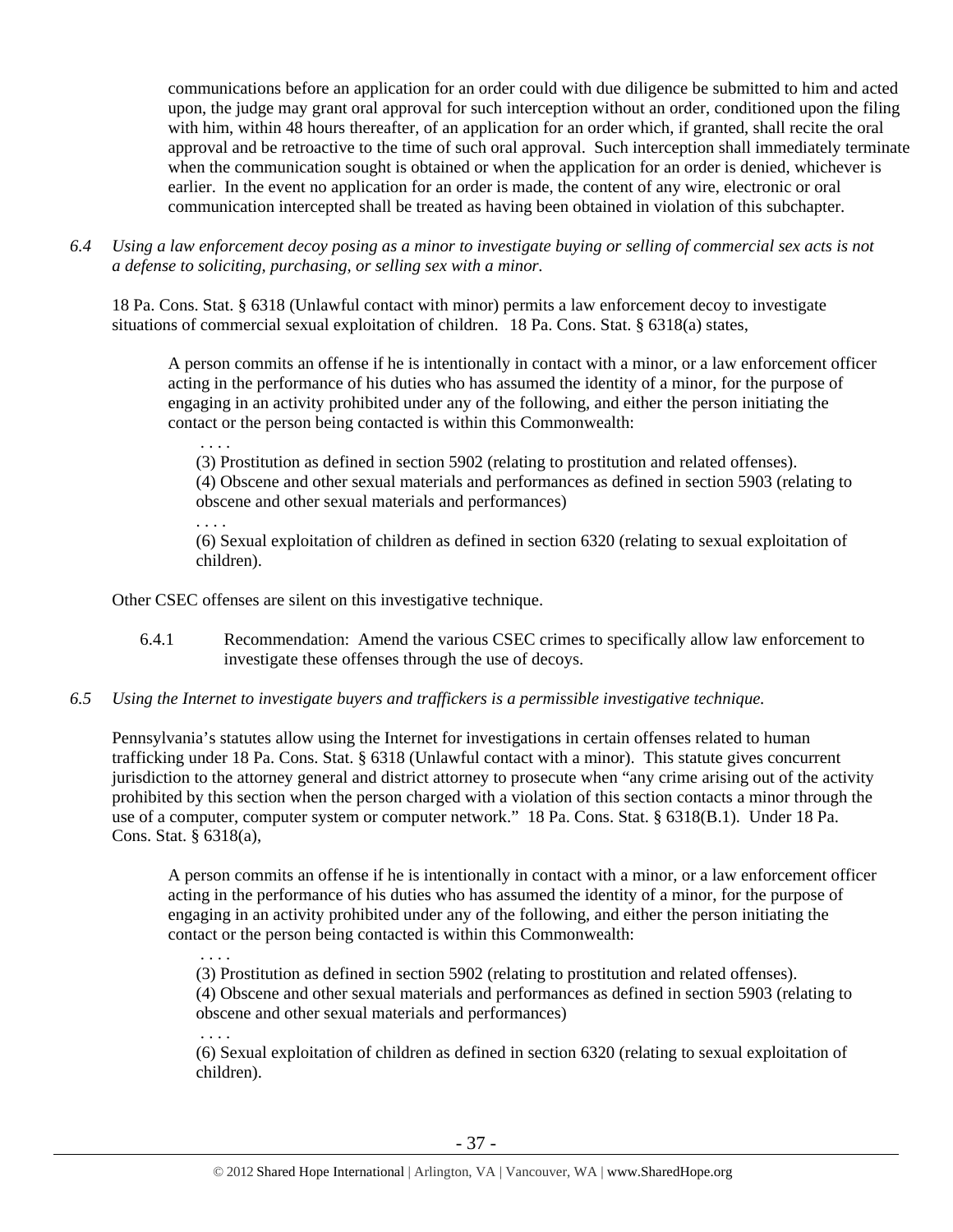communications before an application for an order could with due diligence be submitted to him and acted upon, the judge may grant oral approval for such interception without an order, conditioned upon the filing with him, within 48 hours thereafter, of an application for an order which, if granted, shall recite the oral approval and be retroactive to the time of such oral approval. Such interception shall immediately terminate when the communication sought is obtained or when the application for an order is denied, whichever is earlier. In the event no application for an order is made, the content of any wire, electronic or oral communication intercepted shall be treated as having been obtained in violation of this subchapter.

*6.4 Using a law enforcement decoy posing as a minor to investigate buying or selling of commercial sex acts is not a defense to soliciting, purchasing, or selling sex with a minor.*

18 Pa. Cons. Stat. § 6318 (Unlawful contact with minor) permits a law enforcement decoy to investigate situations of commercial sexual exploitation of children. 18 Pa. Cons. Stat. § 6318(a) states,

> A person commits an offense if he is intentionally in contact with a minor, or a law enforcement officer acting in the performance of his duties who has assumed the identity of a minor, for the purpose of engaging in an activity prohibited under any of the following, and either the person initiating the contact or the person being contacted is within this Commonwealth:
>
> . . . .
>
> (3) Prostitution as defined in section 5902 (relating to prostitution and related offenses).
> (4) Obscene and other sexual materials and performances as defined in section 5903 (relating to obscene and other sexual materials and performances)
>
> . . . .
>
> (6) Sexual exploitation of children as defined in section 6320 (relating to sexual exploitation of children).

Other CSEC offenses are silent on this investigative technique.

6.4.1 Recommendation: Amend the various CSEC crimes to specifically allow law enforcement to investigate these offenses through the use of decoys.

*6.5 Using the Internet to investigate buyers and traffickers is a permissible investigative technique.*

Pennsylvania's statutes allow using the Internet for investigations in certain offenses related to human trafficking under 18 Pa. Cons. Stat. § 6318 (Unlawful contact with a minor). This statute gives concurrent jurisdiction to the attorney general and district attorney to prosecute when "any crime arising out of the activity prohibited by this section when the person charged with a violation of this section contacts a minor through the use of a computer, computer system or computer network." 18 Pa. Cons. Stat. § 6318(B.1). Under 18 Pa. Cons. Stat. § 6318(a),

> A person commits an offense if he is intentionally in contact with a minor, or a law enforcement officer acting in the performance of his duties who has assumed the identity of a minor, for the purpose of engaging in an activity prohibited under any of the following, and either the person initiating the contact or the person being contacted is within this Commonwealth:
>
> . . . .
>
> (3) Prostitution as defined in section 5902 (relating to prostitution and related offenses).
> (4) Obscene and other sexual materials and performances as defined in section 5903 (relating to obscene and other sexual materials and performances)
>
> . . . .
>
> (6) Sexual exploitation of children as defined in section 6320 (relating to sexual exploitation of children).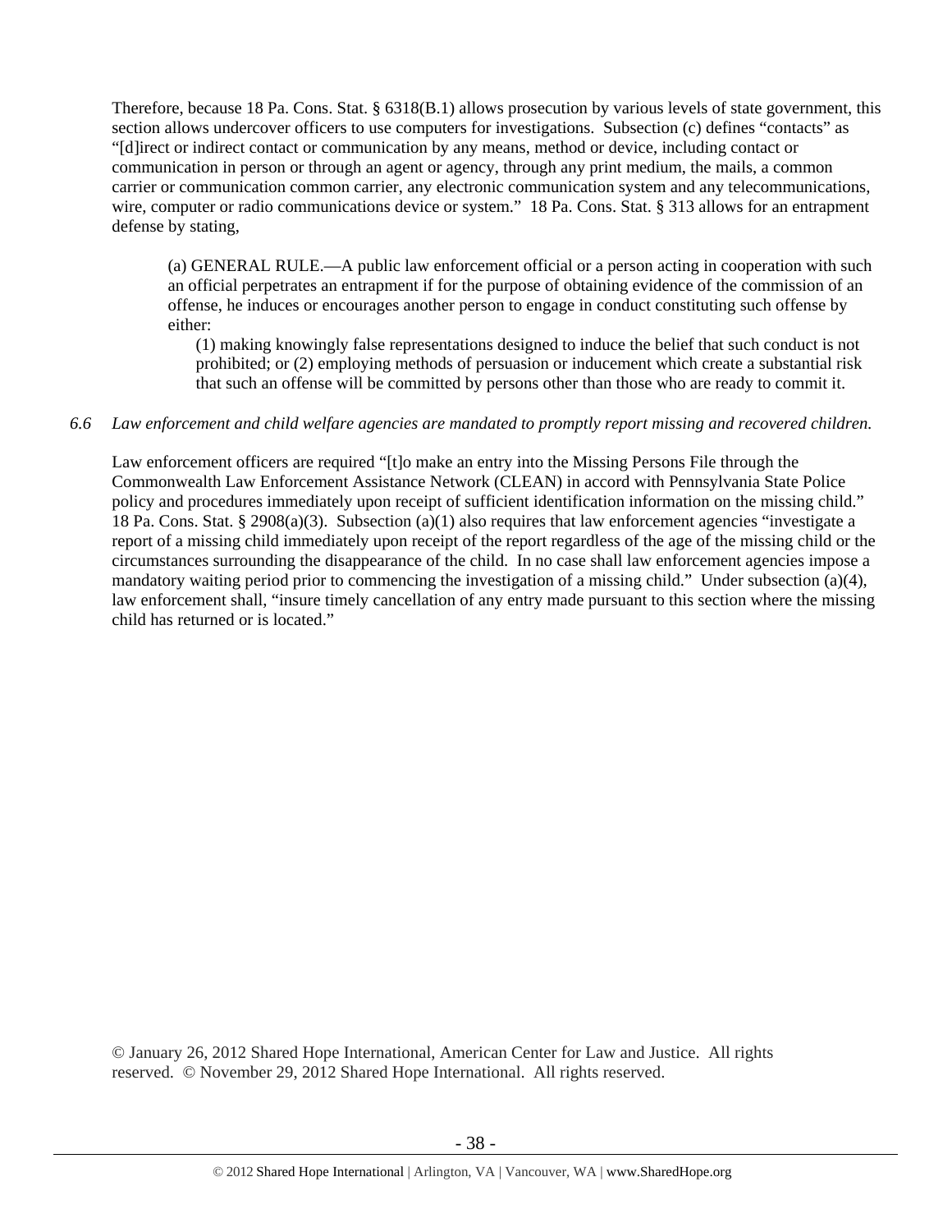Therefore, because 18 Pa. Cons. Stat. § 6318(B.1) allows prosecution by various levels of state government, this section allows undercover officers to use computers for investigations. Subsection (c) defines "contacts" as "[d]irect or indirect contact or communication by any means, method or device, including contact or communication in person or through an agent or agency, through any print medium, the mails, a common carrier or communication common carrier, any electronic communication system and any telecommunications, wire, computer or radio communications device or system." 18 Pa. Cons. Stat. § 313 allows for an entrapment defense by stating,

> (a) GENERAL RULE.—A public law enforcement official or a person acting in cooperation with such an official perpetrates an entrapment if for the purpose of obtaining evidence of the commission of an offense, he induces or encourages another person to engage in conduct constituting such offense by either:
>
> (1) making knowingly false representations designed to induce the belief that such conduct is not prohibited; or (2) employing methods of persuasion or inducement which create a substantial risk that such an offense will be committed by persons other than those who are ready to commit it.

*6.6 Law enforcement and child welfare agencies are mandated to promptly report missing and recovered children.*

Law enforcement officers are required "[t]o make an entry into the Missing Persons File through the Commonwealth Law Enforcement Assistance Network (CLEAN) in accord with Pennsylvania State Police policy and procedures immediately upon receipt of sufficient identification information on the missing child." 18 Pa. Cons. Stat. § 2908(a)(3). Subsection (a)(1) also requires that law enforcement agencies "investigate a report of a missing child immediately upon receipt of the report regardless of the age of the missing child or the circumstances surrounding the disappearance of the child. In no case shall law enforcement agencies impose a mandatory waiting period prior to commencing the investigation of a missing child." Under subsection (a)(4), law enforcement shall, "insure timely cancellation of any entry made pursuant to this section where the missing child has returned or is located."

© January 26, 2012 Shared Hope International, American Center for Law and Justice. All rights reserved. © November 29, 2012 Shared Hope International. All rights reserved.